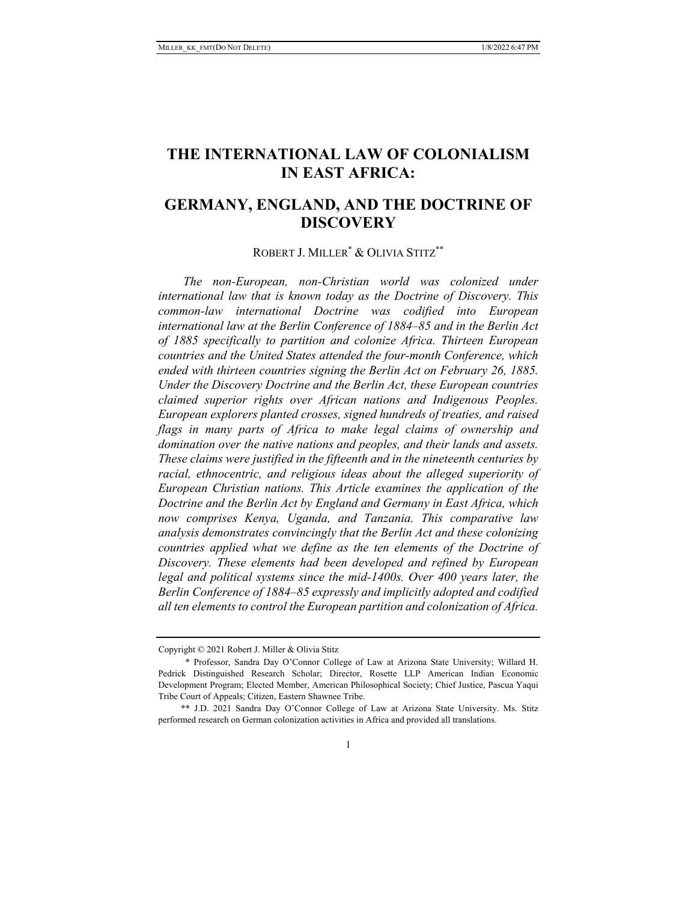# THE INTERNATIONAL LAW OF COLONIALISM IN EAST AFRICA:

# GERMANY, ENGLAND, AND THE DOCTRINE OF DISCOVERY

ROBERT J. MILLER[*] & OLIVIA STITZ[**]

*The non-European, non-Christian world was colonized under international law that is known today as the Doctrine of Discovery. This common-law international Doctrine was codified into European international law at the Berlin Conference of 1884–85 and in the Berlin Act of 1885 specifically to partition and colonize Africa. Thirteen European countries and the United States attended the four-month Conference, which ended with thirteen countries signing the Berlin Act on February 26, 1885. Under the Discovery Doctrine and the Berlin Act, these European countries claimed superior rights over African nations and Indigenous Peoples. European explorers planted crosses, signed hundreds of treaties, and raised flags in many parts of Africa to make legal claims of ownership and domination over the native nations and peoples, and their lands and assets. These claims were justified in the fifteenth and in the nineteenth centuries by racial, ethnocentric, and religious ideas about the alleged superiority of European Christian nations. This Article examines the application of the Doctrine and the Berlin Act by England and Germany in East Africa, which now comprises Kenya, Uganda, and Tanzania. This comparative law analysis demonstrates convincingly that the Berlin Act and these colonizing countries applied what we define as the ten elements of the Doctrine of Discovery. These elements had been developed and refined by European legal and political systems since the mid-1400s. Over 400 years later, the Berlin Conference of 1884–85 expressly and implicitly adopted and codified all ten elements to control the European partition and colonization of Africa.*

---

Copyright © 2021 Robert J. Miller & Olivia Stitz

\* Professor, Sandra Day O'Connor College of Law at Arizona State University; Willard H. Pedrick Distinguished Research Scholar; Director, Rosette LLP American Indian Economic Development Program; Elected Member, American Philosophical Society; Chief Justice, Pascua Yaqui Tribe Court of Appeals; Citizen, Eastern Shawnee Tribe.

\*\* J.D. 2021 Sandra Day O'Connor College of Law at Arizona State University. Ms. Stitz performed research on German colonization activities in Africa and provided all translations.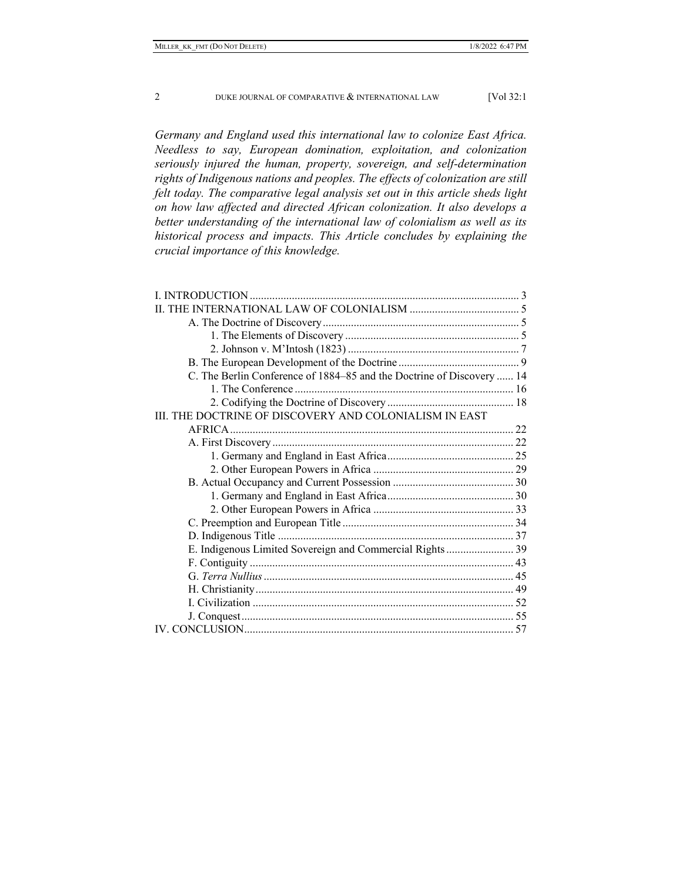*Germany and England used this international law to colonize East Africa. Needless to say, European domination, exploitation, and colonization seriously injured the human, property, sovereign, and self-determination rights of Indigenous nations and peoples. The effects of colonization are still felt today. The comparative legal analysis set out in this article sheds light on how law affected and directed African colonization. It also develops a better understanding of the international law of colonialism as well as its historical process and impacts. This Article concludes by explaining the crucial importance of this knowledge.*

I. INTRODUCTION ............................................................................................... 3
II. THE INTERNATIONAL LAW OF COLONIALISM ....................................... 5
    A. The Doctrine of Discovery ...................................................................... 5
        1. The Elements of Discovery .............................................................. 5
        2. Johnson v. M'Intosh (1823) ............................................................. 7
    B. The European Development of the Doctrine ........................................... 9
    C. The Berlin Conference of 1884–85 and the Doctrine of Discovery ...... 14
        1. The Conference .............................................................................. 16
        2. Codifying the Doctrine of Discovery ............................................. 18
III. THE DOCTRINE OF DISCOVERY AND COLONIALISM IN EAST AFRICA .................................................................................................... 22
    A. First Discovery ..................................................................................... 22
        1. Germany and England in East Africa ............................................. 25
        2. Other European Powers in Africa .................................................. 29
    B. Actual Occupancy and Current Possession ........................................... 30
        1. Germany and England in East Africa ............................................. 30
        2. Other European Powers in Africa .................................................. 33
    C. Preemption and European Title ............................................................. 34
    D. Indigenous Title .................................................................................... 37
    E. Indigenous Limited Sovereign and Commercial Rights ........................ 39
    F. Contiguity .............................................................................................. 43
    G. *Terra Nullius* ......................................................................................... 45
    H. Christianity ............................................................................................ 49
    I. Civilization ............................................................................................ 52
    J. Conquest ................................................................................................. 55
IV. CONCLUSION ................................................................................................ 57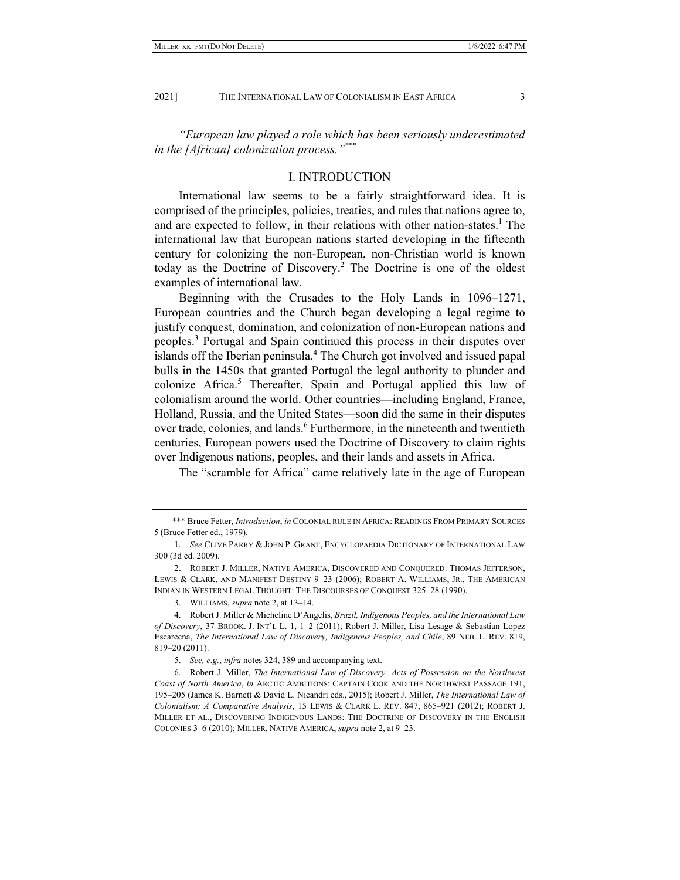*"European law played a role which has been seriously underestimated in the [African] colonization process."****

## I. INTRODUCTION

International law seems to be a fairly straightforward idea. It is comprised of the principles, policies, treaties, and rules that nations agree to, and are expected to follow, in their relations with other nation-states.[1] The international law that European nations started developing in the fifteenth century for colonizing the non-European, non-Christian world is known today as the Doctrine of Discovery.[2] The Doctrine is one of the oldest examples of international law.

Beginning with the Crusades to the Holy Lands in 1096–1271, European countries and the Church began developing a legal regime to justify conquest, domination, and colonization of non-European nations and peoples.[3] Portugal and Spain continued this process in their disputes over islands off the Iberian peninsula.[4] The Church got involved and issued papal bulls in the 1450s that granted Portugal the legal authority to plunder and colonize Africa.[5] Thereafter, Spain and Portugal applied this law of colonialism around the world. Other countries—including England, France, Holland, Russia, and the United States—soon did the same in their disputes over trade, colonies, and lands.[6] Furthermore, in the nineteenth and twentieth centuries, European powers used the Doctrine of Discovery to claim rights over Indigenous nations, peoples, and their lands and assets in Africa.

The "scramble for Africa" came relatively late in the age of European

---

*** Bruce Fetter, *Introduction*, *in* COLONIAL RULE IN AFRICA: READINGS FROM PRIMARY SOURCES 5 (Bruce Fetter ed., 1979).

1. *See* CLIVE PARRY & JOHN P. GRANT, ENCYCLOPAEDIA DICTIONARY OF INTERNATIONAL LAW 300 (3d ed. 2009).

2. ROBERT J. MILLER, NATIVE AMERICA, DISCOVERED AND CONQUERED: THOMAS JEFFERSON, LEWIS & CLARK, AND MANIFEST DESTINY 9–23 (2006); ROBERT A. WILLIAMS, JR., THE AMERICAN INDIAN IN WESTERN LEGAL THOUGHT: THE DISCOURSES OF CONQUEST 325–28 (1990).

3. WILLIAMS, *supra* note 2, at 13–14.

4. Robert J. Miller & Micheline D'Angelis, *Brazil, Indigenous Peoples, and the International Law of Discovery*, 37 BROOK. J. INT'L L. 1, 1–2 (2011); Robert J. Miller, Lisa Lesage & Sebastian Lopez Escarcena, *The International Law of Discovery, Indigenous Peoples, and Chile*, 89 NEB. L. REV. 819, 819–20 (2011).

5. *See, e.g.*, *infra* notes 324, 389 and accompanying text.

6. Robert J. Miller, *The International Law of Discovery: Acts of Possession on the Northwest Coast of North America*, *in* ARCTIC AMBITIONS: CAPTAIN COOK AND THE NORTHWEST PASSAGE 191, 195–205 (James K. Barnett & David L. Nicandri eds., 2015); Robert J. Miller, *The International Law of Colonialism: A Comparative Analysis*, 15 LEWIS & CLARK L. REV. 847, 865–921 (2012); ROBERT J. MILLER ET AL., DISCOVERING INDIGENOUS LANDS: THE DOCTRINE OF DISCOVERY IN THE ENGLISH COLONIES 3–6 (2010); MILLER, NATIVE AMERICA, *supra* note 2, at 9–23.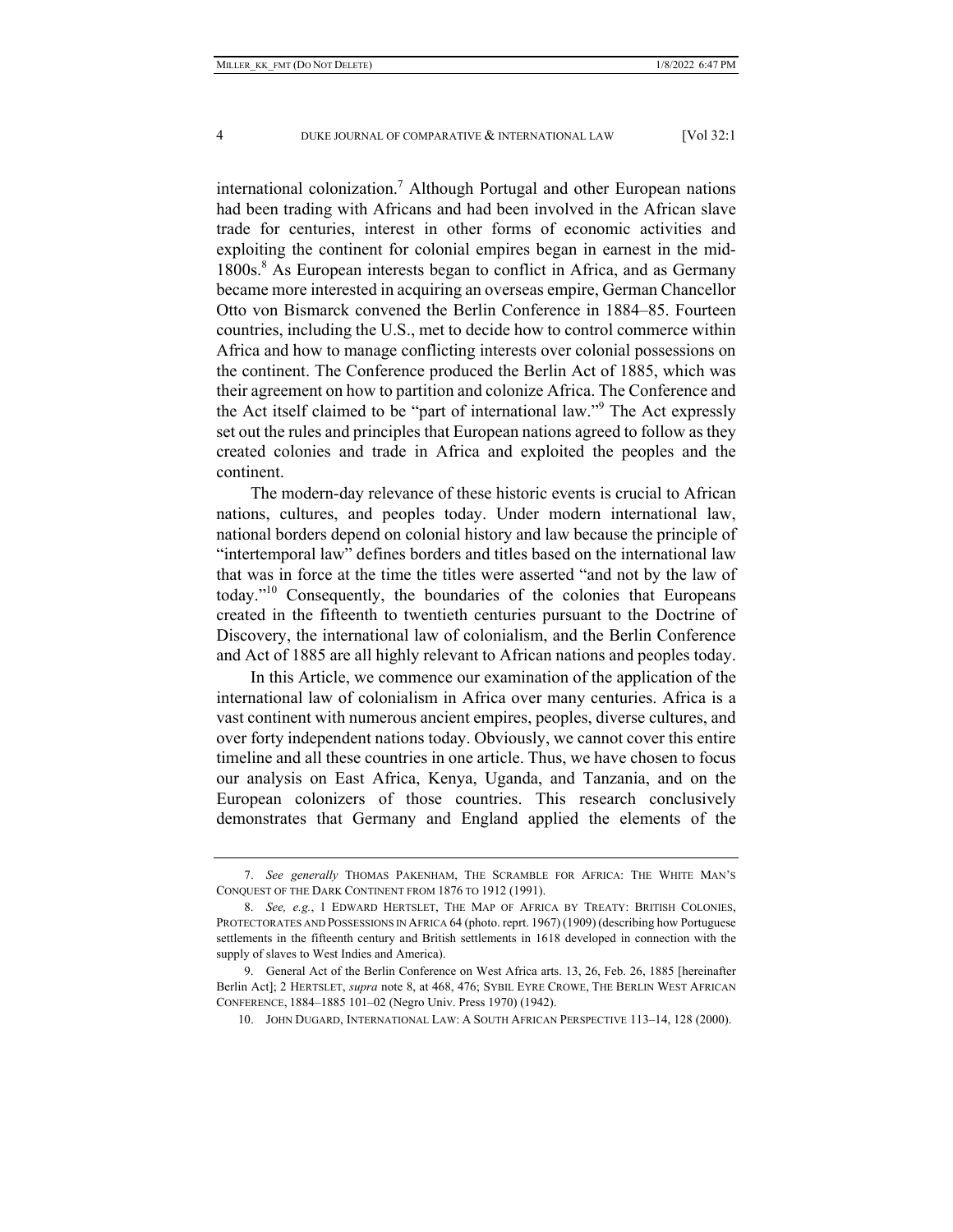international colonization.[7] Although Portugal and other European nations had been trading with Africans and had been involved in the African slave trade for centuries, interest in other forms of economic activities and exploiting the continent for colonial empires began in earnest in the mid-1800s.[8] As European interests began to conflict in Africa, and as Germany became more interested in acquiring an overseas empire, German Chancellor Otto von Bismarck convened the Berlin Conference in 1884–85. Fourteen countries, including the U.S., met to decide how to control commerce within Africa and how to manage conflicting interests over colonial possessions on the continent. The Conference produced the Berlin Act of 1885, which was their agreement on how to partition and colonize Africa. The Conference and the Act itself claimed to be "part of international law."[9] The Act expressly set out the rules and principles that European nations agreed to follow as they created colonies and trade in Africa and exploited the peoples and the continent.

The modern-day relevance of these historic events is crucial to African nations, cultures, and peoples today. Under modern international law, national borders depend on colonial history and law because the principle of "intertemporal law" defines borders and titles based on the international law that was in force at the time the titles were asserted "and not by the law of today."[10] Consequently, the boundaries of the colonies that Europeans created in the fifteenth to twentieth centuries pursuant to the Doctrine of Discovery, the international law of colonialism, and the Berlin Conference and Act of 1885 are all highly relevant to African nations and peoples today.

In this Article, we commence our examination of the application of the international law of colonialism in Africa over many centuries. Africa is a vast continent with numerous ancient empires, peoples, diverse cultures, and over forty independent nations today. Obviously, we cannot cover this entire timeline and all these countries in one article. Thus, we have chosen to focus our analysis on East Africa, Kenya, Uganda, and Tanzania, and on the European colonizers of those countries. This research conclusively demonstrates that Germany and England applied the elements of the

---

7. *See generally* THOMAS PAKENHAM, THE SCRAMBLE FOR AFRICA: THE WHITE MAN'S CONQUEST OF THE DARK CONTINENT FROM 1876 TO 1912 (1991).

8. *See, e.g.*, 1 EDWARD HERTSLET, THE MAP OF AFRICA BY TREATY: BRITISH COLONIES, PROTECTORATES AND POSSESSIONS IN AFRICA 64 (photo. reprt. 1967) (1909) (describing how Portuguese settlements in the fifteenth century and British settlements in 1618 developed in connection with the supply of slaves to West Indies and America).

9. General Act of the Berlin Conference on West Africa arts. 13, 26, Feb. 26, 1885 [hereinafter Berlin Act]; 2 HERTSLET, *supra* note 8, at 468, 476; SYBIL EYRE CROWE, THE BERLIN WEST AFRICAN CONFERENCE, 1884–1885 101–02 (Negro Univ. Press 1970) (1942).

10. JOHN DUGARD, INTERNATIONAL LAW: A SOUTH AFRICAN PERSPECTIVE 113–14, 128 (2000).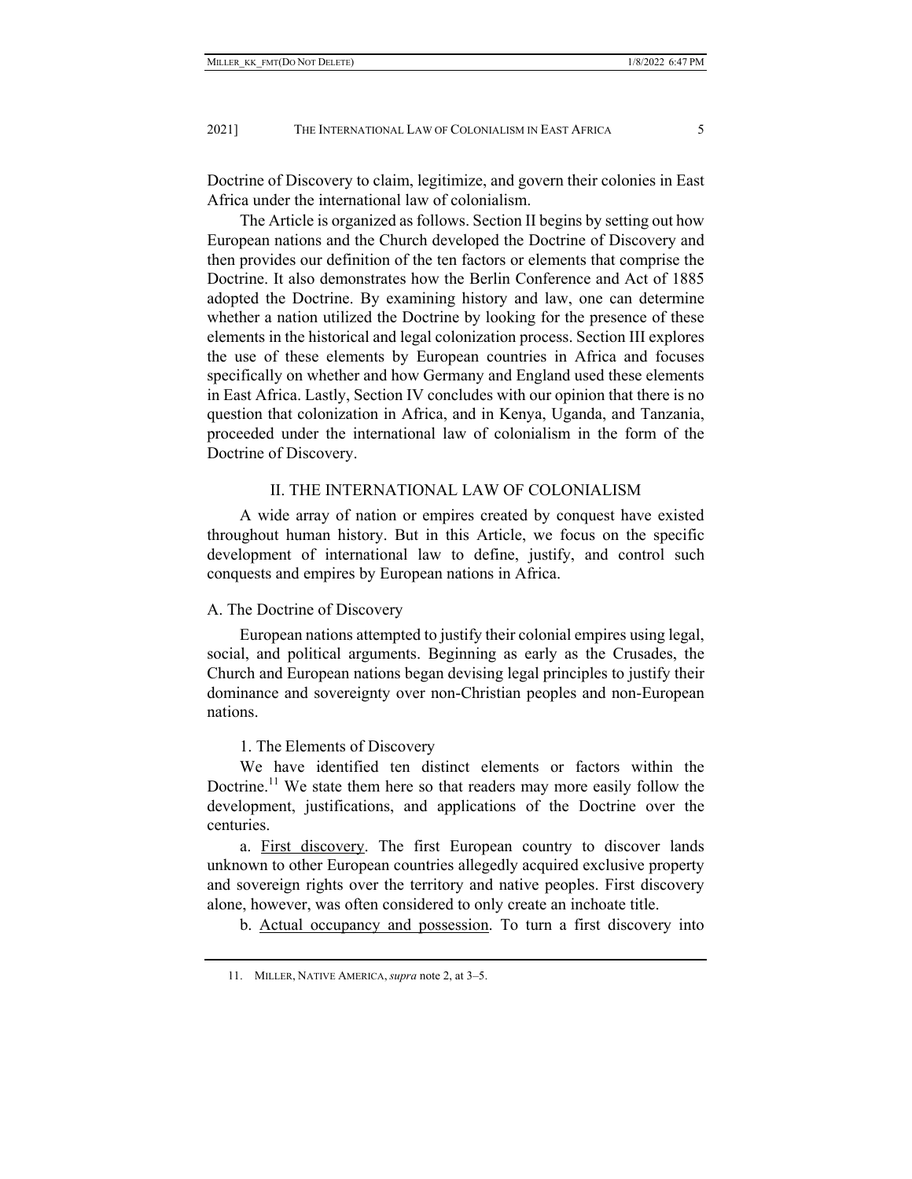Doctrine of Discovery to claim, legitimize, and govern their colonies in East Africa under the international law of colonialism.

The Article is organized as follows. Section II begins by setting out how European nations and the Church developed the Doctrine of Discovery and then provides our definition of the ten factors or elements that comprise the Doctrine. It also demonstrates how the Berlin Conference and Act of 1885 adopted the Doctrine. By examining history and law, one can determine whether a nation utilized the Doctrine by looking for the presence of these elements in the historical and legal colonization process. Section III explores the use of these elements by European countries in Africa and focuses specifically on whether and how Germany and England used these elements in East Africa. Lastly, Section IV concludes with our opinion that there is no question that colonization in Africa, and in Kenya, Uganda, and Tanzania, proceeded under the international law of colonialism in the form of the Doctrine of Discovery.

## II. THE INTERNATIONAL LAW OF COLONIALISM

A wide array of nation or empires created by conquest have existed throughout human history. But in this Article, we focus on the specific development of international law to define, justify, and control such conquests and empires by European nations in Africa.

### A. The Doctrine of Discovery

European nations attempted to justify their colonial empires using legal, social, and political arguments. Beginning as early as the Crusades, the Church and European nations began devising legal principles to justify their dominance and sovereignty over non-Christian peoples and non-European nations.

#### 1. The Elements of Discovery

We have identified ten distinct elements or factors within the Doctrine.[11] We state them here so that readers may more easily follow the development, justifications, and applications of the Doctrine over the centuries.

a. <u>First discovery</u>. The first European country to discover lands unknown to other European countries allegedly acquired exclusive property and sovereign rights over the territory and native peoples. First discovery alone, however, was often considered to only create an inchoate title.

b. <u>Actual occupancy and possession</u>. To turn a first discovery into

---

11. MILLER, NATIVE AMERICA, *supra* note 2, at 3–5.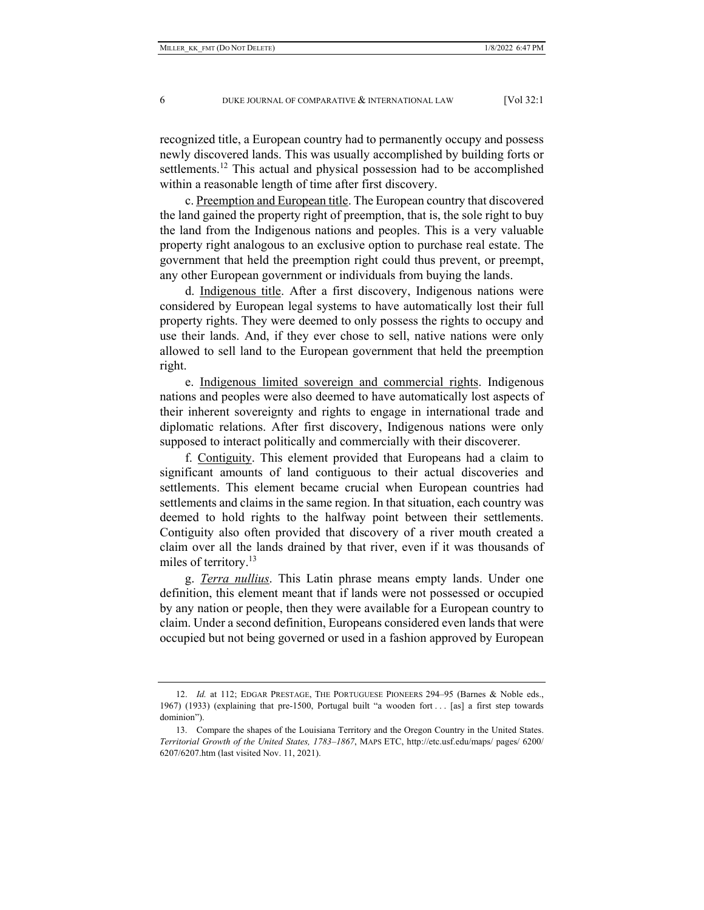recognized title, a European country had to permanently occupy and possess newly discovered lands. This was usually accomplished by building forts or settlements.[12] This actual and physical possession had to be accomplished within a reasonable length of time after first discovery.

c. Preemption and European title. The European country that discovered the land gained the property right of preemption, that is, the sole right to buy the land from the Indigenous nations and peoples. This is a very valuable property right analogous to an exclusive option to purchase real estate. The government that held the preemption right could thus prevent, or preempt, any other European government or individuals from buying the lands.

d. Indigenous title. After a first discovery, Indigenous nations were considered by European legal systems to have automatically lost their full property rights. They were deemed to only possess the rights to occupy and use their lands. And, if they ever chose to sell, native nations were only allowed to sell land to the European government that held the preemption right.

e. Indigenous limited sovereign and commercial rights. Indigenous nations and peoples were also deemed to have automatically lost aspects of their inherent sovereignty and rights to engage in international trade and diplomatic relations. After first discovery, Indigenous nations were only supposed to interact politically and commercially with their discoverer.

f. Contiguity. This element provided that Europeans had a claim to significant amounts of land contiguous to their actual discoveries and settlements. This element became crucial when European countries had settlements and claims in the same region. In that situation, each country was deemed to hold rights to the halfway point between their settlements. Contiguity also often provided that discovery of a river mouth created a claim over all the lands drained by that river, even if it was thousands of miles of territory.[13]

g. *Terra nullius*. This Latin phrase means empty lands. Under one definition, this element meant that if lands were not possessed or occupied by any nation or people, then they were available for a European country to claim. Under a second definition, Europeans considered even lands that were occupied but not being governed or used in a fashion approved by European

---

12. *Id.* at 112; EDGAR PRESTAGE, THE PORTUGUESE PIONEERS 294–95 (Barnes & Noble eds., 1967) (1933) (explaining that pre-1500, Portugal built "a wooden fort . . . [as] a first step towards dominion").

13. Compare the shapes of the Louisiana Territory and the Oregon Country in the United States. *Territorial Growth of the United States, 1783–1867*, MAPS ETC, http://etc.usf.edu/maps/ pages/ 6200/ 6207/6207.htm (last visited Nov. 11, 2021).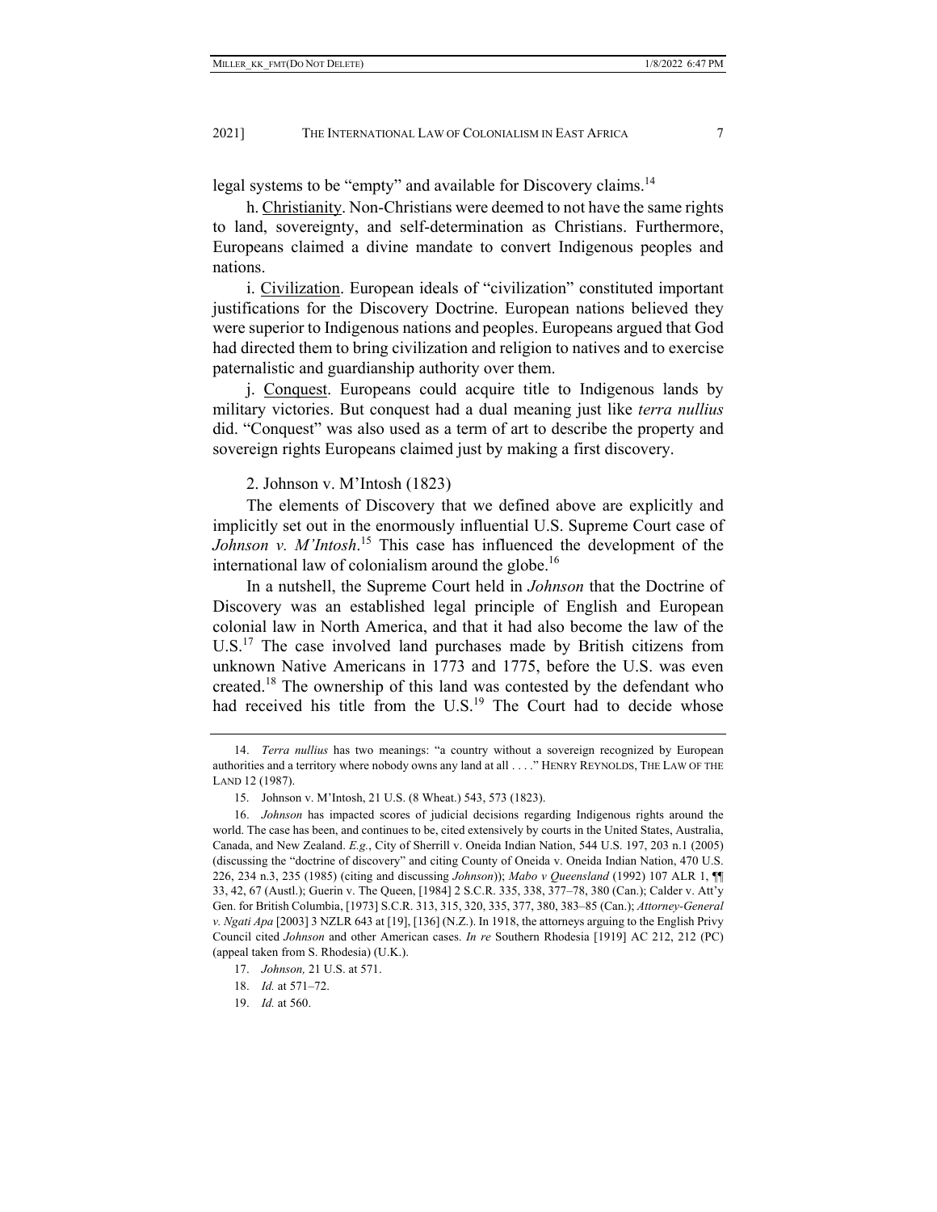legal systems to be "empty" and available for Discovery claims.[14]

h. Christianity. Non-Christians were deemed to not have the same rights to land, sovereignty, and self-determination as Christians. Furthermore, Europeans claimed a divine mandate to convert Indigenous peoples and nations.

i. Civilization. European ideals of "civilization" constituted important justifications for the Discovery Doctrine. European nations believed they were superior to Indigenous nations and peoples. Europeans argued that God had directed them to bring civilization and religion to natives and to exercise paternalistic and guardianship authority over them.

j. Conquest. Europeans could acquire title to Indigenous lands by military victories. But conquest had a dual meaning just like *terra nullius* did. "Conquest" was also used as a term of art to describe the property and sovereign rights Europeans claimed just by making a first discovery.

2. Johnson v. M'Intosh (1823)

The elements of Discovery that we defined above are explicitly and implicitly set out in the enormously influential U.S. Supreme Court case of *Johnson v. M'Intosh*.[15] This case has influenced the development of the international law of colonialism around the globe.[16]

In a nutshell, the Supreme Court held in *Johnson* that the Doctrine of Discovery was an established legal principle of English and European colonial law in North America, and that it had also become the law of the U.S.[17] The case involved land purchases made by British citizens from unknown Native Americans in 1773 and 1775, before the U.S. was even created.[18] The ownership of this land was contested by the defendant who had received his title from the U.S.[19] The Court had to decide whose

---

14. *Terra nullius* has two meanings: "a country without a sovereign recognized by European authorities and a territory where nobody owns any land at all . . . ." HENRY REYNOLDS, THE LAW OF THE LAND 12 (1987).

15. Johnson v. M'Intosh, 21 U.S. (8 Wheat.) 543, 573 (1823).

16. *Johnson* has impacted scores of judicial decisions regarding Indigenous rights around the world. The case has been, and continues to be, cited extensively by courts in the United States, Australia, Canada, and New Zealand. *E.g.*, City of Sherrill v. Oneida Indian Nation, 544 U.S. 197, 203 n.1 (2005) (discussing the "doctrine of discovery" and citing County of Oneida v. Oneida Indian Nation, 470 U.S. 226, 234 n.3, 235 (1985) (citing and discussing *Johnson*)); *Mabo v Queensland* (1992) 107 ALR 1, ¶¶ 33, 42, 67 (Austl.); Guerin v. The Queen, [1984] 2 S.C.R. 335, 338, 377–78, 380 (Can.); Calder v. Att'y Gen. for British Columbia, [1973] S.C.R. 313, 315, 320, 335, 377, 380, 383–85 (Can.); *Attorney-General v. Ngati Apa* [2003] 3 NZLR 643 at [19], [136] (N.Z.). In 1918, the attorneys arguing to the English Privy Council cited *Johnson* and other American cases. *In re* Southern Rhodesia [1919] AC 212, 212 (PC) (appeal taken from S. Rhodesia) (U.K.).

17. *Johnson,* 21 U.S. at 571.

18. *Id.* at 571–72.

19. *Id.* at 560.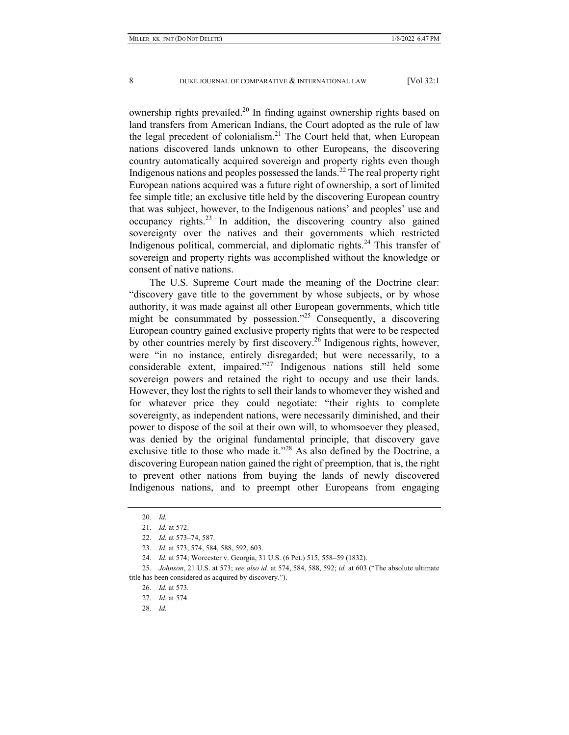ownership rights prevailed.[20] In finding against ownership rights based on land transfers from American Indians, the Court adopted as the rule of law the legal precedent of colonialism.[21] The Court held that, when European nations discovered lands unknown to other Europeans, the discovering country automatically acquired sovereign and property rights even though Indigenous nations and peoples possessed the lands.[22] The real property right European nations acquired was a future right of ownership, a sort of limited fee simple title; an exclusive title held by the discovering European country that was subject, however, to the Indigenous nations' and peoples' use and occupancy rights.[23] In addition, the discovering country also gained sovereignty over the natives and their governments which restricted Indigenous political, commercial, and diplomatic rights.[24] This transfer of sovereign and property rights was accomplished without the knowledge or consent of native nations.

The U.S. Supreme Court made the meaning of the Doctrine clear: "discovery gave title to the government by whose subjects, or by whose authority, it was made against all other European governments, which title might be consummated by possession."[25] Consequently, a discovering European country gained exclusive property rights that were to be respected by other countries merely by first discovery.[26] Indigenous rights, however, were "in no instance, entirely disregarded; but were necessarily, to a considerable extent, impaired."[27] Indigenous nations still held some sovereign powers and retained the right to occupy and use their lands. However, they lost the rights to sell their lands to whomever they wished and for whatever price they could negotiate: "their rights to complete sovereignty, as independent nations, were necessarily diminished, and their power to dispose of the soil at their own will, to whomsoever they pleased, was denied by the original fundamental principle, that discovery gave exclusive title to those who made it."[28] As also defined by the Doctrine, a discovering European nation gained the right of preemption, that is, the right to prevent other nations from buying the lands of newly discovered Indigenous nations, and to preempt other Europeans from engaging

---

20. *Id.*

21. *Id.* at 572.

22. *Id.* at 573–74, 587.

23. *Id.* at 573, 574, 584, 588, 592, 603.

24. *Id.* at 574; Worcester v. Georgia, 31 U.S. (6 Pet.) 515, 558–59 (1832).

25. *Johnson*, 21 U.S. at 573; *see also id.* at 574, 584, 588, 592; *id.* at 603 ("The absolute ultimate title has been considered as acquired by discovery.").

26. *Id.* at 573.

27. *Id.* at 574.

28. *Id.*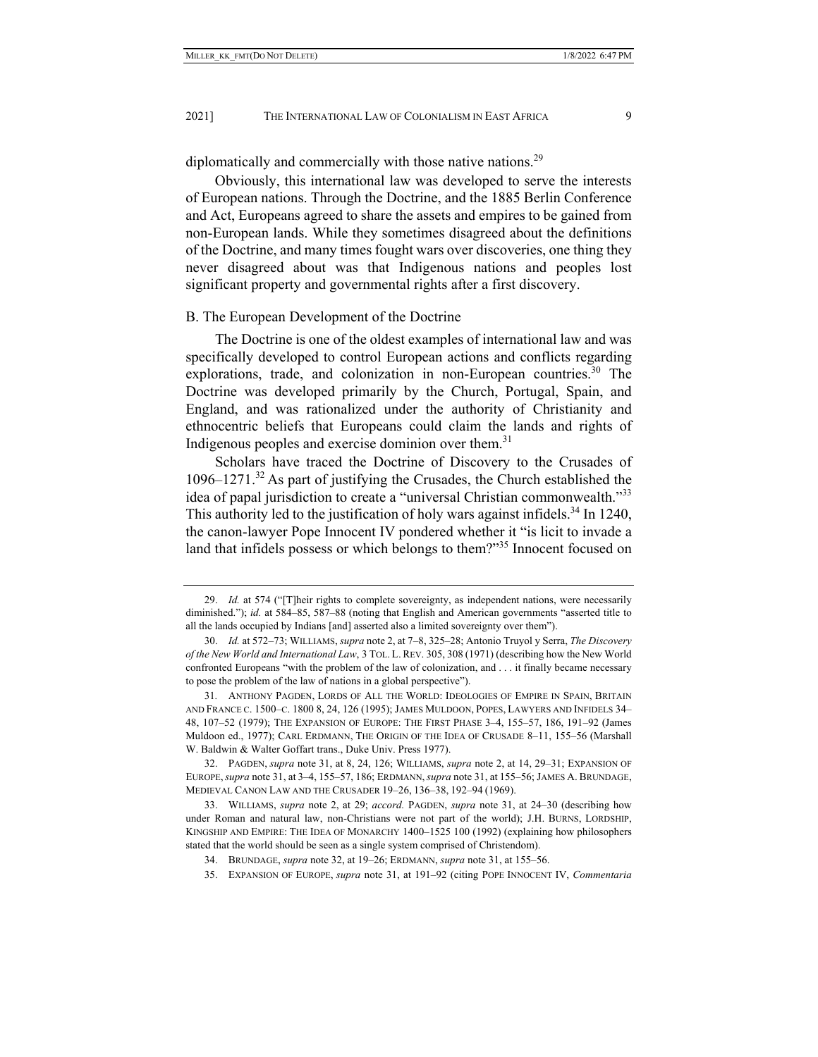diplomatically and commercially with those native nations.[29]

Obviously, this international law was developed to serve the interests of European nations. Through the Doctrine, and the 1885 Berlin Conference and Act, Europeans agreed to share the assets and empires to be gained from non-European lands. While they sometimes disagreed about the definitions of the Doctrine, and many times fought wars over discoveries, one thing they never disagreed about was that Indigenous nations and peoples lost significant property and governmental rights after a first discovery.

### B. The European Development of the Doctrine

The Doctrine is one of the oldest examples of international law and was specifically developed to control European actions and conflicts regarding explorations, trade, and colonization in non-European countries.[30] The Doctrine was developed primarily by the Church, Portugal, Spain, and England, and was rationalized under the authority of Christianity and ethnocentric beliefs that Europeans could claim the lands and rights of Indigenous peoples and exercise dominion over them.[31]

Scholars have traced the Doctrine of Discovery to the Crusades of 1096–1271.[32] As part of justifying the Crusades, the Church established the idea of papal jurisdiction to create a "universal Christian commonwealth."[33] This authority led to the justification of holy wars against infidels.[34] In 1240, the canon-lawyer Pope Innocent IV pondered whether it "is licit to invade a land that infidels possess or which belongs to them?"[35] Innocent focused on

---

29. *Id.* at 574 ("[T]heir rights to complete sovereignty, as independent nations, were necessarily diminished."); *id.* at 584–85, 587–88 (noting that English and American governments "asserted title to all the lands occupied by Indians [and] asserted also a limited sovereignty over them").

30. *Id.* at 572–73; WILLIAMS, *supra* note 2, at 7–8, 325–28; Antonio Truyol y Serra, *The Discovery of the New World and International Law*, 3 TOL. L. REV. 305, 308 (1971) (describing how the New World confronted Europeans "with the problem of the law of colonization, and . . . it finally became necessary to pose the problem of the law of nations in a global perspective").

31. ANTHONY PAGDEN, LORDS OF ALL THE WORLD: IDEOLOGIES OF EMPIRE IN SPAIN, BRITAIN AND FRANCE C. 1500–C. 1800 8, 24, 126 (1995); JAMES MULDOON, POPES, LAWYERS AND INFIDELS 34–48, 107–52 (1979); THE EXPANSION OF EUROPE: THE FIRST PHASE 3–4, 155–57, 186, 191–92 (James Muldoon ed., 1977); CARL ERDMANN, THE ORIGIN OF THE IDEA OF CRUSADE 8–11, 155–56 (Marshall W. Baldwin & Walter Goffart trans., Duke Univ. Press 1977).

32. PAGDEN, *supra* note 31, at 8, 24, 126; WILLIAMS, *supra* note 2, at 14, 29–31; EXPANSION OF EUROPE, *supra* note 31, at 3–4, 155–57, 186; ERDMANN, *supra* note 31, at 155–56; JAMES A. BRUNDAGE, MEDIEVAL CANON LAW AND THE CRUSADER 19–26, 136–38, 192–94 (1969).

33. WILLIAMS, *supra* note 2, at 29; *accord.* PAGDEN, *supra* note 31, at 24–30 (describing how under Roman and natural law, non-Christians were not part of the world); J.H. BURNS, LORDSHIP, KINGSHIP AND EMPIRE: THE IDEA OF MONARCHY 1400–1525 100 (1992) (explaining how philosophers stated that the world should be seen as a single system comprised of Christendom).

34. BRUNDAGE, *supra* note 32, at 19–26; ERDMANN, *supra* note 31, at 155–56.

35. EXPANSION OF EUROPE, *supra* note 31, at 191–92 (citing POPE INNOCENT IV, *Commentaria*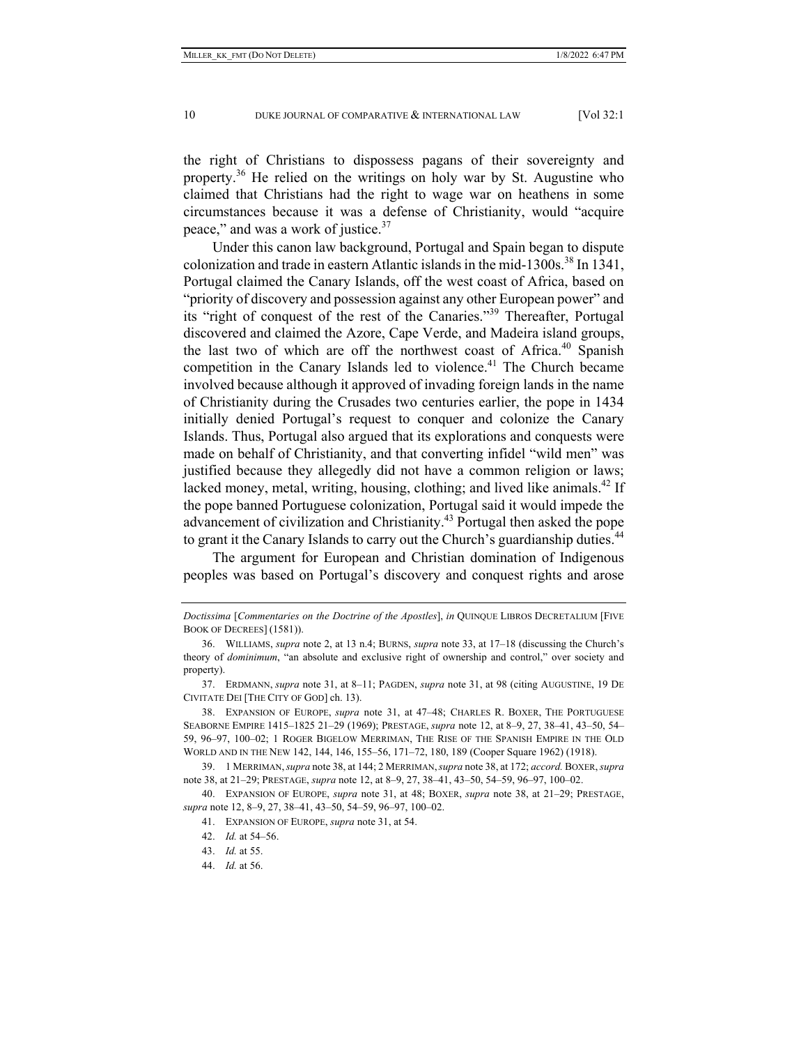the right of Christians to dispossess pagans of their sovereignty and property.[36] He relied on the writings on holy war by St. Augustine who claimed that Christians had the right to wage war on heathens in some circumstances because it was a defense of Christianity, would "acquire peace," and was a work of justice.[37]

Under this canon law background, Portugal and Spain began to dispute colonization and trade in eastern Atlantic islands in the mid-1300s.[38] In 1341, Portugal claimed the Canary Islands, off the west coast of Africa, based on "priority of discovery and possession against any other European power" and its "right of conquest of the rest of the Canaries."[39] Thereafter, Portugal discovered and claimed the Azore, Cape Verde, and Madeira island groups, the last two of which are off the northwest coast of Africa.[40] Spanish competition in the Canary Islands led to violence.[41] The Church became involved because although it approved of invading foreign lands in the name of Christianity during the Crusades two centuries earlier, the pope in 1434 initially denied Portugal's request to conquer and colonize the Canary Islands. Thus, Portugal also argued that its explorations and conquests were made on behalf of Christianity, and that converting infidel "wild men" was justified because they allegedly did not have a common religion or laws; lacked money, metal, writing, housing, clothing; and lived like animals.[42] If the pope banned Portuguese colonization, Portugal said it would impede the advancement of civilization and Christianity.[43] Portugal then asked the pope to grant it the Canary Islands to carry out the Church's guardianship duties.[44]

The argument for European and Christian domination of Indigenous peoples was based on Portugal's discovery and conquest rights and arose

---

*Doctissima* [*Commentaries on the Doctrine of the Apostles*], *in* QUINQUE LIBROS DECRETALIUM [FIVE BOOK OF DECREES] (1581)).

36. WILLIAMS, *supra* note 2, at 13 n.4; BURNS, *supra* note 33, at 17–18 (discussing the Church's theory of *dominimum*, "an absolute and exclusive right of ownership and control," over society and property).

37. ERDMANN, *supra* note 31, at 8–11; PAGDEN, *supra* note 31, at 98 (citing AUGUSTINE, 19 DE CIVITATE DEI [THE CITY OF GOD] ch. 13).

38. EXPANSION OF EUROPE, *supra* note 31, at 47–48; CHARLES R. BOXER, THE PORTUGUESE SEABORNE EMPIRE 1415–1825 21–29 (1969); PRESTAGE, *supra* note 12, at 8–9, 27, 38–41, 43–50, 54–59, 96–97, 100–02; 1 ROGER BIGELOW MERRIMAN, THE RISE OF THE SPANISH EMPIRE IN THE OLD WORLD AND IN THE NEW 142, 144, 146, 155–56, 171–72, 180, 189 (Cooper Square 1962) (1918).

39. 1 MERRIMAN, *supra* note 38, at 144; 2 MERRIMAN, *supra* note 38, at 172; *accord.* BOXER, *supra* note 38, at 21–29; PRESTAGE, *supra* note 12, at 8–9, 27, 38–41, 43–50, 54–59, 96–97, 100–02.

40. EXPANSION OF EUROPE, *supra* note 31, at 48; BOXER, *supra* note 38, at 21–29; PRESTAGE, *supra* note 12, 8–9, 27, 38–41, 43–50, 54–59, 96–97, 100–02.

41. EXPANSION OF EUROPE, *supra* note 31, at 54.

42. *Id.* at 54–56.

43. *Id.* at 55.

44. *Id.* at 56.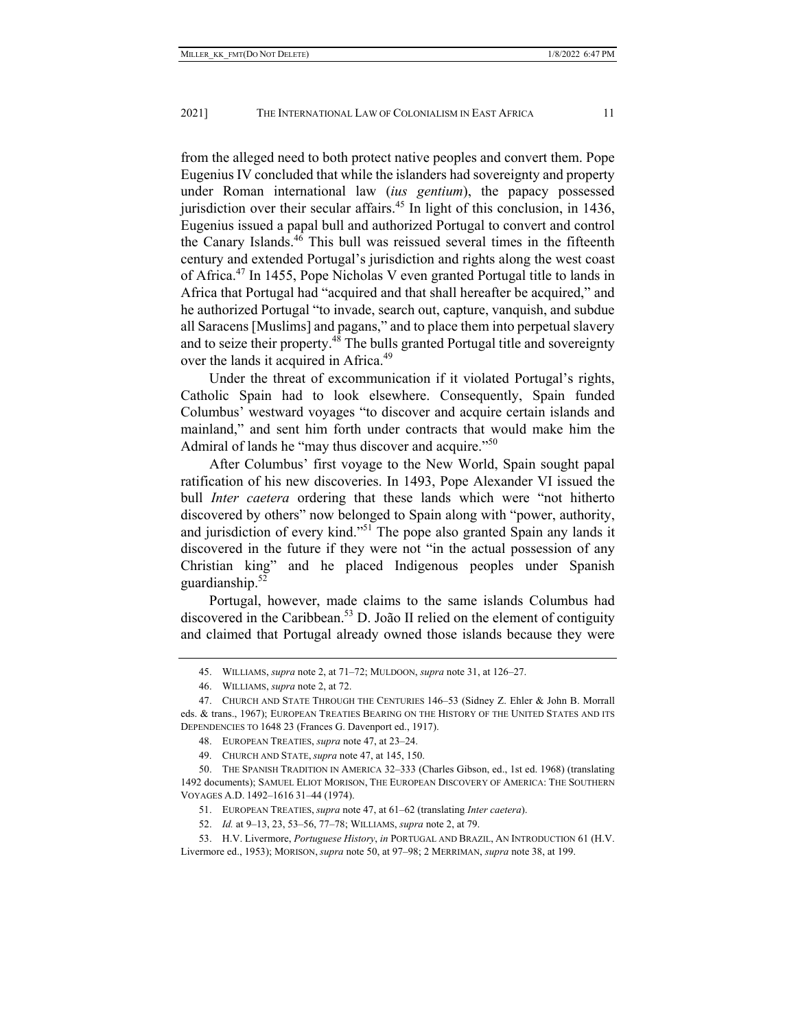from the alleged need to both protect native peoples and convert them. Pope Eugenius IV concluded that while the islanders had sovereignty and property under Roman international law (*ius gentium*), the papacy possessed jurisdiction over their secular affairs.[45] In light of this conclusion, in 1436, Eugenius issued a papal bull and authorized Portugal to convert and control the Canary Islands.[46] This bull was reissued several times in the fifteenth century and extended Portugal's jurisdiction and rights along the west coast of Africa.[47] In 1455, Pope Nicholas V even granted Portugal title to lands in Africa that Portugal had "acquired and that shall hereafter be acquired," and he authorized Portugal "to invade, search out, capture, vanquish, and subdue all Saracens [Muslims] and pagans," and to place them into perpetual slavery and to seize their property.[48] The bulls granted Portugal title and sovereignty over the lands it acquired in Africa.[49]

Under the threat of excommunication if it violated Portugal's rights, Catholic Spain had to look elsewhere. Consequently, Spain funded Columbus' westward voyages "to discover and acquire certain islands and mainland," and sent him forth under contracts that would make him the Admiral of lands he "may thus discover and acquire."[50]

After Columbus' first voyage to the New World, Spain sought papal ratification of his new discoveries. In 1493, Pope Alexander VI issued the bull *Inter caetera* ordering that these lands which were "not hitherto discovered by others" now belonged to Spain along with "power, authority, and jurisdiction of every kind."[51] The pope also granted Spain any lands it discovered in the future if they were not "in the actual possession of any Christian king" and he placed Indigenous peoples under Spanish guardianship.[52]

Portugal, however, made claims to the same islands Columbus had discovered in the Caribbean.[53] D. João II relied on the element of contiguity and claimed that Portugal already owned those islands because they were

---

45. WILLIAMS, *supra* note 2, at 71–72; MULDOON, *supra* note 31, at 126–27.

46. WILLIAMS, *supra* note 2, at 72.

47. CHURCH AND STATE THROUGH THE CENTURIES 146–53 (Sidney Z. Ehler & John B. Morrall eds. & trans., 1967); EUROPEAN TREATIES BEARING ON THE HISTORY OF THE UNITED STATES AND ITS DEPENDENCIES TO 1648 23 (Frances G. Davenport ed., 1917).

48. EUROPEAN TREATIES, *supra* note 47, at 23–24.

49. CHURCH AND STATE, *supra* note 47, at 145, 150.

50. THE SPANISH TRADITION IN AMERICA 32–333 (Charles Gibson, ed., 1st ed. 1968) (translating 1492 documents); SAMUEL ELIOT MORISON, THE EUROPEAN DISCOVERY OF AMERICA: THE SOUTHERN VOYAGES A.D. 1492–1616 31–44 (1974).

51. EUROPEAN TREATIES, *supra* note 47, at 61–62 (translating *Inter caetera*).

52. *Id.* at 9–13, 23, 53–56, 77–78; WILLIAMS, *supra* note 2, at 79.

53. H.V. Livermore, *Portuguese History*, *in* PORTUGAL AND BRAZIL, AN INTRODUCTION 61 (H.V. Livermore ed., 1953); MORISON, *supra* note 50, at 97–98; 2 MERRIMAN, *supra* note 38, at 199.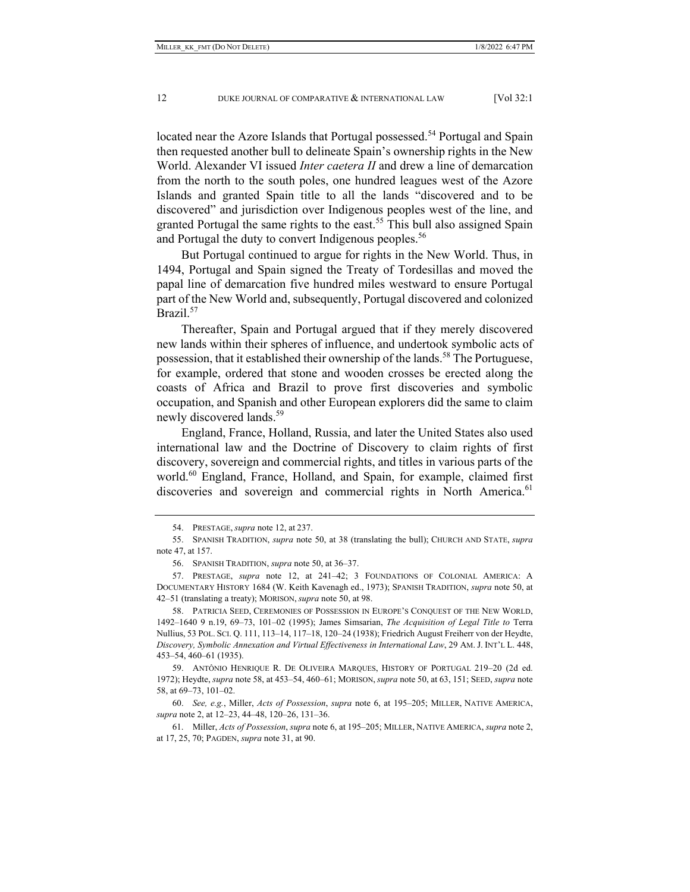located near the Azore Islands that Portugal possessed.[54] Portugal and Spain then requested another bull to delineate Spain's ownership rights in the New World. Alexander VI issued *Inter caetera II* and drew a line of demarcation from the north to the south poles, one hundred leagues west of the Azore Islands and granted Spain title to all the lands "discovered and to be discovered" and jurisdiction over Indigenous peoples west of the line, and granted Portugal the same rights to the east.[55] This bull also assigned Spain and Portugal the duty to convert Indigenous peoples.[56]

But Portugal continued to argue for rights in the New World. Thus, in 1494, Portugal and Spain signed the Treaty of Tordesillas and moved the papal line of demarcation five hundred miles westward to ensure Portugal part of the New World and, subsequently, Portugal discovered and colonized Brazil.[57]

Thereafter, Spain and Portugal argued that if they merely discovered new lands within their spheres of influence, and undertook symbolic acts of possession, that it established their ownership of the lands.[58] The Portuguese, for example, ordered that stone and wooden crosses be erected along the coasts of Africa and Brazil to prove first discoveries and symbolic occupation, and Spanish and other European explorers did the same to claim newly discovered lands.[59]

England, France, Holland, Russia, and later the United States also used international law and the Doctrine of Discovery to claim rights of first discovery, sovereign and commercial rights, and titles in various parts of the world.[60] England, France, Holland, and Spain, for example, claimed first discoveries and sovereign and commercial rights in North America.[61]

---

54. PRESTAGE, *supra* note 12, at 237.

55. SPANISH TRADITION, *supra* note 50, at 38 (translating the bull); CHURCH AND STATE, *supra* note 47, at 157.

56. SPANISH TRADITION, *supra* note 50, at 36–37.

57. PRESTAGE, *supra* note 12, at 241–42; 3 FOUNDATIONS OF COLONIAL AMERICA: A DOCUMENTARY HISTORY 1684 (W. Keith Kavenagh ed., 1973); SPANISH TRADITION, *supra* note 50, at 42–51 (translating a treaty); MORISON, *supra* note 50, at 98.

58. PATRICIA SEED, CEREMONIES OF POSSESSION IN EUROPE'S CONQUEST OF THE NEW WORLD, 1492–1640 9 n.19, 69–73, 101–02 (1995); James Simsarian, *The Acquisition of Legal Title to* Terra Nullius, 53 POL. SCI. Q. 111, 113–14, 117–18, 120–24 (1938); Friedrich August Freiherr von der Heydte, *Discovery, Symbolic Annexation and Virtual Effectiveness in International Law*, 29 AM. J. INT'L L. 448, 453–54, 460–61 (1935).

59. ANTÔNIO HENRIQUE R. DE OLIVEIRA MARQUES, HISTORY OF PORTUGAL 219–20 (2d ed. 1972); Heydte, *supra* note 58, at 453–54, 460–61; MORISON, *supra* note 50, at 63, 151; SEED, *supra* note 58, at 69–73, 101–02.

60. *See, e.g.*, Miller, *Acts of Possession*, *supra* note 6, at 195–205; MILLER, NATIVE AMERICA, *supra* note 2, at 12–23, 44–48, 120–26, 131–36.

61. Miller, *Acts of Possession*, *supra* note 6, at 195–205; MILLER, NATIVE AMERICA, *supra* note 2, at 17, 25, 70; PAGDEN, *supra* note 31, at 90.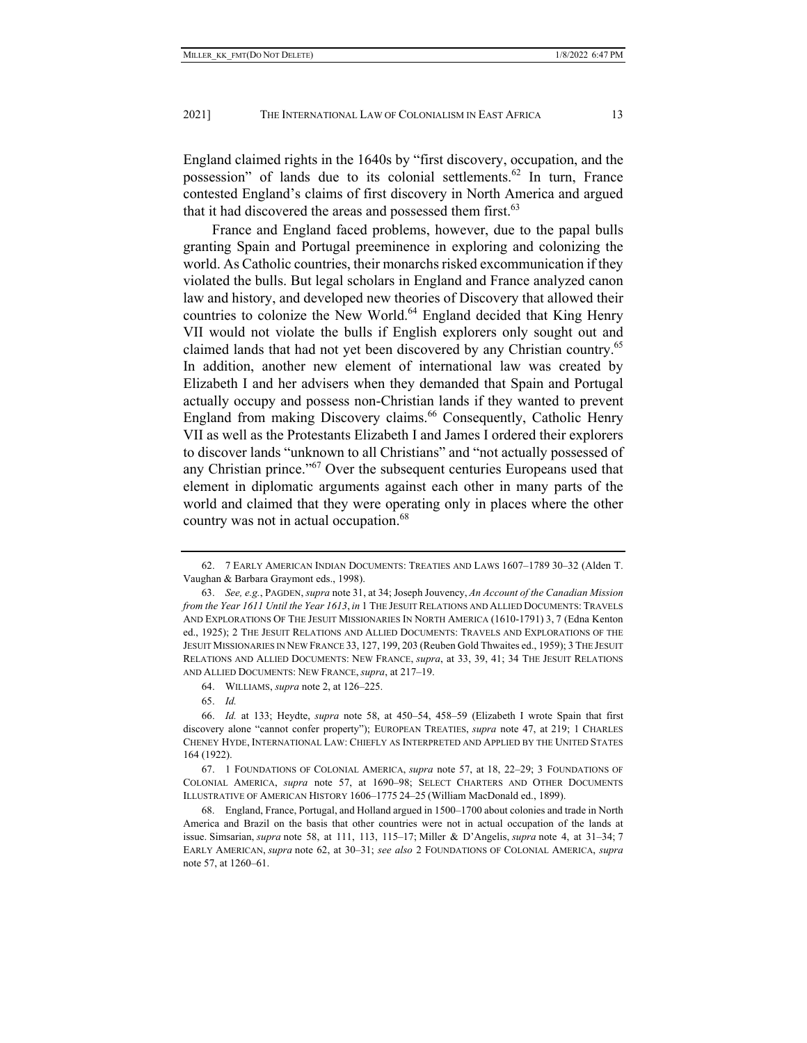England claimed rights in the 1640s by "first discovery, occupation, and the possession" of lands due to its colonial settlements.[62] In turn, France contested England's claims of first discovery in North America and argued that it had discovered the areas and possessed them first.[63]

France and England faced problems, however, due to the papal bulls granting Spain and Portugal preeminence in exploring and colonizing the world. As Catholic countries, their monarchs risked excommunication if they violated the bulls. But legal scholars in England and France analyzed canon law and history, and developed new theories of Discovery that allowed their countries to colonize the New World.[64] England decided that King Henry VII would not violate the bulls if English explorers only sought out and claimed lands that had not yet been discovered by any Christian country.[65] In addition, another new element of international law was created by Elizabeth I and her advisers when they demanded that Spain and Portugal actually occupy and possess non-Christian lands if they wanted to prevent England from making Discovery claims.[66] Consequently, Catholic Henry VII as well as the Protestants Elizabeth I and James I ordered their explorers to discover lands "unknown to all Christians" and "not actually possessed of any Christian prince."[67] Over the subsequent centuries Europeans used that element in diplomatic arguments against each other in many parts of the world and claimed that they were operating only in places where the other country was not in actual occupation.[68]

---

62. 7 EARLY AMERICAN INDIAN DOCUMENTS: TREATIES AND LAWS 1607–1789 30–32 (Alden T. Vaughan & Barbara Graymont eds., 1998).

63. *See, e.g.*, PAGDEN, *supra* note 31, at 34; Joseph Jouvency, *An Account of the Canadian Mission from the Year 1611 Until the Year 1613*, *in* 1 THE JESUIT RELATIONS AND ALLIED DOCUMENTS: TRAVELS AND EXPLORATIONS OF THE JESUIT MISSIONARIES IN NORTH AMERICA (1610-1791) 3, 7 (Edna Kenton ed., 1925); 2 THE JESUIT RELATIONS AND ALLIED DOCUMENTS: TRAVELS AND EXPLORATIONS OF THE JESUIT MISSIONARIES IN NEW FRANCE 33, 127, 199, 203 (Reuben Gold Thwaites ed., 1959); 3 THE JESUIT RELATIONS AND ALLIED DOCUMENTS: NEW FRANCE, *supra*, at 33, 39, 41; 34 THE JESUIT RELATIONS AND ALLIED DOCUMENTS: NEW FRANCE, *supra*, at 217–19.

64. WILLIAMS, *supra* note 2, at 126–225.

65. *Id.*

66. *Id.* at 133; Heydte, *supra* note 58, at 450–54, 458–59 (Elizabeth I wrote Spain that first discovery alone "cannot confer property"); EUROPEAN TREATIES, *supra* note 47, at 219; 1 CHARLES CHENEY HYDE, INTERNATIONAL LAW: CHIEFLY AS INTERPRETED AND APPLIED BY THE UNITED STATES 164 (1922).

67. 1 FOUNDATIONS OF COLONIAL AMERICA, *supra* note 57, at 18, 22–29; 3 FOUNDATIONS OF COLONIAL AMERICA, *supra* note 57, at 1690–98; SELECT CHARTERS AND OTHER DOCUMENTS ILLUSTRATIVE OF AMERICAN HISTORY 1606–1775 24–25 (William MacDonald ed., 1899).

68. England, France, Portugal, and Holland argued in 1500–1700 about colonies and trade in North America and Brazil on the basis that other countries were not in actual occupation of the lands at issue. Simsarian, *supra* note 58, at 111, 113, 115–17; Miller & D'Angelis, *supra* note 4, at 31–34; 7 EARLY AMERICAN, *supra* note 62, at 30–31; *see also* 2 FOUNDATIONS OF COLONIAL AMERICA, *supra* note 57, at 1260–61.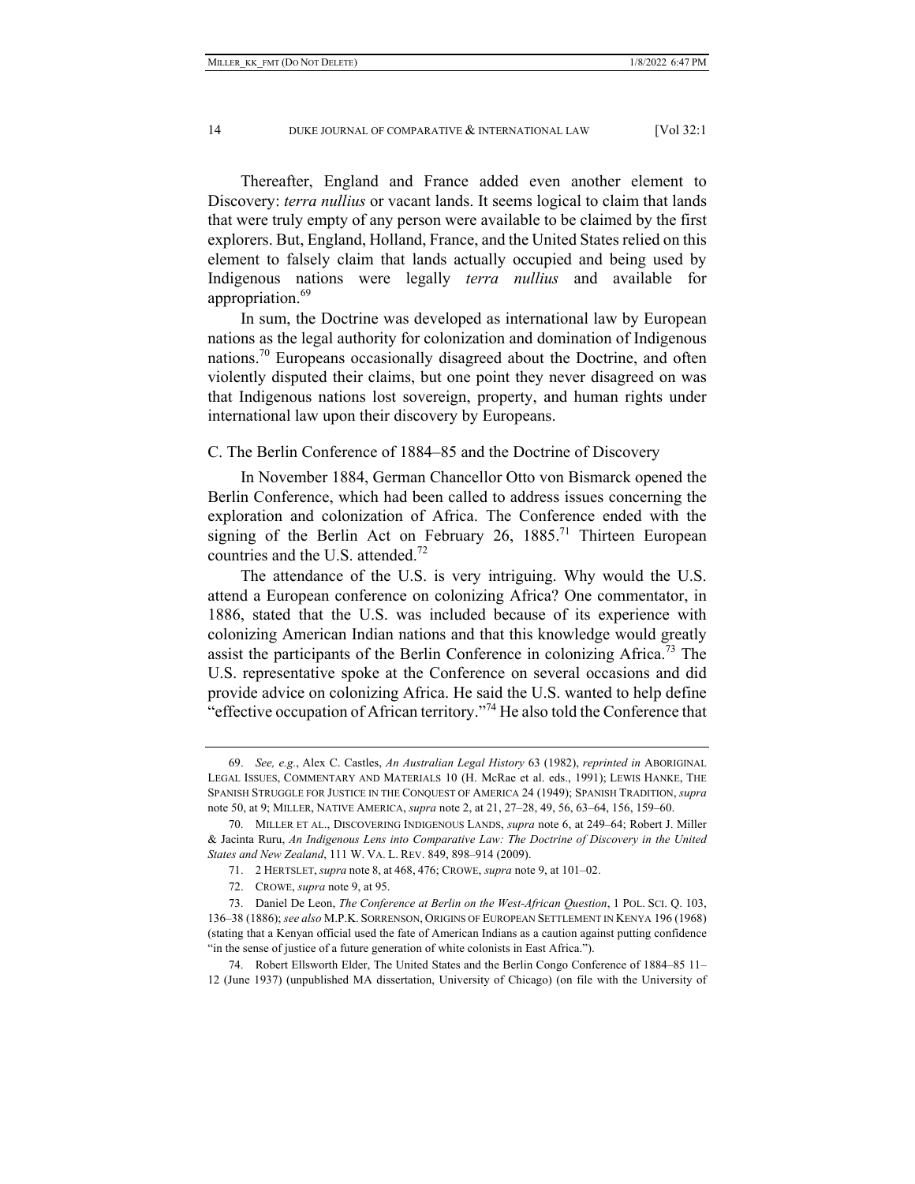Thereafter, England and France added even another element to Discovery: *terra nullius* or vacant lands. It seems logical to claim that lands that were truly empty of any person were available to be claimed by the first explorers. But, England, Holland, France, and the United States relied on this element to falsely claim that lands actually occupied and being used by Indigenous nations were legally *terra nullius* and available for appropriation.[69]

In sum, the Doctrine was developed as international law by European nations as the legal authority for colonization and domination of Indigenous nations.[70] Europeans occasionally disagreed about the Doctrine, and often violently disputed their claims, but one point they never disagreed on was that Indigenous nations lost sovereign, property, and human rights under international law upon their discovery by Europeans.

### C. The Berlin Conference of 1884–85 and the Doctrine of Discovery

In November 1884, German Chancellor Otto von Bismarck opened the Berlin Conference, which had been called to address issues concerning the exploration and colonization of Africa. The Conference ended with the signing of the Berlin Act on February 26, 1885.[71] Thirteen European countries and the U.S. attended.[72]

The attendance of the U.S. is very intriguing. Why would the U.S. attend a European conference on colonizing Africa? One commentator, in 1886, stated that the U.S. was included because of its experience with colonizing American Indian nations and that this knowledge would greatly assist the participants of the Berlin Conference in colonizing Africa.[73] The U.S. representative spoke at the Conference on several occasions and did provide advice on colonizing Africa. He said the U.S. wanted to help define "effective occupation of African territory."[74] He also told the Conference that

---

69. *See, e.g.*, Alex C. Castles, *An Australian Legal History* 63 (1982), *reprinted in* ABORIGINAL LEGAL ISSUES, COMMENTARY AND MATERIALS 10 (H. McRae et al. eds., 1991); LEWIS HANKE, THE SPANISH STRUGGLE FOR JUSTICE IN THE CONQUEST OF AMERICA 24 (1949); SPANISH TRADITION, *supra* note 50, at 9; MILLER, NATIVE AMERICA, *supra* note 2, at 21, 27–28, 49, 56, 63–64, 156, 159–60.

70. MILLER ET AL., DISCOVERING INDIGENOUS LANDS, *supra* note 6, at 249–64; Robert J. Miller & Jacinta Ruru, *An Indigenous Lens into Comparative Law: The Doctrine of Discovery in the United States and New Zealand*, 111 W. VA. L. REV. 849, 898–914 (2009).

71. 2 HERTSLET, *supra* note 8, at 468, 476; CROWE, *supra* note 9, at 101–02.

72. CROWE, *supra* note 9, at 95.

73. Daniel De Leon, *The Conference at Berlin on the West-African Question*, 1 POL. SCI. Q. 103, 136–38 (1886); *see also* M.P.K. SORRENSON, ORIGINS OF EUROPEAN SETTLEMENT IN KENYA 196 (1968) (stating that a Kenyan official used the fate of American Indians as a caution against putting confidence "in the sense of justice of a future generation of white colonists in East Africa.").

74. Robert Ellsworth Elder, The United States and the Berlin Congo Conference of 1884–85 11–12 (June 1937) (unpublished MA dissertation, University of Chicago) (on file with the University of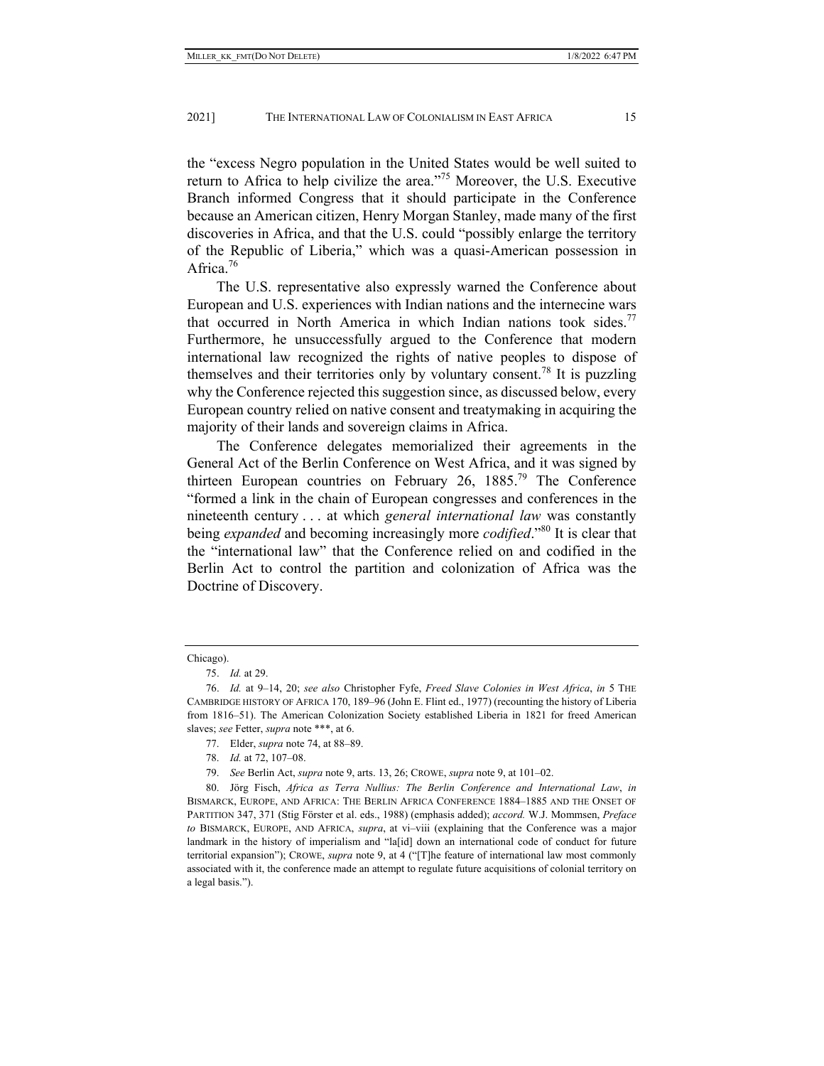the "excess Negro population in the United States would be well suited to return to Africa to help civilize the area."[75] Moreover, the U.S. Executive Branch informed Congress that it should participate in the Conference because an American citizen, Henry Morgan Stanley, made many of the first discoveries in Africa, and that the U.S. could "possibly enlarge the territory of the Republic of Liberia," which was a quasi-American possession in Africa.[76]

The U.S. representative also expressly warned the Conference about European and U.S. experiences with Indian nations and the internecine wars that occurred in North America in which Indian nations took sides.[77] Furthermore, he unsuccessfully argued to the Conference that modern international law recognized the rights of native peoples to dispose of themselves and their territories only by voluntary consent.[78] It is puzzling why the Conference rejected this suggestion since, as discussed below, every European country relied on native consent and treatymaking in acquiring the majority of their lands and sovereign claims in Africa.

The Conference delegates memorialized their agreements in the General Act of the Berlin Conference on West Africa, and it was signed by thirteen European countries on February 26, 1885.[79] The Conference "formed a link in the chain of European congresses and conferences in the nineteenth century . . . at which *general international law* was constantly being *expanded* and becoming increasingly more *codified*."[80] It is clear that the "international law" that the Conference relied on and codified in the Berlin Act to control the partition and colonization of Africa was the Doctrine of Discovery.

---

Chicago).

75. *Id.* at 29.

76. *Id.* at 9–14, 20; *see also* Christopher Fyfe, *Freed Slave Colonies in West Africa*, *in* 5 THE CAMBRIDGE HISTORY OF AFRICA 170, 189–96 (John E. Flint ed., 1977) (recounting the history of Liberia from 1816–51). The American Colonization Society established Liberia in 1821 for freed American slaves; *see* Fetter, *supra* note ***, at 6.

77. Elder, *supra* note 74, at 88–89.

78. *Id.* at 72, 107–08.

79. *See* Berlin Act, *supra* note 9, arts. 13, 26; CROWE, *supra* note 9, at 101–02.

80. Jörg Fisch, *Africa as Terra Nullius: The Berlin Conference and International Law*, *in* BISMARCK, EUROPE, AND AFRICA: THE BERLIN AFRICA CONFERENCE 1884–1885 AND THE ONSET OF PARTITION 347, 371 (Stig Förster et al. eds., 1988) (emphasis added); *accord.* W.J. Mommsen, *Preface to* BISMARCK, EUROPE, AND AFRICA, *supra*, at vi–viii (explaining that the Conference was a major landmark in the history of imperialism and "la[id] down an international code of conduct for future territorial expansion"); CROWE, *supra* note 9, at 4 ("[T]he feature of international law most commonly associated with it, the conference made an attempt to regulate future acquisitions of colonial territory on a legal basis.").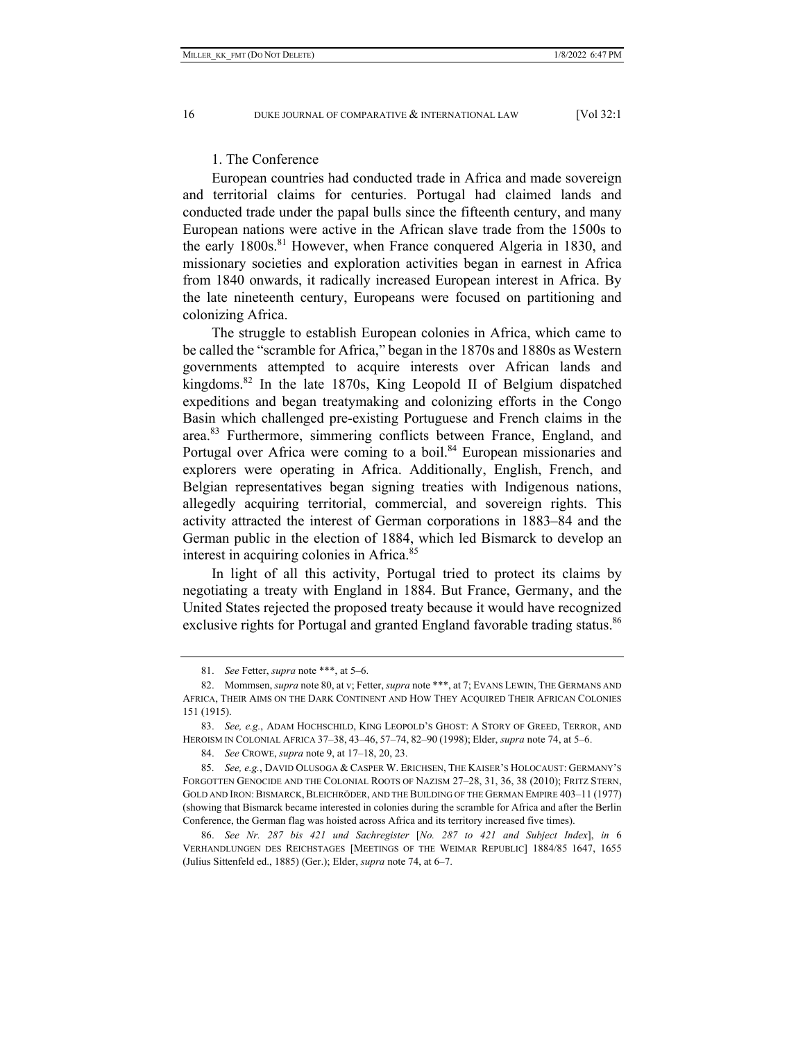### 1. The Conference

European countries had conducted trade in Africa and made sovereign and territorial claims for centuries. Portugal had claimed lands and conducted trade under the papal bulls since the fifteenth century, and many European nations were active in the African slave trade from the 1500s to the early 1800s.[81] However, when France conquered Algeria in 1830, and missionary societies and exploration activities began in earnest in Africa from 1840 onwards, it radically increased European interest in Africa. By the late nineteenth century, Europeans were focused on partitioning and colonizing Africa.

The struggle to establish European colonies in Africa, which came to be called the "scramble for Africa," began in the 1870s and 1880s as Western governments attempted to acquire interests over African lands and kingdoms.[82] In the late 1870s, King Leopold II of Belgium dispatched expeditions and began treatymaking and colonizing efforts in the Congo Basin which challenged pre-existing Portuguese and French claims in the area.[83] Furthermore, simmering conflicts between France, England, and Portugal over Africa were coming to a boil.[84] European missionaries and explorers were operating in Africa. Additionally, English, French, and Belgian representatives began signing treaties with Indigenous nations, allegedly acquiring territorial, commercial, and sovereign rights. This activity attracted the interest of German corporations in 1883–84 and the German public in the election of 1884, which led Bismarck to develop an interest in acquiring colonies in Africa.[85]

In light of all this activity, Portugal tried to protect its claims by negotiating a treaty with England in 1884. But France, Germany, and the United States rejected the proposed treaty because it would have recognized exclusive rights for Portugal and granted England favorable trading status.[86]

---

81. *See* Fetter, *supra* note ***, at 5–6.

82. Mommsen, *supra* note 80, at v; Fetter, *supra* note ***, at 7; EVANS LEWIN, THE GERMANS AND AFRICA, THEIR AIMS ON THE DARK CONTINENT AND HOW THEY ACQUIRED THEIR AFRICAN COLONIES 151 (1915).

83. *See, e.g.*, ADAM HOCHSCHILD, KING LEOPOLD'S GHOST: A STORY OF GREED, TERROR, AND HEROISM IN COLONIAL AFRICA 37–38, 43–46, 57–74, 82–90 (1998); Elder, *supra* note 74, at 5–6.

84. *See* CROWE, *supra* note 9, at 17–18, 20, 23.

85. *See, e.g.*, DAVID OLUSOGA & CASPER W. ERICHSEN, THE KAISER'S HOLOCAUST: GERMANY'S FORGOTTEN GENOCIDE AND THE COLONIAL ROOTS OF NAZISM 27–28, 31, 36, 38 (2010); FRITZ STERN, GOLD AND IRON: BISMARCK, BLEICHRÖDER, AND THE BUILDING OF THE GERMAN EMPIRE 403–11 (1977) (showing that Bismarck became interested in colonies during the scramble for Africa and after the Berlin Conference, the German flag was hoisted across Africa and its territory increased five times).

86. *See Nr. 287 bis 421 und Sachregister* [*No. 287 to 421 and Subject Index*], *in* 6 VERHANDLUNGEN DES REICHSTAGES [MEETINGS OF THE WEIMAR REPUBLIC] 1884/85 1647, 1655 (Julius Sittenfeld ed., 1885) (Ger.); Elder, *supra* note 74, at 6–7.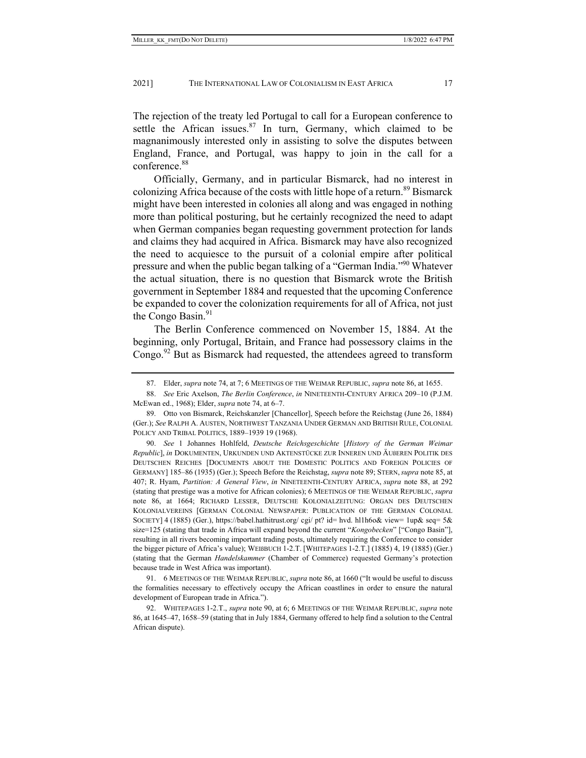The rejection of the treaty led Portugal to call for a European conference to settle the African issues.[87] In turn, Germany, which claimed to be magnanimously interested only in assisting to solve the disputes between England, France, and Portugal, was happy to join in the call for a conference.[88]

Officially, Germany, and in particular Bismarck, had no interest in colonizing Africa because of the costs with little hope of a return.[89] Bismarck might have been interested in colonies all along and was engaged in nothing more than political posturing, but he certainly recognized the need to adapt when German companies began requesting government protection for lands and claims they had acquired in Africa. Bismarck may have also recognized the need to acquiesce to the pursuit of a colonial empire after political pressure and when the public began talking of a "German India."[90] Whatever the actual situation, there is no question that Bismarck wrote the British government in September 1884 and requested that the upcoming Conference be expanded to cover the colonization requirements for all of Africa, not just the Congo Basin.[91]

The Berlin Conference commenced on November 15, 1884. At the beginning, only Portugal, Britain, and France had possessory claims in the Congo.[92] But as Bismarck had requested, the attendees agreed to transform

---

87. Elder, *supra* note 74, at 7; 6 MEETINGS OF THE WEIMAR REPUBLIC, *supra* note 86, at 1655.

88. *See* Eric Axelson, *The Berlin Conference*, *in* NINETEENTH-CENTURY AFRICA 209–10 (P.J.M. McEwan ed., 1968); Elder, *supra* note 74, at 6–7.

89. Otto von Bismarck, Reichskanzler [Chancellor], Speech before the Reichstag (June 26, 1884) (Ger.); *See* RALPH A. AUSTEN, NORTHWEST TANZANIA UNDER GERMAN AND BRITISH RULE, COLONIAL POLICY AND TRIBAL POLITICS, 1889–1939 19 (1968).

90. *See* 1 Johannes Hohlfeld, *Deutsche Reichsgeschichte* [*History of the German Weimar Republic*], *in* DOKUMENTEN, URKUNDEN UND AKTENSTÜCKE ZUR INNEREN UND ÄUßEREN POLITIK DES DEUTSCHEN REICHES [DOCUMENTS ABOUT THE DOMESTIC POLITICS AND FOREIGN POLICIES OF GERMANY] 185–86 (1935) (Ger.); Speech Before the Reichstag, *supra* note 89; STERN, *supra* note 85, at 407; R. Hyam, *Partition: A General View*, *in* NINETEENTH-CENTURY AFRICA, *supra* note 88, at 292 (stating that prestige was a motive for African colonies); 6 MEETINGS OF THE WEIMAR REPUBLIC, *supra* note 86, at 1664; RICHARD LESSER, DEUTSCHE KOLONIALZEITUNG: ORGAN DES DEUTSCHEN KOLONIALVEREINS [GERMAN COLONIAL NEWSPAPER: PUBLICATION OF THE GERMAN COLONIAL SOCIETY] 4 (1885) (Ger.), https://babel.hathitrust.org/ cgi/ pt? id= hvd. hl1h6o& view= 1up& seq= 5& size=125 (stating that trade in Africa will expand beyond the current "*Kongobecken*" ["Congo Basin"], resulting in all rivers becoming important trading posts, ultimately requiring the Conference to consider the bigger picture of Africa's value); WEIßBUCH 1-2.T. [WHITEPAGES 1-2.T.] (1885) 4, 19 (1885) (Ger.) (stating that the German *Handelskammer* (Chamber of Commerce) requested Germany's protection because trade in West Africa was important).

91. 6 MEETINGS OF THE WEIMAR REPUBLIC, *supra* note 86, at 1660 ("It would be useful to discuss the formalities necessary to effectively occupy the African coastlines in order to ensure the natural development of European trade in Africa.").

92. WHITEPAGES 1-2.T., *supra* note 90, at 6; 6 MEETINGS OF THE WEIMAR REPUBLIC, *supra* note 86, at 1645–47, 1658–59 (stating that in July 1884, Germany offered to help find a solution to the Central African dispute).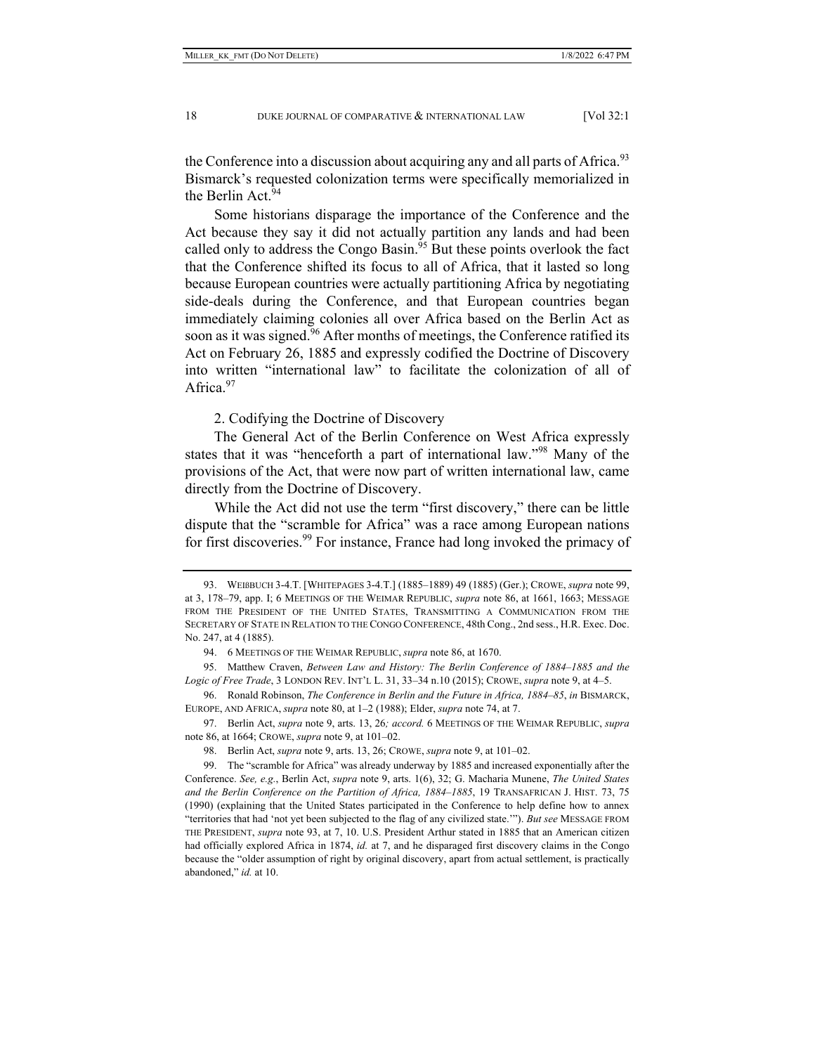the Conference into a discussion about acquiring any and all parts of Africa.[93] Bismarck's requested colonization terms were specifically memorialized in the Berlin Act.[94]

Some historians disparage the importance of the Conference and the Act because they say it did not actually partition any lands and had been called only to address the Congo Basin.[95] But these points overlook the fact that the Conference shifted its focus to all of Africa, that it lasted so long because European countries were actually partitioning Africa by negotiating side-deals during the Conference, and that European countries began immediately claiming colonies all over Africa based on the Berlin Act as soon as it was signed.[96] After months of meetings, the Conference ratified its Act on February 26, 1885 and expressly codified the Doctrine of Discovery into written "international law" to facilitate the colonization of all of Africa.[97]

2. Codifying the Doctrine of Discovery

The General Act of the Berlin Conference on West Africa expressly states that it was "henceforth a part of international law."[98] Many of the provisions of the Act, that were now part of written international law, came directly from the Doctrine of Discovery.

While the Act did not use the term "first discovery," there can be little dispute that the "scramble for Africa" was a race among European nations for first discoveries.[99] For instance, France had long invoked the primacy of

---

93. WEIẞBUCH 3-4.T. [WHITEPAGES 3-4.T.] (1885–1889) 49 (1885) (Ger.); CROWE, *supra* note 99, at 3, 178–79, app. I; 6 MEETINGS OF THE WEIMAR REPUBLIC, *supra* note 86, at 1661, 1663; MESSAGE FROM THE PRESIDENT OF THE UNITED STATES, TRANSMITTING A COMMUNICATION FROM THE SECRETARY OF STATE IN RELATION TO THE CONGO CONFERENCE, 48th Cong., 2nd sess., H.R. Exec. Doc. No. 247, at 4 (1885).

94. 6 MEETINGS OF THE WEIMAR REPUBLIC, *supra* note 86, at 1670.

95. Matthew Craven, *Between Law and History: The Berlin Conference of 1884–1885 and the Logic of Free Trade*, 3 LONDON REV. INT'L L. 31, 33–34 n.10 (2015); CROWE, *supra* note 9, at 4–5.

96. Ronald Robinson, *The Conference in Berlin and the Future in Africa, 1884–85*, *in* BISMARCK, EUROPE, AND AFRICA, *supra* note 80, at 1–2 (1988); Elder, *supra* note 74, at 7.

97. Berlin Act, *supra* note 9, arts. 13, 26*; accord.* 6 MEETINGS OF THE WEIMAR REPUBLIC, *supra* note 86, at 1664; CROWE, *supra* note 9, at 101–02.

98. Berlin Act, *supra* note 9, arts. 13, 26; CROWE, *supra* note 9, at 101–02.

99. The "scramble for Africa" was already underway by 1885 and increased exponentially after the Conference. *See, e.g.*, Berlin Act, *supra* note 9, arts. 1(6), 32; G. Macharia Munene, *The United States and the Berlin Conference on the Partition of Africa, 1884–1885*, 19 TRANSAFRICAN J. HIST. 73, 75 (1990) (explaining that the United States participated in the Conference to help define how to annex "territories that had 'not yet been subjected to the flag of any civilized state.'"). *But see* MESSAGE FROM THE PRESIDENT, *supra* note 93, at 7, 10. U.S. President Arthur stated in 1885 that an American citizen had officially explored Africa in 1874, *id.* at 7, and he disparaged first discovery claims in the Congo because the "older assumption of right by original discovery, apart from actual settlement, is practically abandoned," *id.* at 10.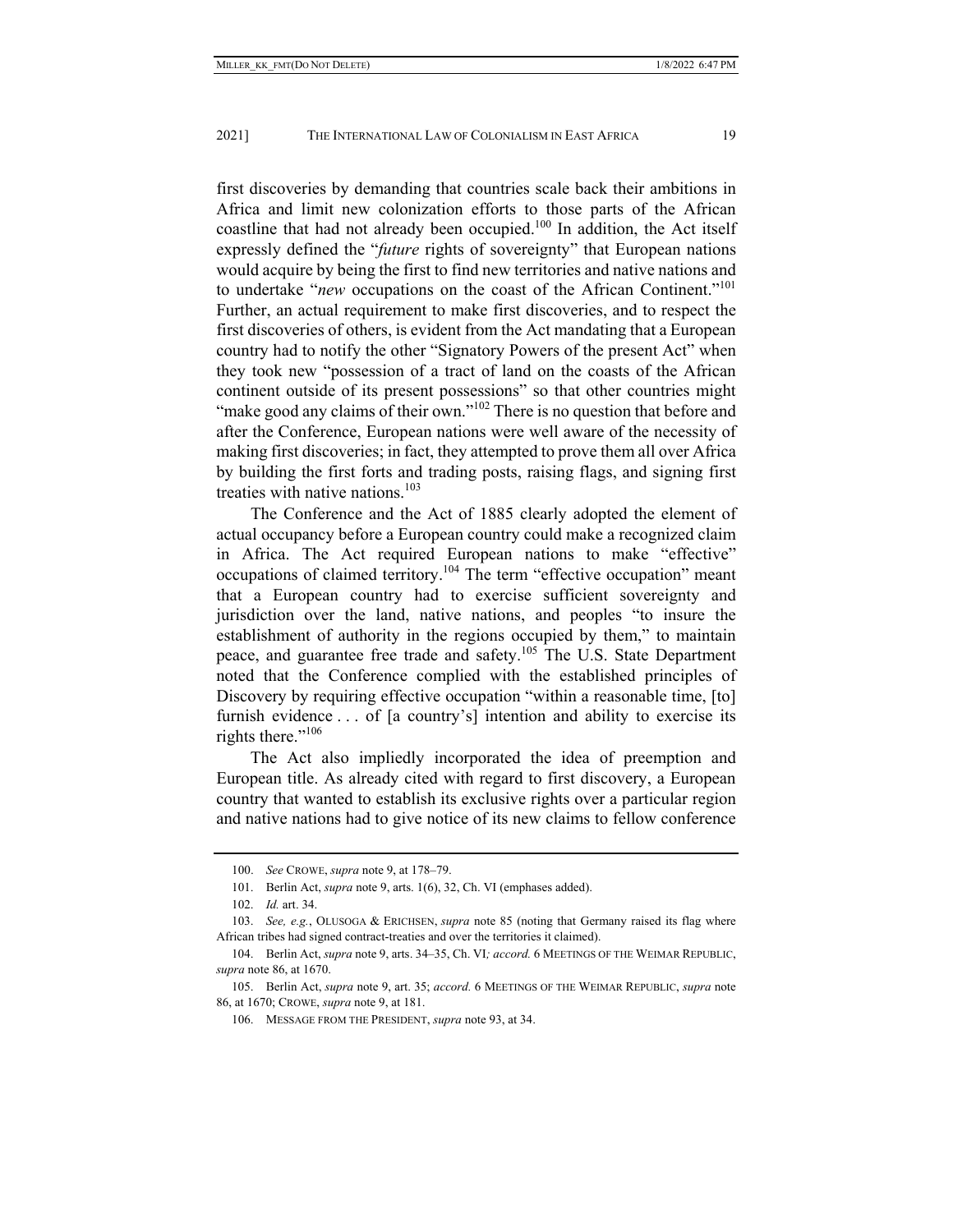first discoveries by demanding that countries scale back their ambitions in Africa and limit new colonization efforts to those parts of the African coastline that had not already been occupied.[100] In addition, the Act itself expressly defined the "*future* rights of sovereignty" that European nations would acquire by being the first to find new territories and native nations and to undertake "*new* occupations on the coast of the African Continent."[101] Further, an actual requirement to make first discoveries, and to respect the first discoveries of others, is evident from the Act mandating that a European country had to notify the other "Signatory Powers of the present Act" when they took new "possession of a tract of land on the coasts of the African continent outside of its present possessions" so that other countries might "make good any claims of their own."[102] There is no question that before and after the Conference, European nations were well aware of the necessity of making first discoveries; in fact, they attempted to prove them all over Africa by building the first forts and trading posts, raising flags, and signing first treaties with native nations.[103]

The Conference and the Act of 1885 clearly adopted the element of actual occupancy before a European country could make a recognized claim in Africa. The Act required European nations to make "effective" occupations of claimed territory.[104] The term "effective occupation" meant that a European country had to exercise sufficient sovereignty and jurisdiction over the land, native nations, and peoples "to insure the establishment of authority in the regions occupied by them," to maintain peace, and guarantee free trade and safety.[105] The U.S. State Department noted that the Conference complied with the established principles of Discovery by requiring effective occupation "within a reasonable time, [to] furnish evidence . . . of [a country's] intention and ability to exercise its rights there."[106]

The Act also impliedly incorporated the idea of preemption and European title. As already cited with regard to first discovery, a European country that wanted to establish its exclusive rights over a particular region and native nations had to give notice of its new claims to fellow conference

---

100. *See* CROWE, *supra* note 9, at 178–79.

101. Berlin Act, *supra* note 9, arts. 1(6), 32, Ch. VI (emphases added).

102. *Id.* art. 34.

103. *See, e.g.*, OLUSOGA & ERICHSEN, *supra* note 85 (noting that Germany raised its flag where African tribes had signed contract-treaties and over the territories it claimed).

104. Berlin Act, *supra* note 9, arts. 34–35, Ch. VI*; accord.* 6 MEETINGS OF THE WEIMAR REPUBLIC, *supra* note 86, at 1670.

105. Berlin Act, *supra* note 9, art. 35; *accord.* 6 MEETINGS OF THE WEIMAR REPUBLIC, *supra* note 86, at 1670; CROWE, *supra* note 9, at 181.

106. MESSAGE FROM THE PRESIDENT, *supra* note 93, at 34.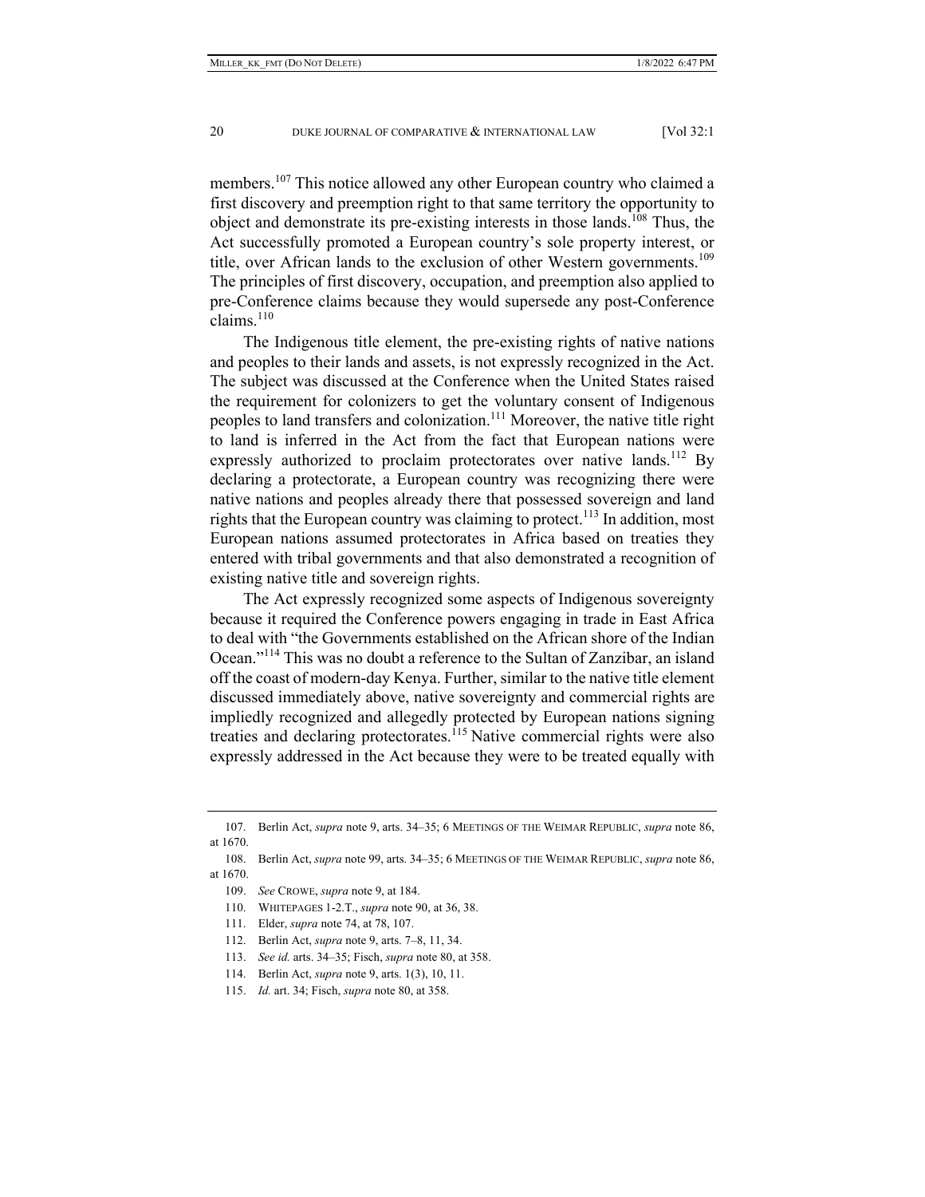members.[107] This notice allowed any other European country who claimed a first discovery and preemption right to that same territory the opportunity to object and demonstrate its pre-existing interests in those lands.[108] Thus, the Act successfully promoted a European country's sole property interest, or title, over African lands to the exclusion of other Western governments.[109] The principles of first discovery, occupation, and preemption also applied to pre-Conference claims because they would supersede any post-Conference claims.[110]

The Indigenous title element, the pre-existing rights of native nations and peoples to their lands and assets, is not expressly recognized in the Act. The subject was discussed at the Conference when the United States raised the requirement for colonizers to get the voluntary consent of Indigenous peoples to land transfers and colonization.[111] Moreover, the native title right to land is inferred in the Act from the fact that European nations were expressly authorized to proclaim protectorates over native lands.[112] By declaring a protectorate, a European country was recognizing there were native nations and peoples already there that possessed sovereign and land rights that the European country was claiming to protect.[113] In addition, most European nations assumed protectorates in Africa based on treaties they entered with tribal governments and that also demonstrated a recognition of existing native title and sovereign rights.

The Act expressly recognized some aspects of Indigenous sovereignty because it required the Conference powers engaging in trade in East Africa to deal with "the Governments established on the African shore of the Indian Ocean."[114] This was no doubt a reference to the Sultan of Zanzibar, an island off the coast of modern-day Kenya. Further, similar to the native title element discussed immediately above, native sovereignty and commercial rights are impliedly recognized and allegedly protected by European nations signing treaties and declaring protectorates.[115] Native commercial rights were also expressly addressed in the Act because they were to be treated equally with

---

107. Berlin Act, *supra* note 9, arts. 34–35; 6 MEETINGS OF THE WEIMAR REPUBLIC, *supra* note 86, at 1670.

108. Berlin Act, *supra* note 99, arts. 34–35; 6 MEETINGS OF THE WEIMAR REPUBLIC, *supra* note 86, at 1670.

109. *See* CROWE, *supra* note 9, at 184.

110. WHITEPAGES 1-2.T., *supra* note 90, at 36, 38.

111. Elder, *supra* note 74, at 78, 107.

112. Berlin Act, *supra* note 9, arts. 7–8, 11, 34.

113. *See id.* arts. 34–35; Fisch, *supra* note 80, at 358.

114. Berlin Act, *supra* note 9, arts. 1(3), 10, 11.

115. *Id.* art. 34; Fisch, *supra* note 80, at 358.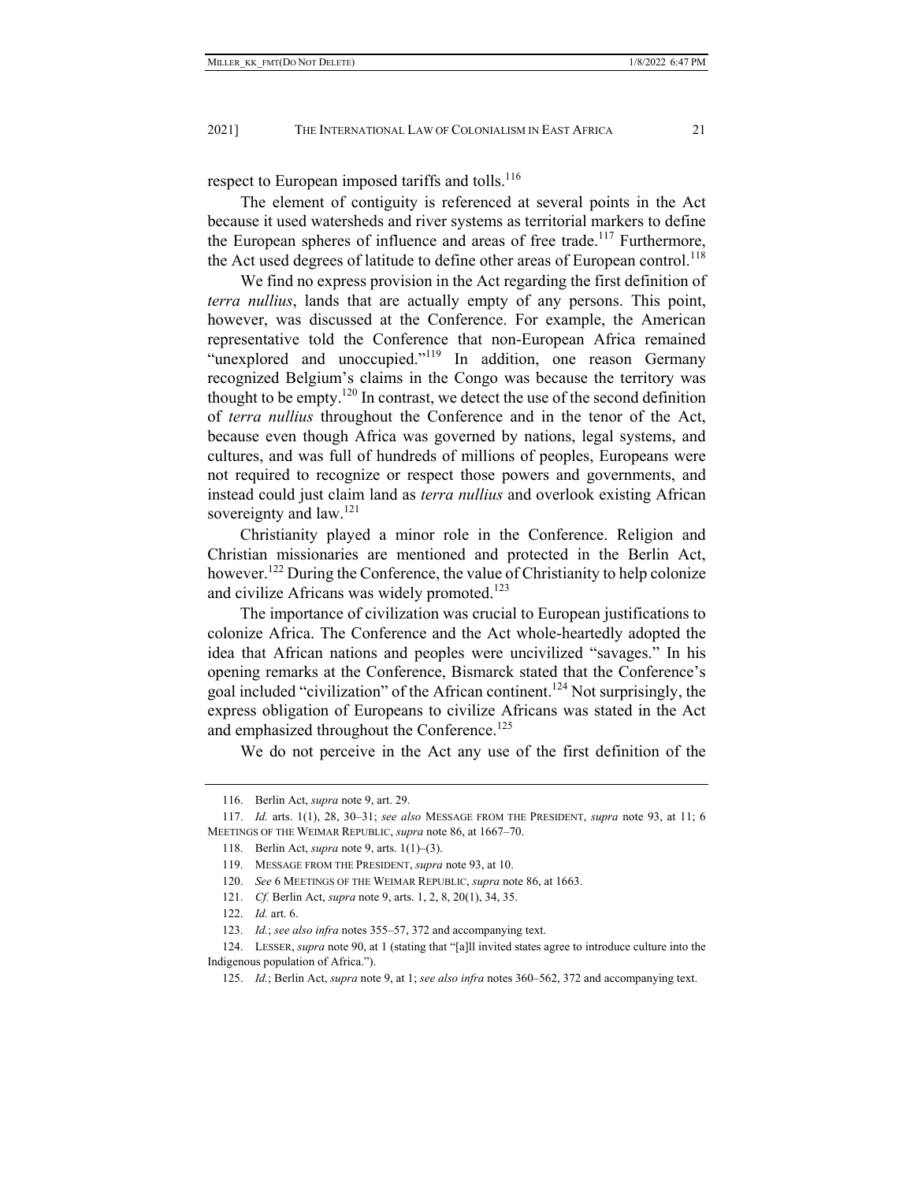respect to European imposed tariffs and tolls.[116]

The element of contiguity is referenced at several points in the Act because it used watersheds and river systems as territorial markers to define the European spheres of influence and areas of free trade.[117] Furthermore, the Act used degrees of latitude to define other areas of European control.[118]

We find no express provision in the Act regarding the first definition of *terra nullius*, lands that are actually empty of any persons. This point, however, was discussed at the Conference. For example, the American representative told the Conference that non-European Africa remained "unexplored and unoccupied."[119] In addition, one reason Germany recognized Belgium's claims in the Congo was because the territory was thought to be empty.[120] In contrast, we detect the use of the second definition of *terra nullius* throughout the Conference and in the tenor of the Act, because even though Africa was governed by nations, legal systems, and cultures, and was full of hundreds of millions of peoples, Europeans were not required to recognize or respect those powers and governments, and instead could just claim land as *terra nullius* and overlook existing African sovereignty and law.[121]

Christianity played a minor role in the Conference. Religion and Christian missionaries are mentioned and protected in the Berlin Act, however.[122] During the Conference, the value of Christianity to help colonize and civilize Africans was widely promoted.[123]

The importance of civilization was crucial to European justifications to colonize Africa. The Conference and the Act whole-heartedly adopted the idea that African nations and peoples were uncivilized "savages." In his opening remarks at the Conference, Bismarck stated that the Conference's goal included "civilization" of the African continent.[124] Not surprisingly, the express obligation of Europeans to civilize Africans was stated in the Act and emphasized throughout the Conference.[125]

We do not perceive in the Act any use of the first definition of the

---

116. Berlin Act, *supra* note 9, art. 29.

117. *Id.* arts. 1(1), 28, 30–31; *see also* MESSAGE FROM THE PRESIDENT, *supra* note 93, at 11; 6 MEETINGS OF THE WEIMAR REPUBLIC, *supra* note 86, at 1667–70.

118. Berlin Act, *supra* note 9, arts. 1(1)–(3).

119. MESSAGE FROM THE PRESIDENT, *supra* note 93, at 10.

120. *See* 6 MEETINGS OF THE WEIMAR REPUBLIC, *supra* note 86, at 1663.

121. *Cf.* Berlin Act, *supra* note 9, arts. 1, 2, 8, 20(1), 34, 35.

122. *Id.* art. 6.

123. *Id.*; *see also infra* notes 355–57, 372 and accompanying text.

124. LESSER, *supra* note 90, at 1 (stating that "[a]ll invited states agree to introduce culture into the Indigenous population of Africa.").

125. *Id.*; Berlin Act, *supra* note 9, at 1; *see also infra* notes 360–562, 372 and accompanying text.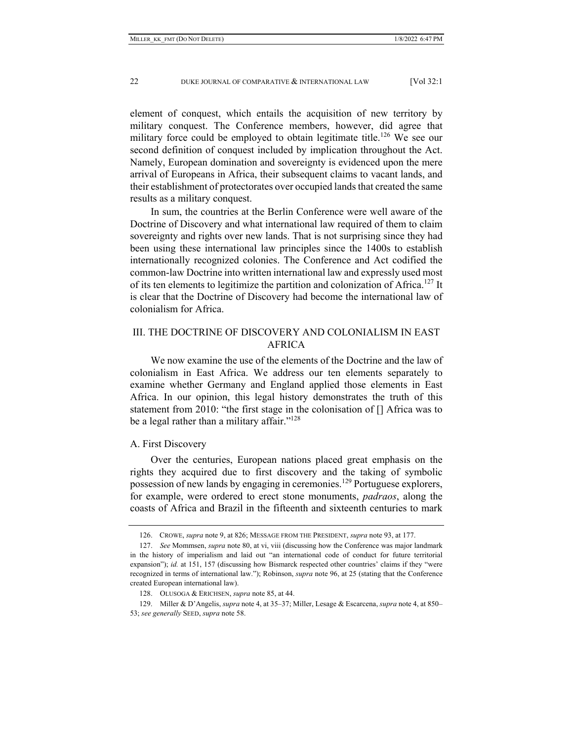element of conquest, which entails the acquisition of new territory by military conquest. The Conference members, however, did agree that military force could be employed to obtain legitimate title.[126] We see our second definition of conquest included by implication throughout the Act. Namely, European domination and sovereignty is evidenced upon the mere arrival of Europeans in Africa, their subsequent claims to vacant lands, and their establishment of protectorates over occupied lands that created the same results as a military conquest.

In sum, the countries at the Berlin Conference were well aware of the Doctrine of Discovery and what international law required of them to claim sovereignty and rights over new lands. That is not surprising since they had been using these international law principles since the 1400s to establish internationally recognized colonies. The Conference and Act codified the common-law Doctrine into written international law and expressly used most of its ten elements to legitimize the partition and colonization of Africa.[127] It is clear that the Doctrine of Discovery had become the international law of colonialism for Africa.

## III. THE DOCTRINE OF DISCOVERY AND COLONIALISM IN EAST AFRICA

We now examine the use of the elements of the Doctrine and the law of colonialism in East Africa. We address our ten elements separately to examine whether Germany and England applied those elements in East Africa. In our opinion, this legal history demonstrates the truth of this statement from 2010: "the first stage in the colonisation of [] Africa was to be a legal rather than a military affair."[128]

### A. First Discovery

Over the centuries, European nations placed great emphasis on the rights they acquired due to first discovery and the taking of symbolic possession of new lands by engaging in ceremonies.[129] Portuguese explorers, for example, were ordered to erect stone monuments, *padraos*, along the coasts of Africa and Brazil in the fifteenth and sixteenth centuries to mark

---

126. CROWE, *supra* note 9, at 826; MESSAGE FROM THE PRESIDENT, *supra* note 93, at 177.

127. *See* Mommsen, *supra* note 80, at vi, viii (discussing how the Conference was major landmark in the history of imperialism and laid out "an international code of conduct for future territorial expansion"); *id.* at 151, 157 (discussing how Bismarck respected other countries' claims if they "were recognized in terms of international law."); Robinson, *supra* note 96, at 25 (stating that the Conference created European international law).

128. OLUSOGA & ERICHSEN, *supra* note 85, at 44.

129. Miller & D'Angelis, *supra* note 4, at 35–37; Miller, Lesage & Escarcena, *supra* note 4, at 850–53; *see generally* SEED, *supra* note 58.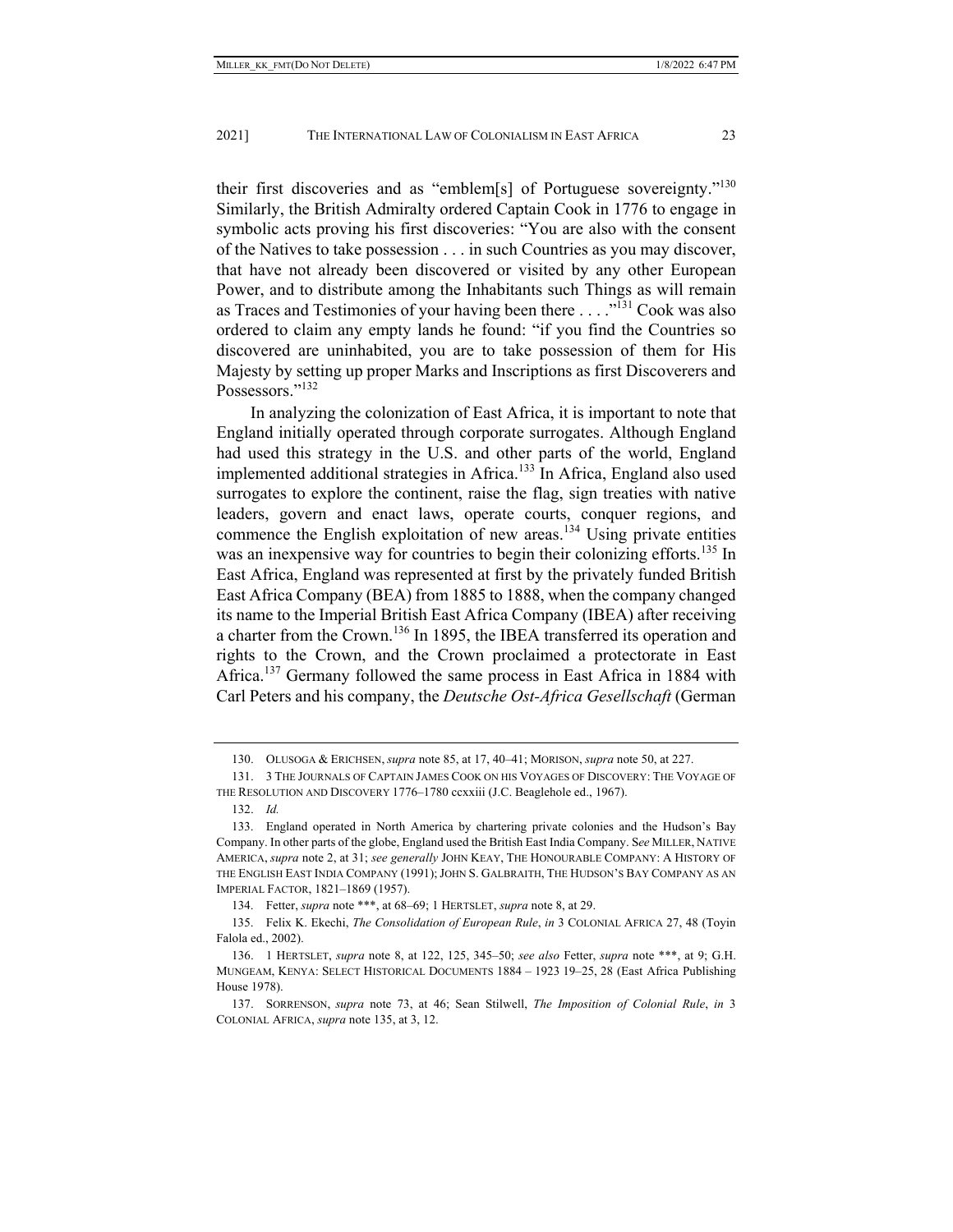their first discoveries and as "emblem[s] of Portuguese sovereignty."[130] Similarly, the British Admiralty ordered Captain Cook in 1776 to engage in symbolic acts proving his first discoveries: "You are also with the consent of the Natives to take possession . . . in such Countries as you may discover, that have not already been discovered or visited by any other European Power, and to distribute among the Inhabitants such Things as will remain as Traces and Testimonies of your having been there . . . ."[131] Cook was also ordered to claim any empty lands he found: "if you find the Countries so discovered are uninhabited, you are to take possession of them for His Majesty by setting up proper Marks and Inscriptions as first Discoverers and Possessors."[132]

In analyzing the colonization of East Africa, it is important to note that England initially operated through corporate surrogates. Although England had used this strategy in the U.S. and other parts of the world, England implemented additional strategies in Africa.[133] In Africa, England also used surrogates to explore the continent, raise the flag, sign treaties with native leaders, govern and enact laws, operate courts, conquer regions, and commence the English exploitation of new areas.[134] Using private entities was an inexpensive way for countries to begin their colonizing efforts.[135] In East Africa, England was represented at first by the privately funded British East Africa Company (BEA) from 1885 to 1888, when the company changed its name to the Imperial British East Africa Company (IBEA) after receiving a charter from the Crown.[136] In 1895, the IBEA transferred its operation and rights to the Crown, and the Crown proclaimed a protectorate in East Africa.[137] Germany followed the same process in East Africa in 1884 with Carl Peters and his company, the *Deutsche Ost-Africa Gesellschaft* (German

---

130. OLUSOGA & ERICHSEN, *supra* note 85, at 17, 40–41; MORISON, *supra* note 50, at 227.

131. 3 THE JOURNALS OF CAPTAIN JAMES COOK ON HIS VOYAGES OF DISCOVERY: THE VOYAGE OF THE RESOLUTION AND DISCOVERY 1776–1780 ccxxiii (J.C. Beaglehole ed., 1967).

132. *Id.*

133. England operated in North America by chartering private colonies and the Hudson's Bay Company. In other parts of the globe, England used the British East India Company. *See* MILLER, NATIVE AMERICA, *supra* note 2, at 31; *see generally* JOHN KEAY, THE HONOURABLE COMPANY: A HISTORY OF THE ENGLISH EAST INDIA COMPANY (1991); JOHN S. GALBRAITH, THE HUDSON'S BAY COMPANY AS AN IMPERIAL FACTOR, 1821–1869 (1957).

134. Fetter, *supra* note ***, at 68–69; 1 HERTSLET, *supra* note 8, at 29.

135. Felix K. Ekechi, *The Consolidation of European Rule*, *in* 3 COLONIAL AFRICA 27, 48 (Toyin Falola ed., 2002).

136. 1 HERTSLET, *supra* note 8, at 122, 125, 345–50; *see also* Fetter, *supra* note ***, at 9; G.H. MUNGEAM, KENYA: SELECT HISTORICAL DOCUMENTS 1884 – 1923 19–25, 28 (East Africa Publishing House 1978).

137. SORRENSON, *supra* note 73, at 46; Sean Stilwell, *The Imposition of Colonial Rule*, *in* 3 COLONIAL AFRICA, *supra* note 135, at 3, 12.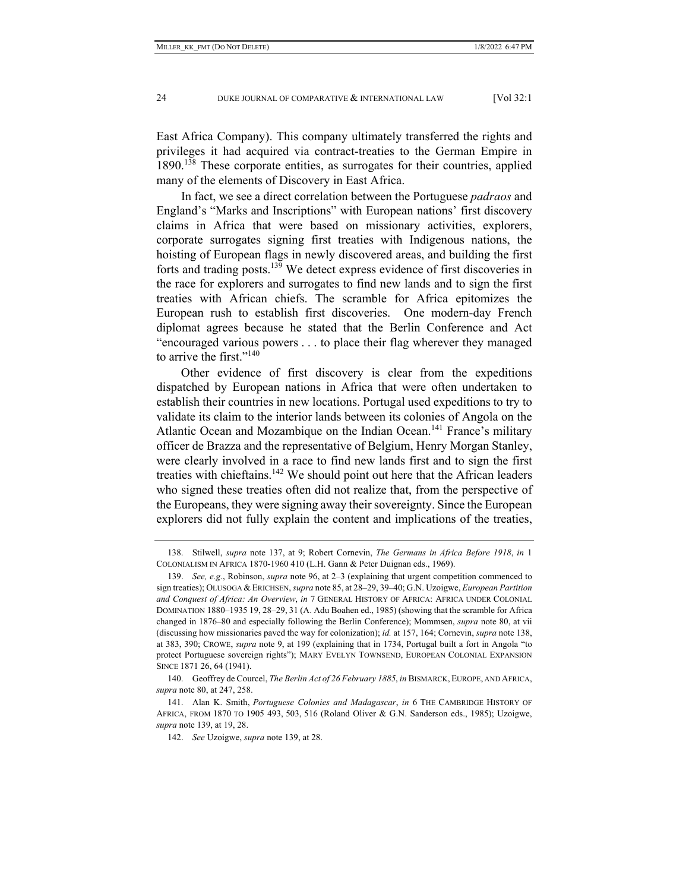East Africa Company). This company ultimately transferred the rights and privileges it had acquired via contract-treaties to the German Empire in 1890.[138] These corporate entities, as surrogates for their countries, applied many of the elements of Discovery in East Africa.

In fact, we see a direct correlation between the Portuguese *padraos* and England's "Marks and Inscriptions" with European nations' first discovery claims in Africa that were based on missionary activities, explorers, corporate surrogates signing first treaties with Indigenous nations, the hoisting of European flags in newly discovered areas, and building the first forts and trading posts.[139] We detect express evidence of first discoveries in the race for explorers and surrogates to find new lands and to sign the first treaties with African chiefs. The scramble for Africa epitomizes the European rush to establish first discoveries. One modern-day French diplomat agrees because he stated that the Berlin Conference and Act "encouraged various powers . . . to place their flag wherever they managed to arrive the first."[140]

Other evidence of first discovery is clear from the expeditions dispatched by European nations in Africa that were often undertaken to establish their countries in new locations. Portugal used expeditions to try to validate its claim to the interior lands between its colonies of Angola on the Atlantic Ocean and Mozambique on the Indian Ocean.[141] France's military officer de Brazza and the representative of Belgium, Henry Morgan Stanley, were clearly involved in a race to find new lands first and to sign the first treaties with chieftains.[142] We should point out here that the African leaders who signed these treaties often did not realize that, from the perspective of the Europeans, they were signing away their sovereignty. Since the European explorers did not fully explain the content and implications of the treaties,

---

138. Stilwell, *supra* note 137, at 9; Robert Cornevin, *The Germans in Africa Before 1918*, *in* 1 COLONIALISM IN AFRICA 1870-1960 410 (L.H. Gann & Peter Duignan eds., 1969).

139. *See, e.g.*, Robinson, *supra* note 96, at 2–3 (explaining that urgent competition commenced to sign treaties); OLUSOGA & ERICHSEN, *supra* note 85, at 28–29, 39–40; G.N. Uzoigwe, *European Partition and Conquest of Africa: An Overview*, *in* 7 GENERAL HISTORY OF AFRICA: AFRICA UNDER COLONIAL DOMINATION 1880–1935 19, 28–29, 31 (A. Adu Boahen ed., 1985) (showing that the scramble for Africa changed in 1876–80 and especially following the Berlin Conference); Mommsen, *supra* note 80, at vii (discussing how missionaries paved the way for colonization); *id.* at 157, 164; Cornevin, *supra* note 138, at 383, 390; CROWE, *supra* note 9, at 199 (explaining that in 1734, Portugal built a fort in Angola "to protect Portuguese sovereign rights"); MARY EVELYN TOWNSEND, EUROPEAN COLONIAL EXPANSION SINCE 1871 26, 64 (1941).

140. Geoffrey de Courcel, *The Berlin Act of 26 February 1885*, *in* BISMARCK, EUROPE, AND AFRICA, *supra* note 80, at 247, 258.

141. Alan K. Smith, *Portuguese Colonies and Madagascar*, *in* 6 THE CAMBRIDGE HISTORY OF AFRICA, FROM 1870 TO 1905 493, 503, 516 (Roland Oliver & G.N. Sanderson eds., 1985); Uzoigwe, *supra* note 139, at 19, 28.

142. *See* Uzoigwe, *supra* note 139, at 28.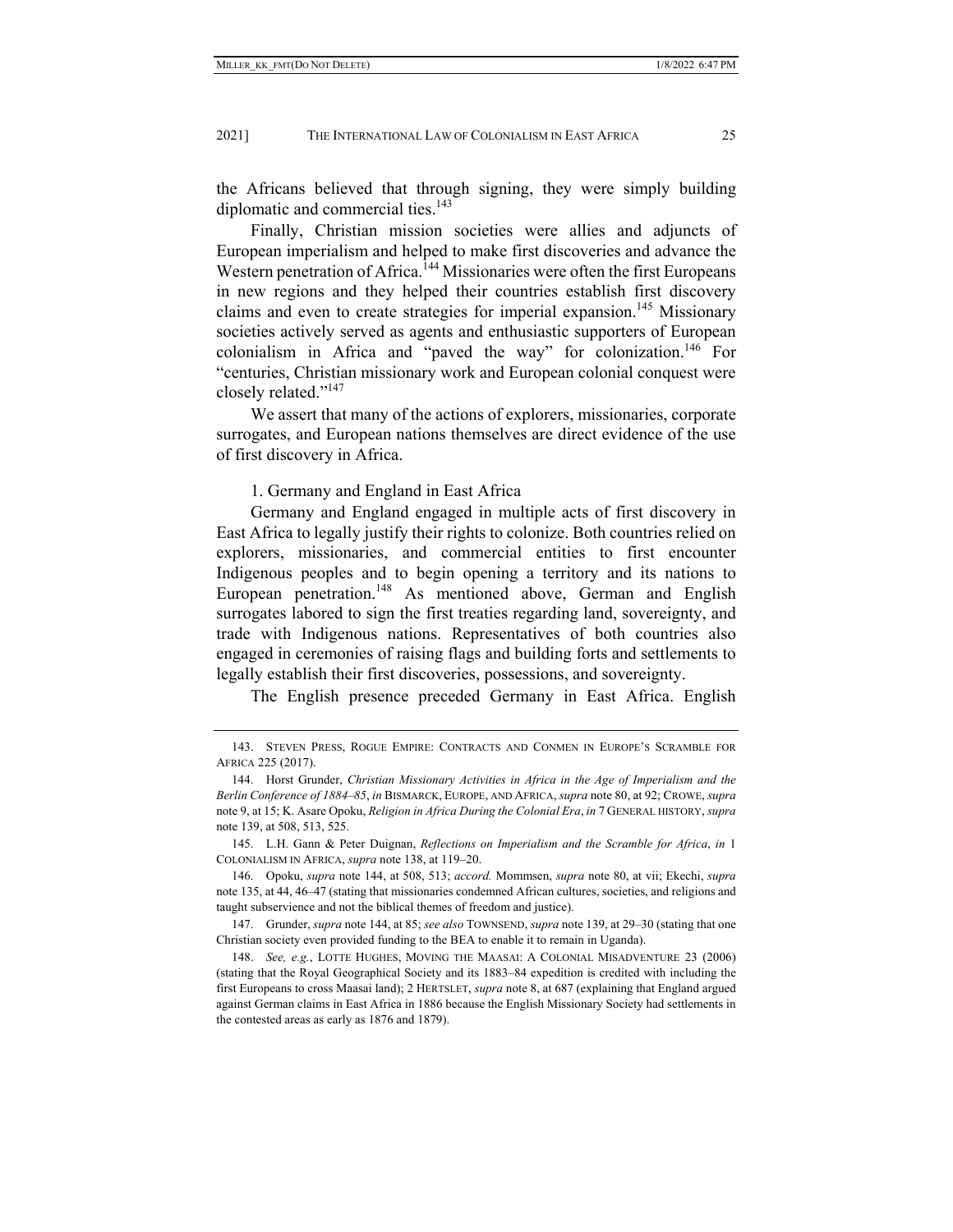the Africans believed that through signing, they were simply building diplomatic and commercial ties.[143]

Finally, Christian mission societies were allies and adjuncts of European imperialism and helped to make first discoveries and advance the Western penetration of Africa.[144] Missionaries were often the first Europeans in new regions and they helped their countries establish first discovery claims and even to create strategies for imperial expansion.[145] Missionary societies actively served as agents and enthusiastic supporters of European colonialism in Africa and "paved the way" for colonization.[146] For "centuries, Christian missionary work and European colonial conquest were closely related."[147]

We assert that many of the actions of explorers, missionaries, corporate surrogates, and European nations themselves are direct evidence of the use of first discovery in Africa.

1. Germany and England in East Africa

Germany and England engaged in multiple acts of first discovery in East Africa to legally justify their rights to colonize. Both countries relied on explorers, missionaries, and commercial entities to first encounter Indigenous peoples and to begin opening a territory and its nations to European penetration.[148] As mentioned above, German and English surrogates labored to sign the first treaties regarding land, sovereignty, and trade with Indigenous nations. Representatives of both countries also engaged in ceremonies of raising flags and building forts and settlements to legally establish their first discoveries, possessions, and sovereignty.

The English presence preceded Germany in East Africa. English

---

143. STEVEN PRESS, ROGUE EMPIRE: CONTRACTS AND CONMEN IN EUROPE'S SCRAMBLE FOR AFRICA 225 (2017).

144. Horst Grunder, *Christian Missionary Activities in Africa in the Age of Imperialism and the Berlin Conference of 1884–85*, *in* BISMARCK, EUROPE, AND AFRICA, *supra* note 80, at 92; CROWE, *supra* note 9, at 15; K. Asare Opoku, *Religion in Africa During the Colonial Era*, *in* 7 GENERAL HISTORY, *supra* note 139, at 508, 513, 525.

145. L.H. Gann & Peter Duignan, *Reflections on Imperialism and the Scramble for Africa*, *in* 1 COLONIALISM IN AFRICA, *supra* note 138, at 119–20.

146. Opoku, *supra* note 144, at 508, 513; *accord.* Mommsen, *supra* note 80, at vii; Ekechi, *supra* note 135, at 44, 46–47 (stating that missionaries condemned African cultures, societies, and religions and taught subservience and not the biblical themes of freedom and justice).

147. Grunder, *supra* note 144, at 85; *see also* TOWNSEND, *supra* note 139, at 29–30 (stating that one Christian society even provided funding to the BEA to enable it to remain in Uganda).

148. *See, e.g.*, LOTTE HUGHES, MOVING THE MAASAI: A COLONIAL MISADVENTURE 23 (2006) (stating that the Royal Geographical Society and its 1883–84 expedition is credited with including the first Europeans to cross Maasai land); 2 HERTSLET, *supra* note 8, at 687 (explaining that England argued against German claims in East Africa in 1886 because the English Missionary Society had settlements in the contested areas as early as 1876 and 1879).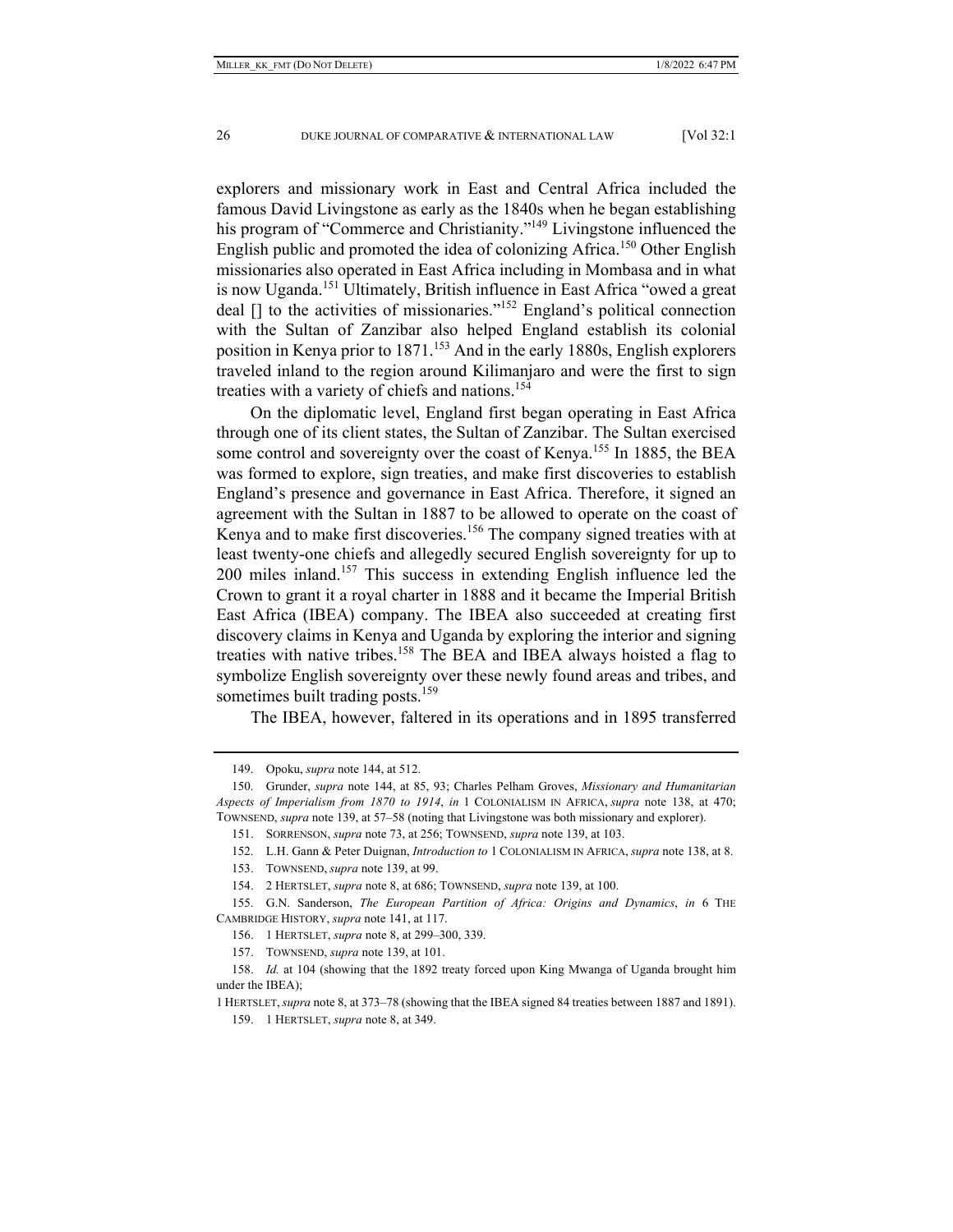explorers and missionary work in East and Central Africa included the famous David Livingstone as early as the 1840s when he began establishing his program of "Commerce and Christianity."[149] Livingstone influenced the English public and promoted the idea of colonizing Africa.[150] Other English missionaries also operated in East Africa including in Mombasa and in what is now Uganda.[151] Ultimately, British influence in East Africa "owed a great deal [] to the activities of missionaries."[152] England's political connection with the Sultan of Zanzibar also helped England establish its colonial position in Kenya prior to 1871.[153] And in the early 1880s, English explorers traveled inland to the region around Kilimanjaro and were the first to sign treaties with a variety of chiefs and nations.[154]

On the diplomatic level, England first began operating in East Africa through one of its client states, the Sultan of Zanzibar. The Sultan exercised some control and sovereignty over the coast of Kenya.[155] In 1885, the BEA was formed to explore, sign treaties, and make first discoveries to establish England's presence and governance in East Africa. Therefore, it signed an agreement with the Sultan in 1887 to be allowed to operate on the coast of Kenya and to make first discoveries.[156] The company signed treaties with at least twenty-one chiefs and allegedly secured English sovereignty for up to 200 miles inland.[157] This success in extending English influence led the Crown to grant it a royal charter in 1888 and it became the Imperial British East Africa (IBEA) company. The IBEA also succeeded at creating first discovery claims in Kenya and Uganda by exploring the interior and signing treaties with native tribes.[158] The BEA and IBEA always hoisted a flag to symbolize English sovereignty over these newly found areas and tribes, and sometimes built trading posts.[159]

The IBEA, however, faltered in its operations and in 1895 transferred

---

149. Opoku, *supra* note 144, at 512.

150. Grunder, *supra* note 144, at 85, 93; Charles Pelham Groves, *Missionary and Humanitarian Aspects of Imperialism from 1870 to 1914*, *in* 1 COLONIALISM IN AFRICA, *supra* note 138, at 470; TOWNSEND, *supra* note 139, at 57–58 (noting that Livingstone was both missionary and explorer).

151. SORRENSON, *supra* note 73, at 256; TOWNSEND, *supra* note 139, at 103.

152. L.H. Gann & Peter Duignan, *Introduction to* 1 COLONIALISM IN AFRICA, *supra* note 138, at 8.

153. TOWNSEND, *supra* note 139, at 99.

154. 2 HERTSLET, *supra* note 8, at 686; TOWNSEND, *supra* note 139, at 100.

155. G.N. Sanderson, *The European Partition of Africa: Origins and Dynamics*, *in* 6 THE CAMBRIDGE HISTORY, *supra* note 141, at 117.

156. 1 HERTSLET, *supra* note 8, at 299–300, 339.

157. TOWNSEND, *supra* note 139, at 101.

158. *Id.* at 104 (showing that the 1892 treaty forced upon King Mwanga of Uganda brought him under the IBEA);
1 HERTSLET, *supra* note 8, at 373–78 (showing that the IBEA signed 84 treaties between 1887 and 1891).

159. 1 HERTSLET, *supra* note 8, at 349.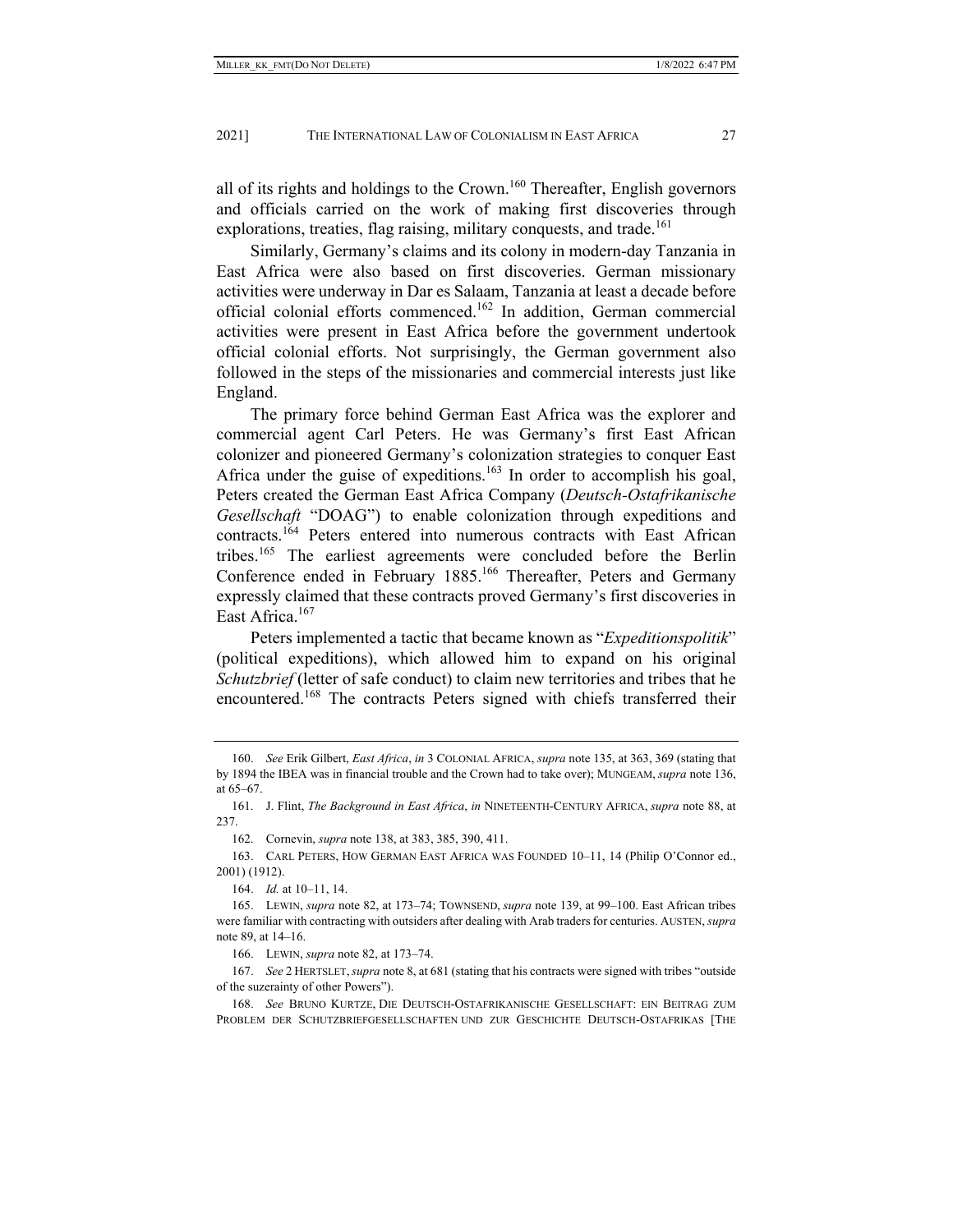all of its rights and holdings to the Crown.[160] Thereafter, English governors and officials carried on the work of making first discoveries through explorations, treaties, flag raising, military conquests, and trade.[161]

Similarly, Germany's claims and its colony in modern-day Tanzania in East Africa were also based on first discoveries. German missionary activities were underway in Dar es Salaam, Tanzania at least a decade before official colonial efforts commenced.[162] In addition, German commercial activities were present in East Africa before the government undertook official colonial efforts. Not surprisingly, the German government also followed in the steps of the missionaries and commercial interests just like England.

The primary force behind German East Africa was the explorer and commercial agent Carl Peters. He was Germany's first East African colonizer and pioneered Germany's colonization strategies to conquer East Africa under the guise of expeditions.[163] In order to accomplish his goal, Peters created the German East Africa Company (*Deutsch-Ostafrikanische Gesellschaft* "DOAG") to enable colonization through expeditions and contracts.[164] Peters entered into numerous contracts with East African tribes.[165] The earliest agreements were concluded before the Berlin Conference ended in February 1885.[166] Thereafter, Peters and Germany expressly claimed that these contracts proved Germany's first discoveries in East Africa.[167]

Peters implemented a tactic that became known as "*Expeditionspolitik*" (political expeditions), which allowed him to expand on his original *Schutzbrief* (letter of safe conduct) to claim new territories and tribes that he encountered.[168] The contracts Peters signed with chiefs transferred their

---

160. *See* Erik Gilbert, *East Africa*, *in* 3 COLONIAL AFRICA, *supra* note 135, at 363, 369 (stating that by 1894 the IBEA was in financial trouble and the Crown had to take over); MUNGEAM, *supra* note 136, at 65–67.

161. J. Flint, *The Background in East Africa*, *in* NINETEENTH-CENTURY AFRICA, *supra* note 88, at 237.

162. Cornevin, *supra* note 138, at 383, 385, 390, 411.

163. CARL PETERS, HOW GERMAN EAST AFRICA WAS FOUNDED 10–11, 14 (Philip O'Connor ed., 2001) (1912).

164. *Id.* at 10–11, 14.

165. LEWIN, *supra* note 82, at 173–74; TOWNSEND, *supra* note 139, at 99–100. East African tribes were familiar with contracting with outsiders after dealing with Arab traders for centuries. AUSTEN, *supra* note 89, at 14–16.

166. LEWIN, *supra* note 82, at 173–74.

167. *See* 2 HERTSLET, *supra* note 8, at 681 (stating that his contracts were signed with tribes "outside of the suzerainty of other Powers").

168. *See* BRUNO KURTZE, DIE DEUTSCH-OSTAFRIKANISCHE GESELLSCHAFT: EIN BEITRAG ZUM PROBLEM DER SCHUTZBRIEFGESELLSCHAFTEN UND ZUR GESCHICHTE DEUTSCH-OSTAFRIKAS [THE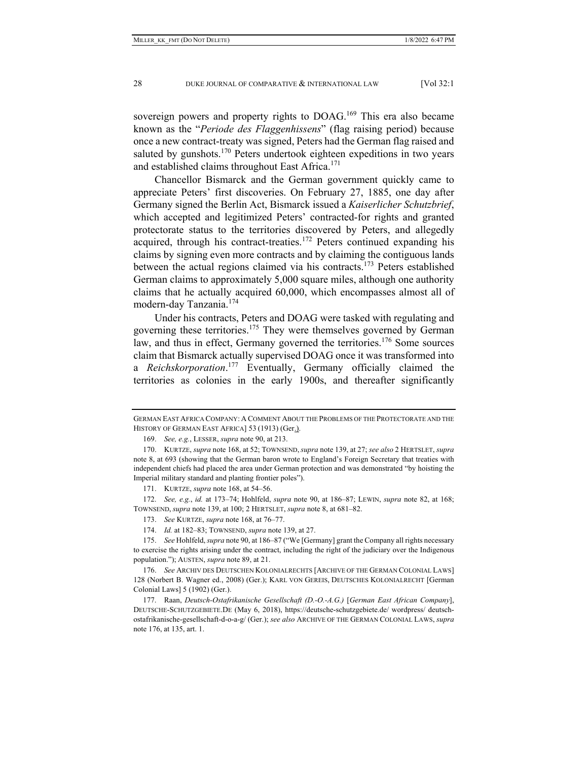sovereign powers and property rights to DOAG.[169] This era also became known as the "*Periode des Flaggenhissens*" (flag raising period) because once a new contract-treaty was signed, Peters had the German flag raised and saluted by gunshots.[170] Peters undertook eighteen expeditions in two years and established claims throughout East Africa.[171]

Chancellor Bismarck and the German government quickly came to appreciate Peters' first discoveries. On February 27, 1885, one day after Germany signed the Berlin Act, Bismarck issued a *Kaiserlicher Schutzbrief*, which accepted and legitimized Peters' contracted-for rights and granted protectorate status to the territories discovered by Peters, and allegedly acquired, through his contract-treaties.[172] Peters continued expanding his claims by signing even more contracts and by claiming the contiguous lands between the actual regions claimed via his contracts.[173] Peters established German claims to approximately 5,000 square miles, although one authority claims that he actually acquired 60,000, which encompasses almost all of modern-day Tanzania.[174]

Under his contracts, Peters and DOAG were tasked with regulating and governing these territories.[175] They were themselves governed by German law, and thus in effect, Germany governed the territories.[176] Some sources claim that Bismarck actually supervised DOAG once it was transformed into a *Reichskorporation*.[177] Eventually, Germany officially claimed the territories as colonies in the early 1900s, and thereafter significantly

---

GERMAN EAST AFRICA COMPANY: A COMMENT ABOUT THE PROBLEMS OF THE PROTECTORATE AND THE HISTORY OF GERMAN EAST AFRICA] 53 (1913) (Ger.).

169. *See, e.g.*, LESSER, *supra* note 90, at 213.

170. KURTZE, *supra* note 168, at 52; TOWNSEND, *supra* note 139, at 27; *see also* 2 HERTSLET, *supra* note 8, at 693 (showing that the German baron wrote to England's Foreign Secretary that treaties with independent chiefs had placed the area under German protection and was demonstrated "by hoisting the Imperial military standard and planting frontier poles").

171. KURTZE, *supra* note 168, at 54–56.

172. *See, e.g.*, *id.* at 173–74; Hohlfeld, *supra* note 90, at 186–87; LEWIN, *supra* note 82, at 168; TOWNSEND, *supra* note 139, at 100; 2 HERTSLET, *supra* note 8, at 681–82.

173. *See* KURTZE, *supra* note 168, at 76–77.

174. *Id.* at 182–83; TOWNSEND, *supra* note 139, at 27.

175. *See* Hohlfeld, *supra* note 90, at 186–87 ("We [Germany] grant the Company all rights necessary to exercise the rights arising under the contract, including the right of the judiciary over the Indigenous population."); AUSTEN, *supra* note 89, at 21.

176. *See* ARCHIV DES DEUTSCHEN KOLONIALRECHTS [ARCHIVE OF THE GERMAN COLONIAL LAWS] 128 (Norbert B. Wagner ed., 2008) (Ger.); KARL VON GEREIS, DEUTSCHES KOLONIALRECHT [German Colonial Laws] 5 (1902) (Ger.).

177. Raan, *Deutsch-Ostafrikanische Gesellschaft (D.-O.-A.G.)* [*German East African Company*], DEUTSCHE-SCHUTZGEBIETE.DE (May 6, 2018), https://deutsche-schutzgebiete.de/ wordpress/ deutsch-ostafrikanische-gesellschaft-d-o-a-g/ (Ger.); *see also* ARCHIVE OF THE GERMAN COLONIAL LAWS, *supra* note 176, at 135, art. 1.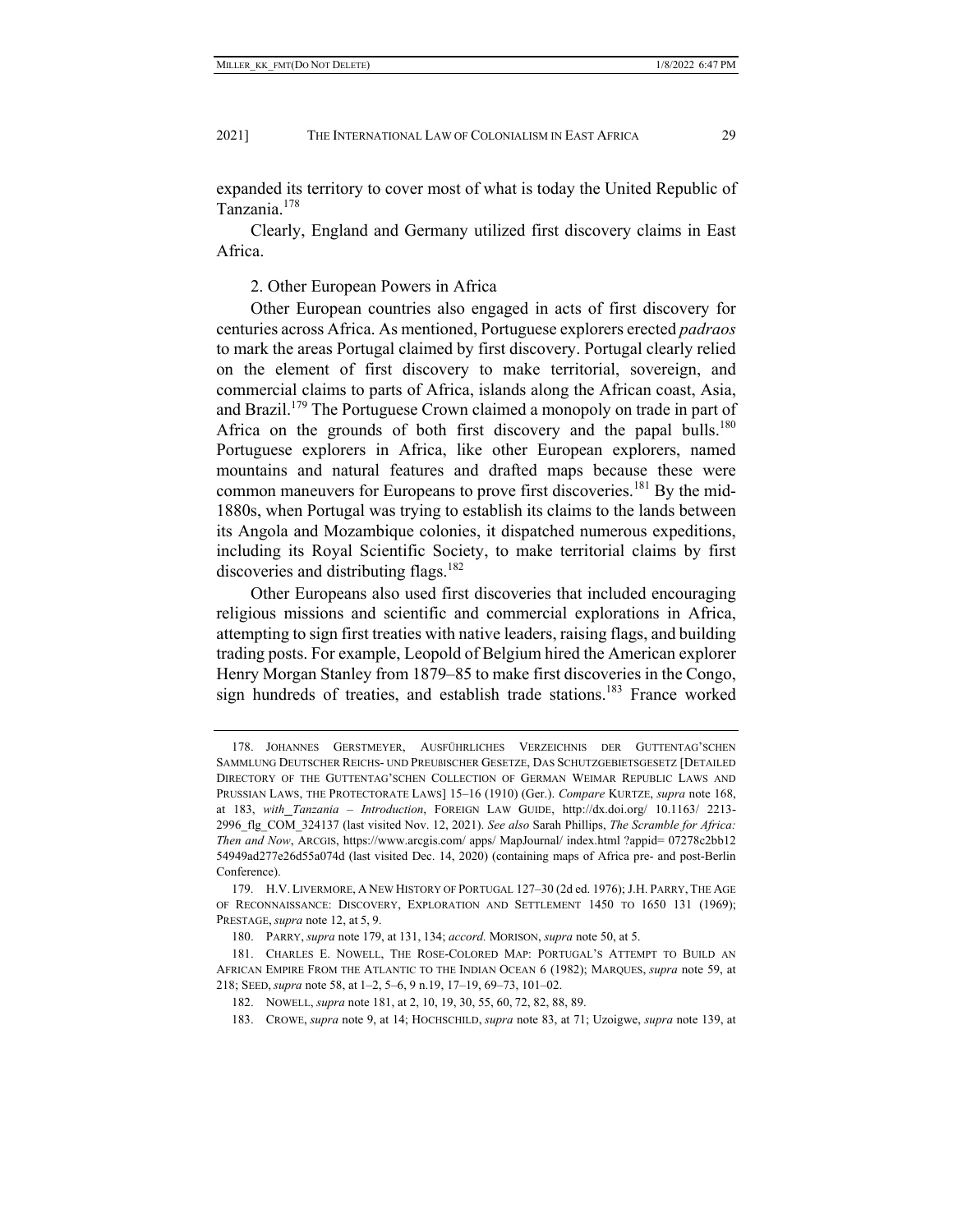expanded its territory to cover most of what is today the United Republic of Tanzania.[178]

Clearly, England and Germany utilized first discovery claims in East Africa.

### 2. Other European Powers in Africa

Other European countries also engaged in acts of first discovery for centuries across Africa. As mentioned, Portuguese explorers erected *padraos* to mark the areas Portugal claimed by first discovery. Portugal clearly relied on the element of first discovery to make territorial, sovereign, and commercial claims to parts of Africa, islands along the African coast, Asia, and Brazil.[179] The Portuguese Crown claimed a monopoly on trade in part of Africa on the grounds of both first discovery and the papal bulls.[180] Portuguese explorers in Africa, like other European explorers, named mountains and natural features and drafted maps because these were common maneuvers for Europeans to prove first discoveries.[181] By the mid-1880s, when Portugal was trying to establish its claims to the lands between its Angola and Mozambique colonies, it dispatched numerous expeditions, including its Royal Scientific Society, to make territorial claims by first discoveries and distributing flags.[182]

Other Europeans also used first discoveries that included encouraging religious missions and scientific and commercial explorations in Africa, attempting to sign first treaties with native leaders, raising flags, and building trading posts. For example, Leopold of Belgium hired the American explorer Henry Morgan Stanley from 1879–85 to make first discoveries in the Congo, sign hundreds of treaties, and establish trade stations.[183] France worked

---

178. JOHANNES GERSTMEYER, AUSFÜHRLICHES VERZEICHNIS DER GUTTENTAG'SCHEN SAMMLUNG DEUTSCHER REICHS- UND PREUßISCHER GESETZE, DAS SCHUTZGEBIETSGESETZ [DETAILED DIRECTORY OF THE GUTTENTAG'SCHEN COLLECTION OF GERMAN WEIMAR REPUBLIC LAWS AND PRUSSIAN LAWS, THE PROTECTORATE LAWS] 15–16 (1910) (Ger.). *Compare* KURTZE, *supra* note 168, at 183, *with Tanzania – Introduction*, FOREIGN LAW GUIDE, http://dx.doi.org/ 10.1163/ 2213-2996_flg_COM_324137 (last visited Nov. 12, 2021). *See also* Sarah Phillips, *The Scramble for Africa: Then and Now*, ARCGIS, https://www.arcgis.com/ apps/ MapJournal/ index.html ?appid= 07278c2bb12 54949ad277e26d55a074d (last visited Dec. 14, 2020) (containing maps of Africa pre- and post-Berlin Conference).

179. H.V. LIVERMORE, A NEW HISTORY OF PORTUGAL 127–30 (2d ed. 1976); J.H. PARRY, THE AGE OF RECONNAISSANCE: DISCOVERY, EXPLORATION AND SETTLEMENT 1450 TO 1650 131 (1969); PRESTAGE, *supra* note 12, at 5, 9.

180. PARRY, *supra* note 179, at 131, 134; *accord.* MORISON, *supra* note 50, at 5.

181. CHARLES E. NOWELL, THE ROSE-COLORED MAP: PORTUGAL'S ATTEMPT TO BUILD AN AFRICAN EMPIRE FROM THE ATLANTIC TO THE INDIAN OCEAN 6 (1982); MARQUES, *supra* note 59, at 218; SEED, *supra* note 58, at 1–2, 5–6, 9 n.19, 17–19, 69–73, 101–02.

182. NOWELL, *supra* note 181, at 2, 10, 19, 30, 55, 60, 72, 82, 88, 89.

183. CROWE, *supra* note 9, at 14; HOCHSCHILD, *supra* note 83, at 71; Uzoigwe, *supra* note 139, at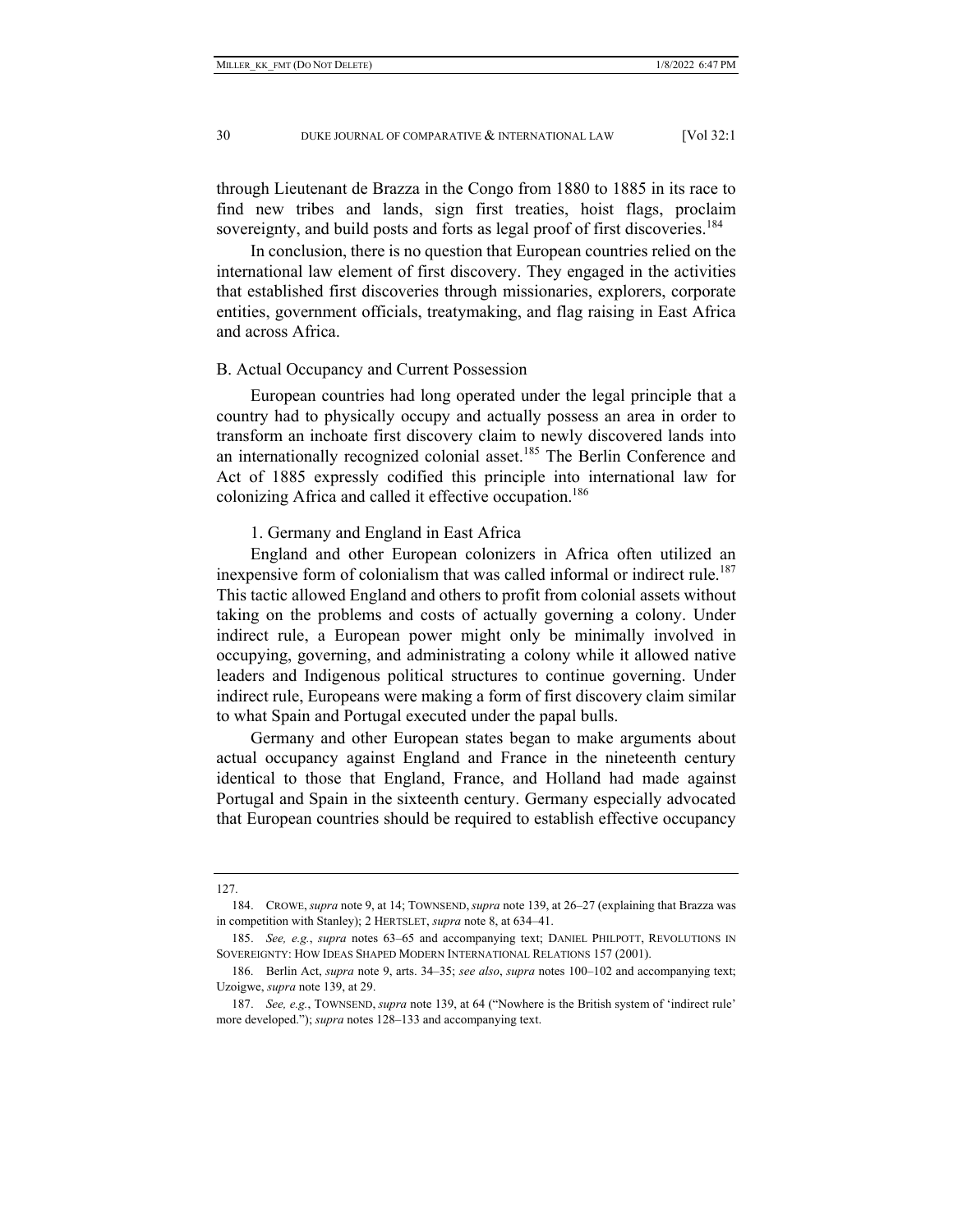through Lieutenant de Brazza in the Congo from 1880 to 1885 in its race to find new tribes and lands, sign first treaties, hoist flags, proclaim sovereignty, and build posts and forts as legal proof of first discoveries.[184]

In conclusion, there is no question that European countries relied on the international law element of first discovery. They engaged in the activities that established first discoveries through missionaries, explorers, corporate entities, government officials, treatymaking, and flag raising in East Africa and across Africa.

### B. Actual Occupancy and Current Possession

European countries had long operated under the legal principle that a country had to physically occupy and actually possess an area in order to transform an inchoate first discovery claim to newly discovered lands into an internationally recognized colonial asset.[185] The Berlin Conference and Act of 1885 expressly codified this principle into international law for colonizing Africa and called it effective occupation.[186]

#### 1. Germany and England in East Africa

England and other European colonizers in Africa often utilized an inexpensive form of colonialism that was called informal or indirect rule.[187] This tactic allowed England and others to profit from colonial assets without taking on the problems and costs of actually governing a colony. Under indirect rule, a European power might only be minimally involved in occupying, governing, and administrating a colony while it allowed native leaders and Indigenous political structures to continue governing. Under indirect rule, Europeans were making a form of first discovery claim similar to what Spain and Portugal executed under the papal bulls.

Germany and other European states began to make arguments about actual occupancy against England and France in the nineteenth century identical to those that England, France, and Holland had made against Portugal and Spain in the sixteenth century. Germany especially advocated that European countries should be required to establish effective occupancy

---

127.

184. CROWE, *supra* note 9, at 14; TOWNSEND, *supra* note 139, at 26–27 (explaining that Brazza was in competition with Stanley); 2 HERTSLET, *supra* note 8, at 634–41.

185. *See, e.g.*, *supra* notes 63–65 and accompanying text; DANIEL PHILPOTT, REVOLUTIONS IN SOVEREIGNTY: HOW IDEAS SHAPED MODERN INTERNATIONAL RELATIONS 157 (2001).

186. Berlin Act, *supra* note 9, arts. 34–35; *see also*, *supra* notes 100–102 and accompanying text; Uzoigwe, *supra* note 139, at 29.

187. *See, e.g.*, TOWNSEND, *supra* note 139, at 64 ("Nowhere is the British system of 'indirect rule' more developed."); *supra* notes 128–133 and accompanying text.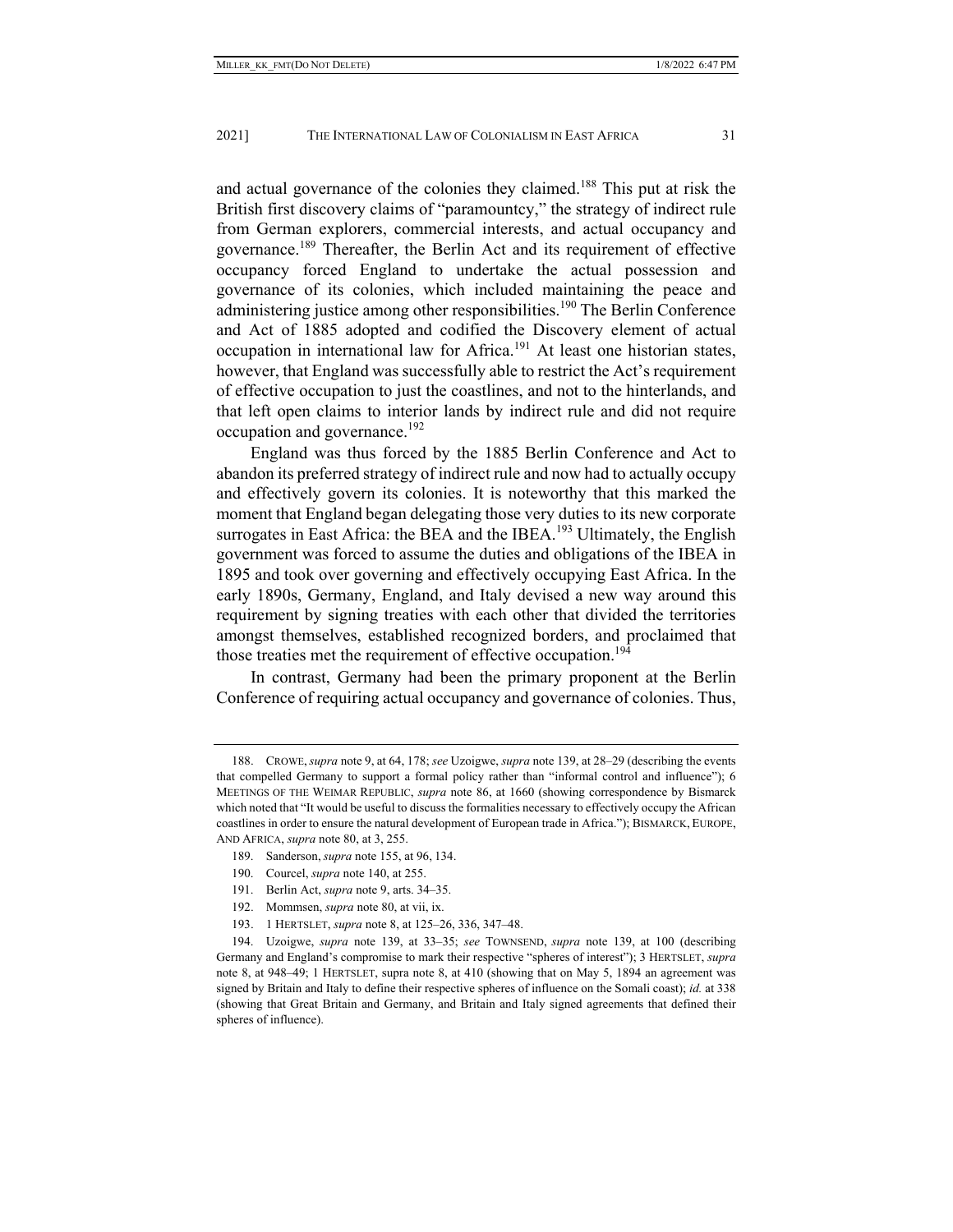and actual governance of the colonies they claimed.[188] This put at risk the British first discovery claims of "paramountcy," the strategy of indirect rule from German explorers, commercial interests, and actual occupancy and governance.[189] Thereafter, the Berlin Act and its requirement of effective occupancy forced England to undertake the actual possession and governance of its colonies, which included maintaining the peace and administering justice among other responsibilities.[190] The Berlin Conference and Act of 1885 adopted and codified the Discovery element of actual occupation in international law for Africa.[191] At least one historian states, however, that England was successfully able to restrict the Act's requirement of effective occupation to just the coastlines, and not to the hinterlands, and that left open claims to interior lands by indirect rule and did not require occupation and governance.[192]

England was thus forced by the 1885 Berlin Conference and Act to abandon its preferred strategy of indirect rule and now had to actually occupy and effectively govern its colonies. It is noteworthy that this marked the moment that England began delegating those very duties to its new corporate surrogates in East Africa: the BEA and the IBEA.[193] Ultimately, the English government was forced to assume the duties and obligations of the IBEA in 1895 and took over governing and effectively occupying East Africa. In the early 1890s, Germany, England, and Italy devised a new way around this requirement by signing treaties with each other that divided the territories amongst themselves, established recognized borders, and proclaimed that those treaties met the requirement of effective occupation.[194]

In contrast, Germany had been the primary proponent at the Berlin Conference of requiring actual occupancy and governance of colonies. Thus,

---

188. CROWE, *supra* note 9, at 64, 178; *see* Uzoigwe, *supra* note 139, at 28–29 (describing the events that compelled Germany to support a formal policy rather than "informal control and influence"); 6 MEETINGS OF THE WEIMAR REPUBLIC, *supra* note 86, at 1660 (showing correspondence by Bismarck which noted that "It would be useful to discuss the formalities necessary to effectively occupy the African coastlines in order to ensure the natural development of European trade in Africa."); BISMARCK, EUROPE, AND AFRICA, *supra* note 80, at 3, 255.

189. Sanderson, *supra* note 155, at 96, 134.

190. Courcel, *supra* note 140, at 255.

191. Berlin Act, *supra* note 9, arts. 34–35.

192. Mommsen, *supra* note 80, at vii, ix.

193. 1 HERTSLET, *supra* note 8, at 125–26, 336, 347–48.

194. Uzoigwe, *supra* note 139, at 33–35; *see* TOWNSEND, *supra* note 139, at 100 (describing Germany and England's compromise to mark their respective "spheres of interest"); 3 HERTSLET, *supra* note 8, at 948–49; 1 HERTSLET, supra note 8, at 410 (showing that on May 5, 1894 an agreement was signed by Britain and Italy to define their respective spheres of influence on the Somali coast); *id.* at 338 (showing that Great Britain and Germany, and Britain and Italy signed agreements that defined their spheres of influence).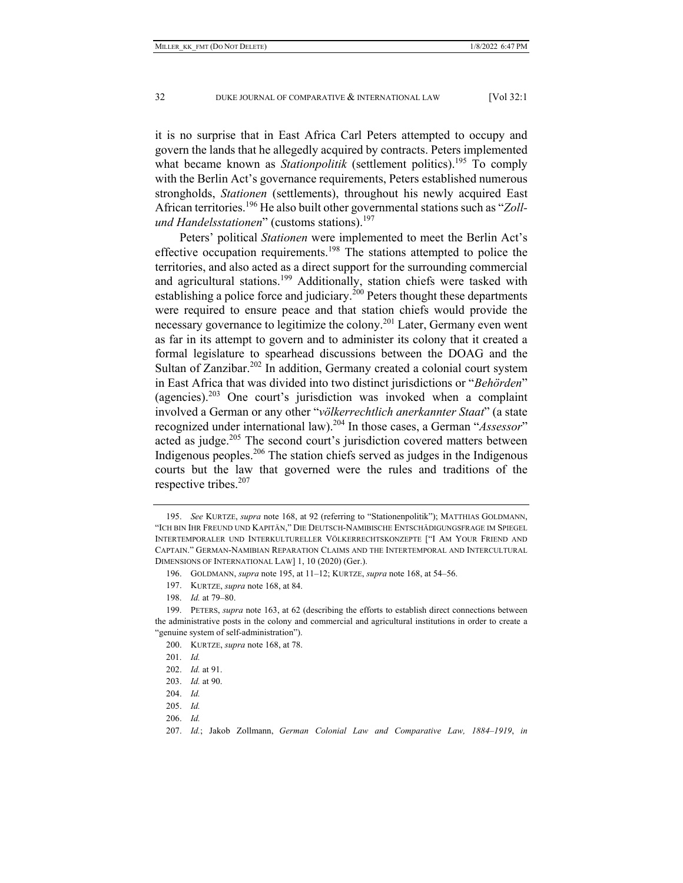it is no surprise that in East Africa Carl Peters attempted to occupy and govern the lands that he allegedly acquired by contracts. Peters implemented what became known as *Stationpolitik* (settlement politics).[195] To comply with the Berlin Act's governance requirements, Peters established numerous strongholds, *Stationen* (settlements), throughout his newly acquired East African territories.[196] He also built other governmental stations such as "*Zoll- und Handelsstationen*" (customs stations).[197]

Peters' political *Stationen* were implemented to meet the Berlin Act's effective occupation requirements.[198] The stations attempted to police the territories, and also acted as a direct support for the surrounding commercial and agricultural stations.[199] Additionally, station chiefs were tasked with establishing a police force and judiciary.[200] Peters thought these departments were required to ensure peace and that station chiefs would provide the necessary governance to legitimize the colony.[201] Later, Germany even went as far in its attempt to govern and to administer its colony that it created a formal legislature to spearhead discussions between the DOAG and the Sultan of Zanzibar.[202] In addition, Germany created a colonial court system in East Africa that was divided into two distinct jurisdictions or "*Behörden*" (agencies).[203] One court's jurisdiction was invoked when a complaint involved a German or any other "*völkerrechtlich anerkannter Staat*" (a state recognized under international law).[204] In those cases, a German "*Assessor*" acted as judge.[205] The second court's jurisdiction covered matters between Indigenous peoples.[206] The station chiefs served as judges in the Indigenous courts but the law that governed were the rules and traditions of the respective tribes.[207]

---

195. *See* KURTZE, *supra* note 168, at 92 (referring to "Stationenpolitik"); MATTHIAS GOLDMANN, "ICH BIN IHR FREUND UND KAPITÄN," DIE DEUTSCH-NAMIBISCHE ENTSCHÄDIGUNGSFRAGE IM SPIEGEL INTERTEMPORALER UND INTERKULTURELLER VÖLKERRECHTSKONZEPTE ["I AM YOUR FRIEND AND CAPTAIN." GERMAN-NAMIBIAN REPARATION CLAIMS AND THE INTERTEMPORAL AND INTERCULTURAL DIMENSIONS OF INTERNATIONAL LAW] 1, 10 (2020) (Ger.).

196. GOLDMANN, *supra* note 195, at 11–12; KURTZE, *supra* note 168, at 54–56.

197. KURTZE, *supra* note 168, at 84.

198. *Id.* at 79–80.

199. PETERS, *supra* note 163, at 62 (describing the efforts to establish direct connections between the administrative posts in the colony and commercial and agricultural institutions in order to create a "genuine system of self-administration").

200. KURTZE, *supra* note 168, at 78.

201. *Id.*

202. *Id.* at 91.

203. *Id.* at 90.

204. *Id.*

205. *Id.*

206. *Id.*

207. *Id.*; Jakob Zollmann, *German Colonial Law and Comparative Law, 1884–1919*, *in*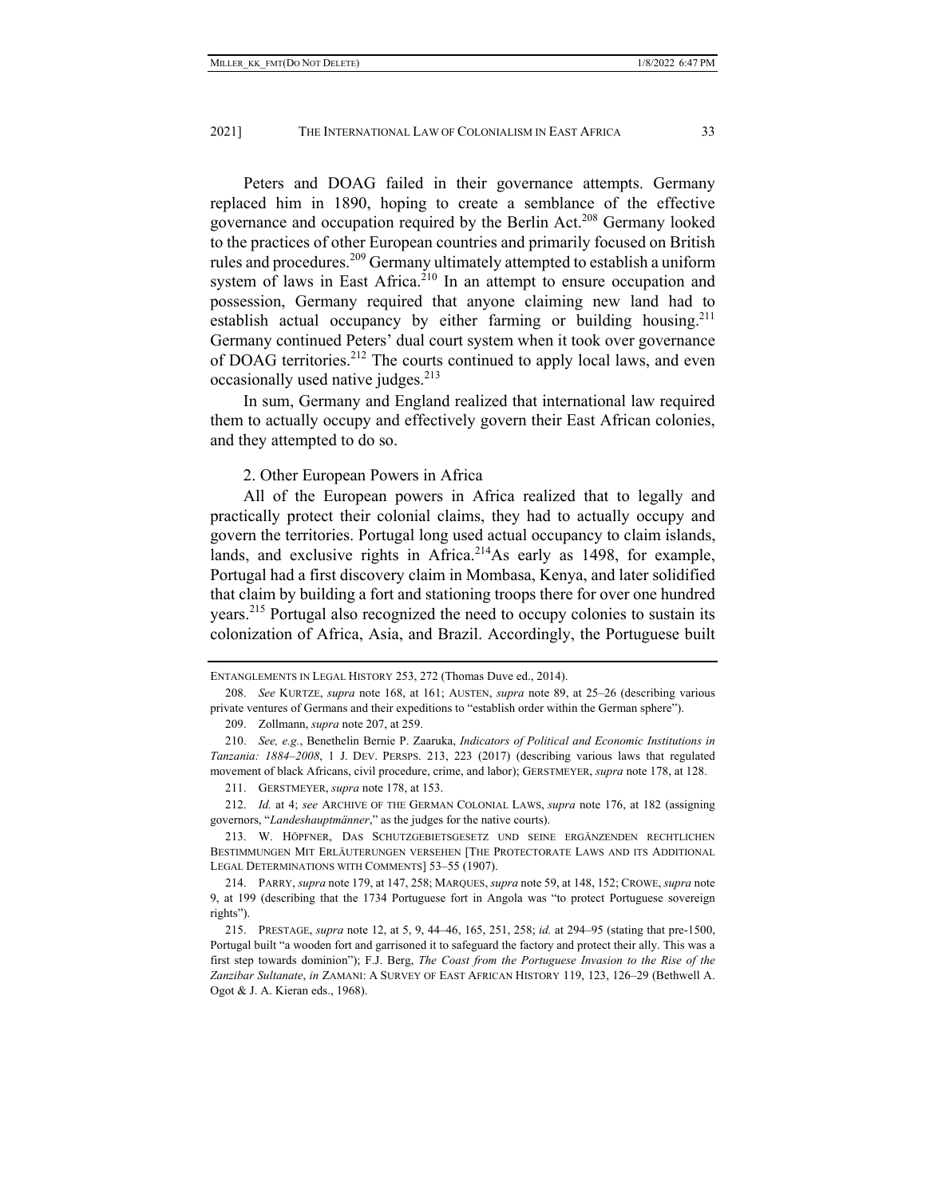Peters and DOAG failed in their governance attempts. Germany replaced him in 1890, hoping to create a semblance of the effective governance and occupation required by the Berlin Act.[208] Germany looked to the practices of other European countries and primarily focused on British rules and procedures.[209] Germany ultimately attempted to establish a uniform system of laws in East Africa.[210] In an attempt to ensure occupation and possession, Germany required that anyone claiming new land had to establish actual occupancy by either farming or building housing.[211] Germany continued Peters' dual court system when it took over governance of DOAG territories.[212] The courts continued to apply local laws, and even occasionally used native judges.[213]

In sum, Germany and England realized that international law required them to actually occupy and effectively govern their East African colonies, and they attempted to do so.

2. Other European Powers in Africa

All of the European powers in Africa realized that to legally and practically protect their colonial claims, they had to actually occupy and govern the territories. Portugal long used actual occupancy to claim islands, lands, and exclusive rights in Africa.[214] As early as 1498, for example, Portugal had a first discovery claim in Mombasa, Kenya, and later solidified that claim by building a fort and stationing troops there for over one hundred years.[215] Portugal also recognized the need to occupy colonies to sustain its colonization of Africa, Asia, and Brazil. Accordingly, the Portuguese built

---

ENTANGLEMENTS IN LEGAL HISTORY 253, 272 (Thomas Duve ed., 2014).

208. *See* KURTZE, *supra* note 168, at 161; AUSTEN, *supra* note 89, at 25–26 (describing various private ventures of Germans and their expeditions to "establish order within the German sphere").

209. Zollmann, *supra* note 207, at 259.

210. *See, e.g.*, Benethelin Bernie P. Zaaruka, *Indicators of Political and Economic Institutions in Tanzania: 1884–2008*, 1 J. DEV. PERSPS. 213, 223 (2017) (describing various laws that regulated movement of black Africans, civil procedure, crime, and labor); GERSTMEYER, *supra* note 178, at 128.

211. GERSTMEYER, *supra* note 178, at 153.

212. *Id.* at 4; *see* ARCHIVE OF THE GERMAN COLONIAL LAWS, *supra* note 176, at 182 (assigning governors, "*Landeshauptmänner*," as the judges for the native courts).

213. W. HÖPFNER, DAS SCHUTZGEBIETSGESETZ UND SEINE ERGÄNZENDEN RECHTLICHEN BESTIMMUNGEN MIT ERLÄUTERUNGEN VERSEHEN [THE PROTECTORATE LAWS AND ITS ADDITIONAL LEGAL DETERMINATIONS WITH COMMENTS] 53–55 (1907).

214. PARRY, *supra* note 179, at 147, 258; MARQUES, *supra* note 59, at 148, 152; CROWE, *supra* note 9, at 199 (describing that the 1734 Portuguese fort in Angola was "to protect Portuguese sovereign rights").

215. PRESTAGE, *supra* note 12, at 5, 9, 44–46, 165, 251, 258; *id.* at 294–95 (stating that pre-1500, Portugal built "a wooden fort and garrisoned it to safeguard the factory and protect their ally. This was a first step towards dominion"); F.J. Berg, *The Coast from the Portuguese Invasion to the Rise of the Zanzibar Sultanate*, *in* ZAMANI: A SURVEY OF EAST AFRICAN HISTORY 119, 123, 126–29 (Bethwell A. Ogot & J. A. Kieran eds., 1968).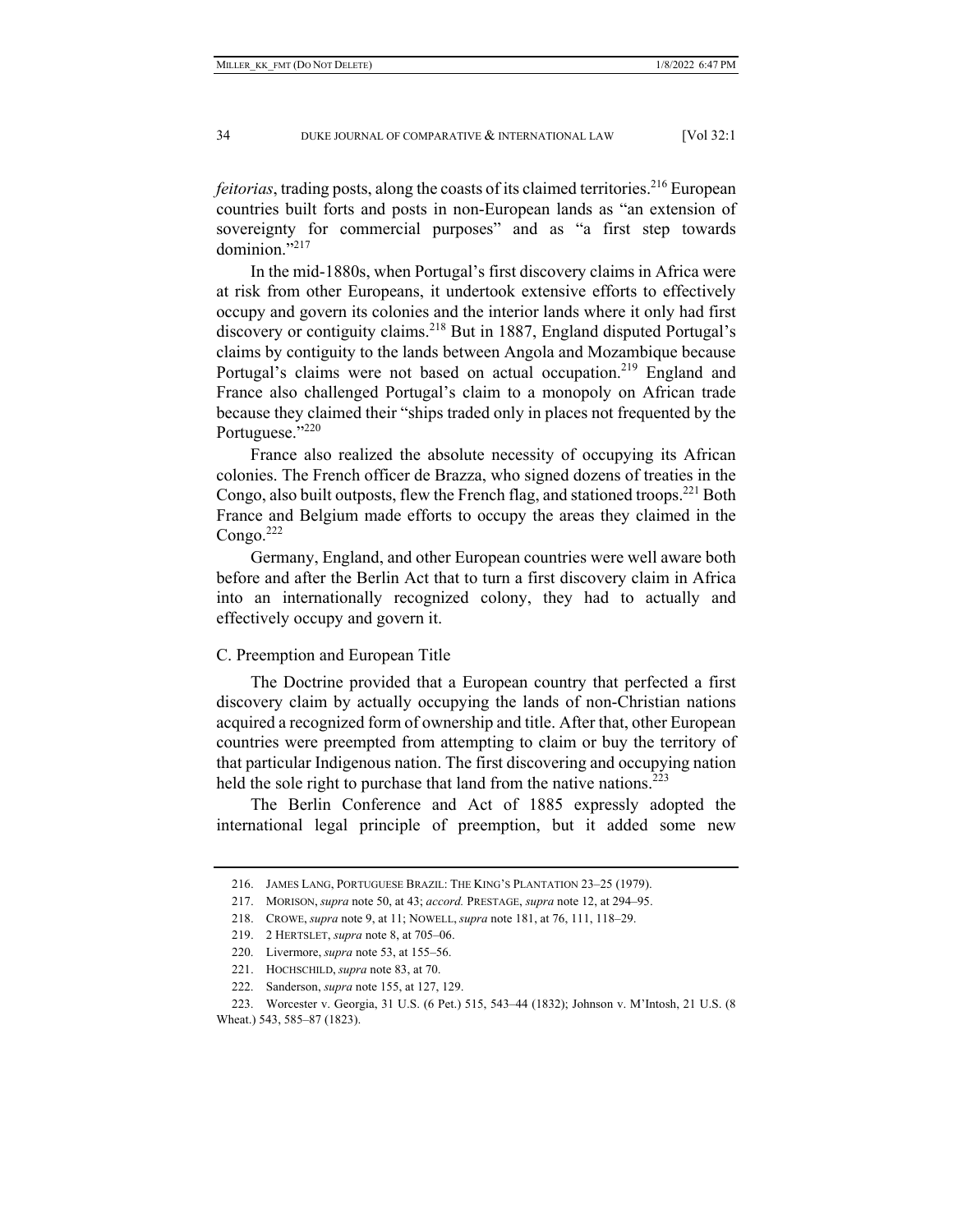*feitorias*, trading posts, along the coasts of its claimed territories.[216] European countries built forts and posts in non-European lands as "an extension of sovereignty for commercial purposes" and as "a first step towards dominion."[217]

In the mid-1880s, when Portugal's first discovery claims in Africa were at risk from other Europeans, it undertook extensive efforts to effectively occupy and govern its colonies and the interior lands where it only had first discovery or contiguity claims.[218] But in 1887, England disputed Portugal's claims by contiguity to the lands between Angola and Mozambique because Portugal's claims were not based on actual occupation.[219] England and France also challenged Portugal's claim to a monopoly on African trade because they claimed their "ships traded only in places not frequented by the Portuguese."[220]

France also realized the absolute necessity of occupying its African colonies. The French officer de Brazza, who signed dozens of treaties in the Congo, also built outposts, flew the French flag, and stationed troops.[221] Both France and Belgium made efforts to occupy the areas they claimed in the Congo.[222]

Germany, England, and other European countries were well aware both before and after the Berlin Act that to turn a first discovery claim in Africa into an internationally recognized colony, they had to actually and effectively occupy and govern it.

### C. Preemption and European Title

The Doctrine provided that a European country that perfected a first discovery claim by actually occupying the lands of non-Christian nations acquired a recognized form of ownership and title. After that, other European countries were preempted from attempting to claim or buy the territory of that particular Indigenous nation. The first discovering and occupying nation held the sole right to purchase that land from the native nations.[223]

The Berlin Conference and Act of 1885 expressly adopted the international legal principle of preemption, but it added some new

---

216. James Lang, Portuguese Brazil: The King's Plantation 23–25 (1979).

217. Morison, *supra* note 50, at 43; *accord.* Prestage, *supra* note 12, at 294–95.

218. Crowe, *supra* note 9, at 11; Nowell, *supra* note 181, at 76, 111, 118–29.

219. 2 Hertslet, *supra* note 8, at 705–06.

220. Livermore, *supra* note 53, at 155–56.

221. Hochschild, *supra* note 83, at 70.

222. Sanderson, *supra* note 155, at 127, 129.

223. Worcester v. Georgia, 31 U.S. (6 Pet.) 515, 543–44 (1832); Johnson v. M'Intosh, 21 U.S. (8 Wheat.) 543, 585–87 (1823).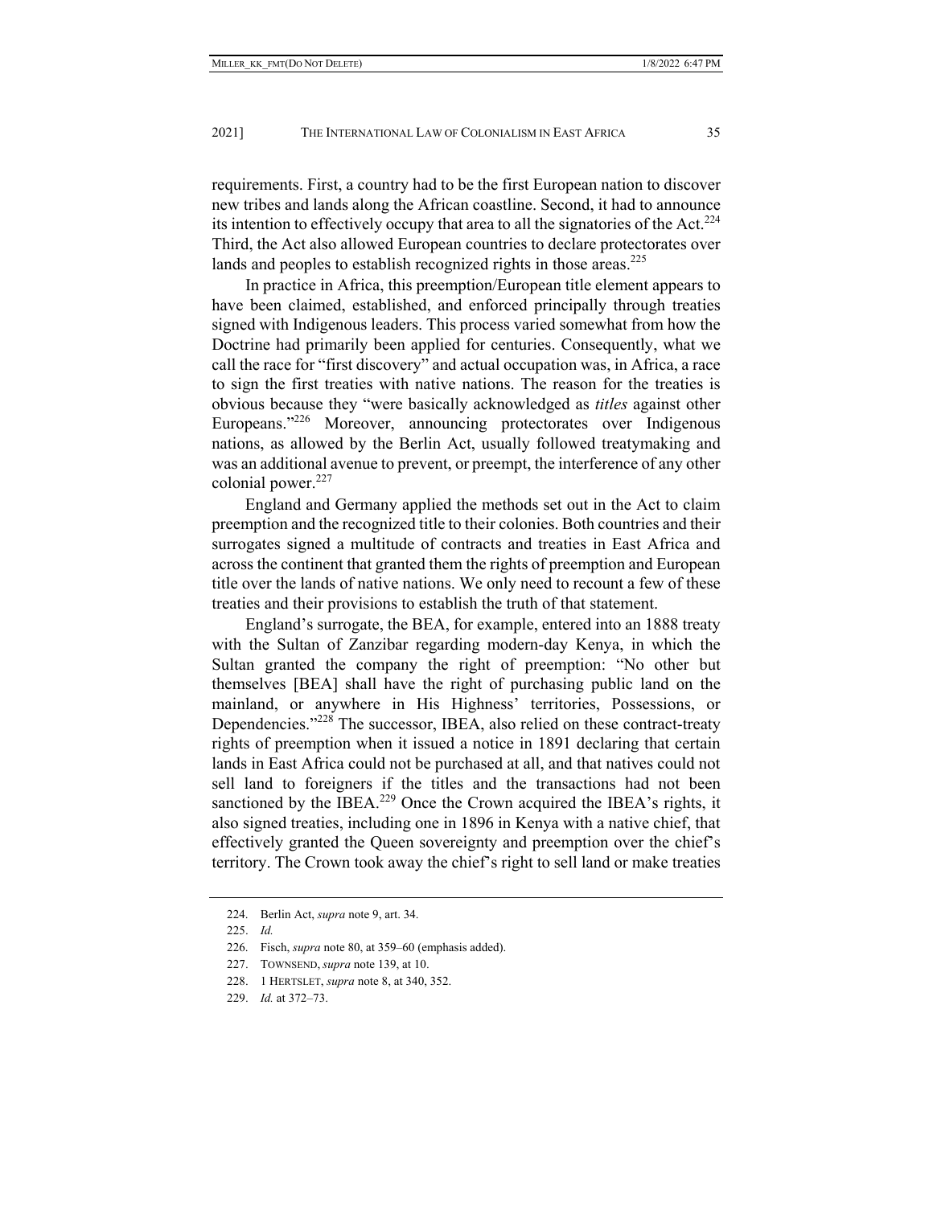requirements. First, a country had to be the first European nation to discover new tribes and lands along the African coastline. Second, it had to announce its intention to effectively occupy that area to all the signatories of the Act.[224] Third, the Act also allowed European countries to declare protectorates over lands and peoples to establish recognized rights in those areas.[225]

In practice in Africa, this preemption/European title element appears to have been claimed, established, and enforced principally through treaties signed with Indigenous leaders. This process varied somewhat from how the Doctrine had primarily been applied for centuries. Consequently, what we call the race for "first discovery" and actual occupation was, in Africa, a race to sign the first treaties with native nations. The reason for the treaties is obvious because they "were basically acknowledged as *titles* against other Europeans."[226] Moreover, announcing protectorates over Indigenous nations, as allowed by the Berlin Act, usually followed treatymaking and was an additional avenue to prevent, or preempt, the interference of any other colonial power.[227]

England and Germany applied the methods set out in the Act to claim preemption and the recognized title to their colonies. Both countries and their surrogates signed a multitude of contracts and treaties in East Africa and across the continent that granted them the rights of preemption and European title over the lands of native nations. We only need to recount a few of these treaties and their provisions to establish the truth of that statement.

England's surrogate, the BEA, for example, entered into an 1888 treaty with the Sultan of Zanzibar regarding modern-day Kenya, in which the Sultan granted the company the right of preemption: "No other but themselves [BEA] shall have the right of purchasing public land on the mainland, or anywhere in His Highness' territories, Possessions, or Dependencies."[228] The successor, IBEA, also relied on these contract-treaty rights of preemption when it issued a notice in 1891 declaring that certain lands in East Africa could not be purchased at all, and that natives could not sell land to foreigners if the titles and the transactions had not been sanctioned by the IBEA.[229] Once the Crown acquired the IBEA's rights, it also signed treaties, including one in 1896 in Kenya with a native chief, that effectively granted the Queen sovereignty and preemption over the chief's territory. The Crown took away the chief's right to sell land or make treaties

---

224. Berlin Act, *supra* note 9, art. 34.

225. *Id.*

226. Fisch, *supra* note 80, at 359–60 (emphasis added).

227. TOWNSEND, *supra* note 139, at 10.

228. 1 HERTSLET, *supra* note 8, at 340, 352.

229. *Id.* at 372–73.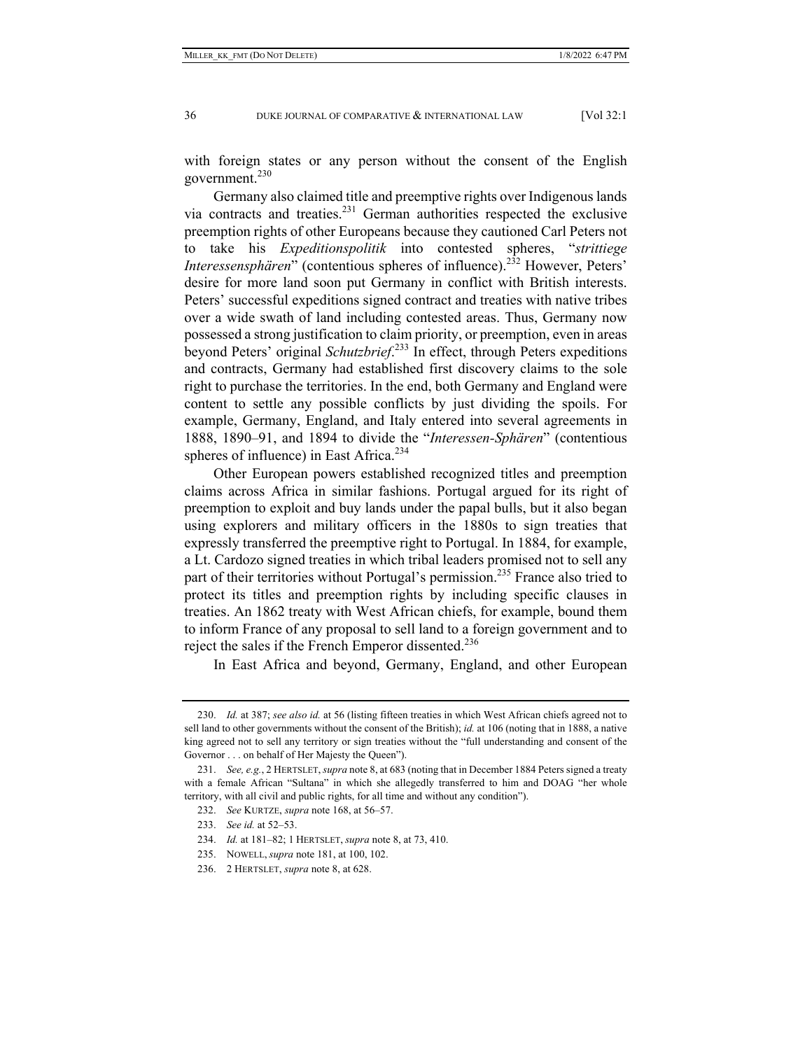with foreign states or any person without the consent of the English government.[230]

Germany also claimed title and preemptive rights over Indigenous lands via contracts and treaties.[231] German authorities respected the exclusive preemption rights of other Europeans because they cautioned Carl Peters not to take his *Expeditionspolitik* into contested spheres, "*strittiege Interessensphären*" (contentious spheres of influence).[232] However, Peters' desire for more land soon put Germany in conflict with British interests. Peters' successful expeditions signed contract and treaties with native tribes over a wide swath of land including contested areas. Thus, Germany now possessed a strong justification to claim priority, or preemption, even in areas beyond Peters' original *Schutzbrief*.[233] In effect, through Peters expeditions and contracts, Germany had established first discovery claims to the sole right to purchase the territories. In the end, both Germany and England were content to settle any possible conflicts by just dividing the spoils. For example, Germany, England, and Italy entered into several agreements in 1888, 1890–91, and 1894 to divide the "*Interessen-Sphären*" (contentious spheres of influence) in East Africa.[234]

Other European powers established recognized titles and preemption claims across Africa in similar fashions. Portugal argued for its right of preemption to exploit and buy lands under the papal bulls, but it also began using explorers and military officers in the 1880s to sign treaties that expressly transferred the preemptive right to Portugal. In 1884, for example, a Lt. Cardozo signed treaties in which tribal leaders promised not to sell any part of their territories without Portugal's permission.[235] France also tried to protect its titles and preemption rights by including specific clauses in treaties. An 1862 treaty with West African chiefs, for example, bound them to inform France of any proposal to sell land to a foreign government and to reject the sales if the French Emperor dissented.[236]

In East Africa and beyond, Germany, England, and other European

---

230. *Id.* at 387; *see also id.* at 56 (listing fifteen treaties in which West African chiefs agreed not to sell land to other governments without the consent of the British); *id.* at 106 (noting that in 1888, a native king agreed not to sell any territory or sign treaties without the "full understanding and consent of the Governor . . . on behalf of Her Majesty the Queen").

231. *See, e.g.*, 2 HERTSLET, *supra* note 8, at 683 (noting that in December 1884 Peters signed a treaty with a female African "Sultana" in which she allegedly transferred to him and DOAG "her whole territory, with all civil and public rights, for all time and without any condition").

232. *See* KURTZE, *supra* note 168, at 56–57.

233. *See id.* at 52–53.

234. *Id.* at 181–82; 1 HERTSLET, *supra* note 8, at 73, 410.

235. NOWELL, *supra* note 181, at 100, 102.

236. 2 HERTSLET, *supra* note 8, at 628.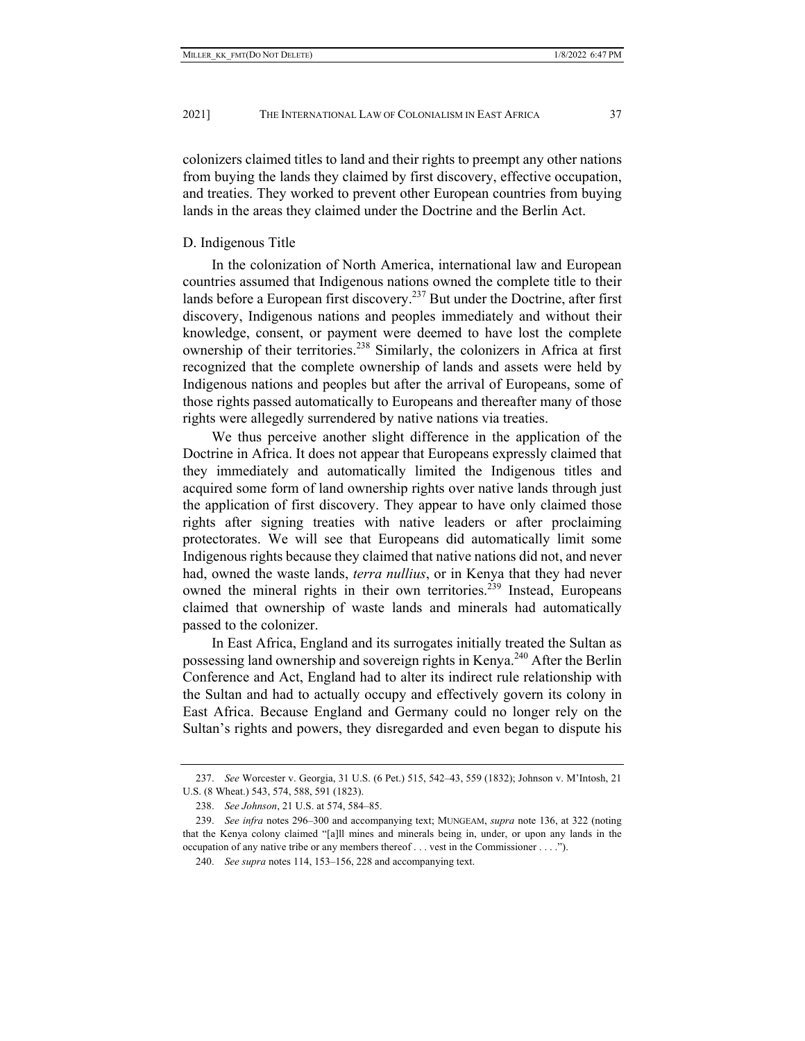colonizers claimed titles to land and their rights to preempt any other nations from buying the lands they claimed by first discovery, effective occupation, and treaties. They worked to prevent other European countries from buying lands in the areas they claimed under the Doctrine and the Berlin Act.

### D. Indigenous Title

In the colonization of North America, international law and European countries assumed that Indigenous nations owned the complete title to their lands before a European first discovery.[237] But under the Doctrine, after first discovery, Indigenous nations and peoples immediately and without their knowledge, consent, or payment were deemed to have lost the complete ownership of their territories.[238] Similarly, the colonizers in Africa at first recognized that the complete ownership of lands and assets were held by Indigenous nations and peoples but after the arrival of Europeans, some of those rights passed automatically to Europeans and thereafter many of those rights were allegedly surrendered by native nations via treaties.

We thus perceive another slight difference in the application of the Doctrine in Africa. It does not appear that Europeans expressly claimed that they immediately and automatically limited the Indigenous titles and acquired some form of land ownership rights over native lands through just the application of first discovery. They appear to have only claimed those rights after signing treaties with native leaders or after proclaiming protectorates. We will see that Europeans did automatically limit some Indigenous rights because they claimed that native nations did not, and never had, owned the waste lands, *terra nullius*, or in Kenya that they had never owned the mineral rights in their own territories.[239] Instead, Europeans claimed that ownership of waste lands and minerals had automatically passed to the colonizer.

In East Africa, England and its surrogates initially treated the Sultan as possessing land ownership and sovereign rights in Kenya.[240] After the Berlin Conference and Act, England had to alter its indirect rule relationship with the Sultan and had to actually occupy and effectively govern its colony in East Africa. Because England and Germany could no longer rely on the Sultan's rights and powers, they disregarded and even began to dispute his

---

237. *See* Worcester v. Georgia, 31 U.S. (6 Pet.) 515, 542–43, 559 (1832); Johnson v. M'Intosh, 21 U.S. (8 Wheat.) 543, 574, 588, 591 (1823).

238. *See Johnson*, 21 U.S. at 574, 584–85.

239. *See infra* notes 296–300 and accompanying text; MUNGEAM, *supra* note 136, at 322 (noting that the Kenya colony claimed "[a]ll mines and minerals being in, under, or upon any lands in the occupation of any native tribe or any members thereof . . . vest in the Commissioner . . . .").

240. *See supra* notes 114, 153–156, 228 and accompanying text.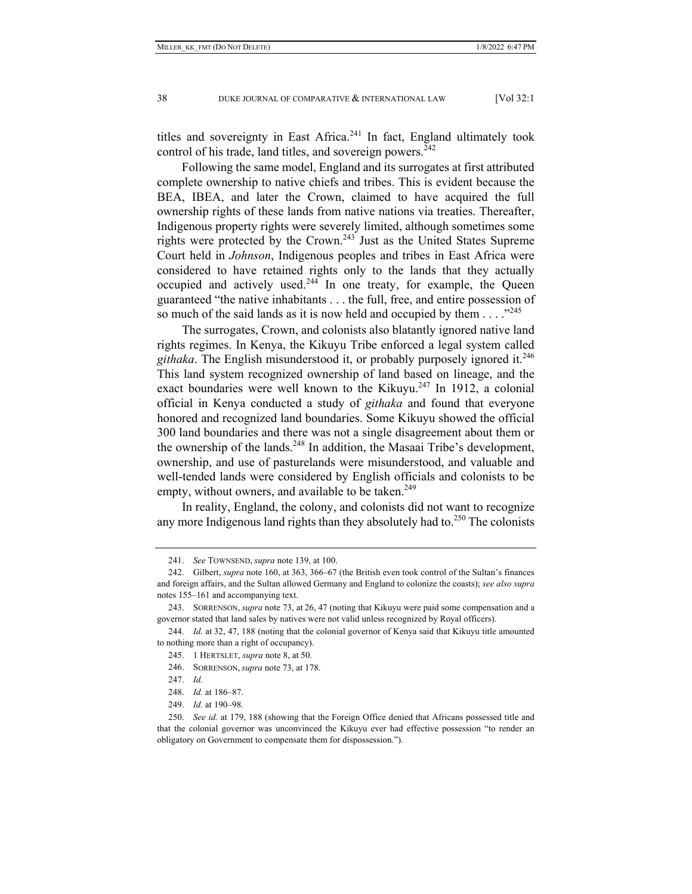titles and sovereignty in East Africa.[241] In fact, England ultimately took control of his trade, land titles, and sovereign powers.[242]

Following the same model, England and its surrogates at first attributed complete ownership to native chiefs and tribes. This is evident because the BEA, IBEA, and later the Crown, claimed to have acquired the full ownership rights of these lands from native nations via treaties. Thereafter, Indigenous property rights were severely limited, although sometimes some rights were protected by the Crown.[243] Just as the United States Supreme Court held in *Johnson*, Indigenous peoples and tribes in East Africa were considered to have retained rights only to the lands that they actually occupied and actively used.[244] In one treaty, for example, the Queen guaranteed "the native inhabitants . . . the full, free, and entire possession of so much of the said lands as it is now held and occupied by them . . . ."[245]

The surrogates, Crown, and colonists also blatantly ignored native land rights regimes. In Kenya, the Kikuyu Tribe enforced a legal system called *githaka*. The English misunderstood it, or probably purposely ignored it.[246] This land system recognized ownership of land based on lineage, and the exact boundaries were well known to the Kikuyu.[247] In 1912, a colonial official in Kenya conducted a study of *githaka* and found that everyone honored and recognized land boundaries. Some Kikuyu showed the official 300 land boundaries and there was not a single disagreement about them or the ownership of the lands.[248] In addition, the Masaai Tribe's development, ownership, and use of pasturelands were misunderstood, and valuable and well-tended lands were considered by English officials and colonists to be empty, without owners, and available to be taken.[249]

In reality, England, the colony, and colonists did not want to recognize any more Indigenous land rights than they absolutely had to.[250] The colonists

---

241. *See* TOWNSEND, *supra* note 139, at 100.

242. Gilbert, *supra* note 160, at 363, 366–67 (the British even took control of the Sultan's finances and foreign affairs, and the Sultan allowed Germany and England to colonize the coasts); *see also supra* notes 155–161 and accompanying text.

243. SORRENSON, *supra* note 73, at 26, 47 (noting that Kikuyu were paid some compensation and a governor stated that land sales by natives were not valid unless recognized by Royal officers).

244. *Id.* at 32, 47, 188 (noting that the colonial governor of Kenya said that Kikuyu title amounted to nothing more than a right of occupancy).

245. 1 HERTSLET, *supra* note 8, at 50.

246. SORRENSON, *supra* note 73, at 178.

247. *Id.*

248. *Id.* at 186–87.

249. *Id.* at 190–98.

250. *See id.* at 179, 188 (showing that the Foreign Office denied that Africans possessed title and that the colonial governor was unconvinced the Kikuyu ever had effective possession "to render an obligatory on Government to compensate them for dispossession.").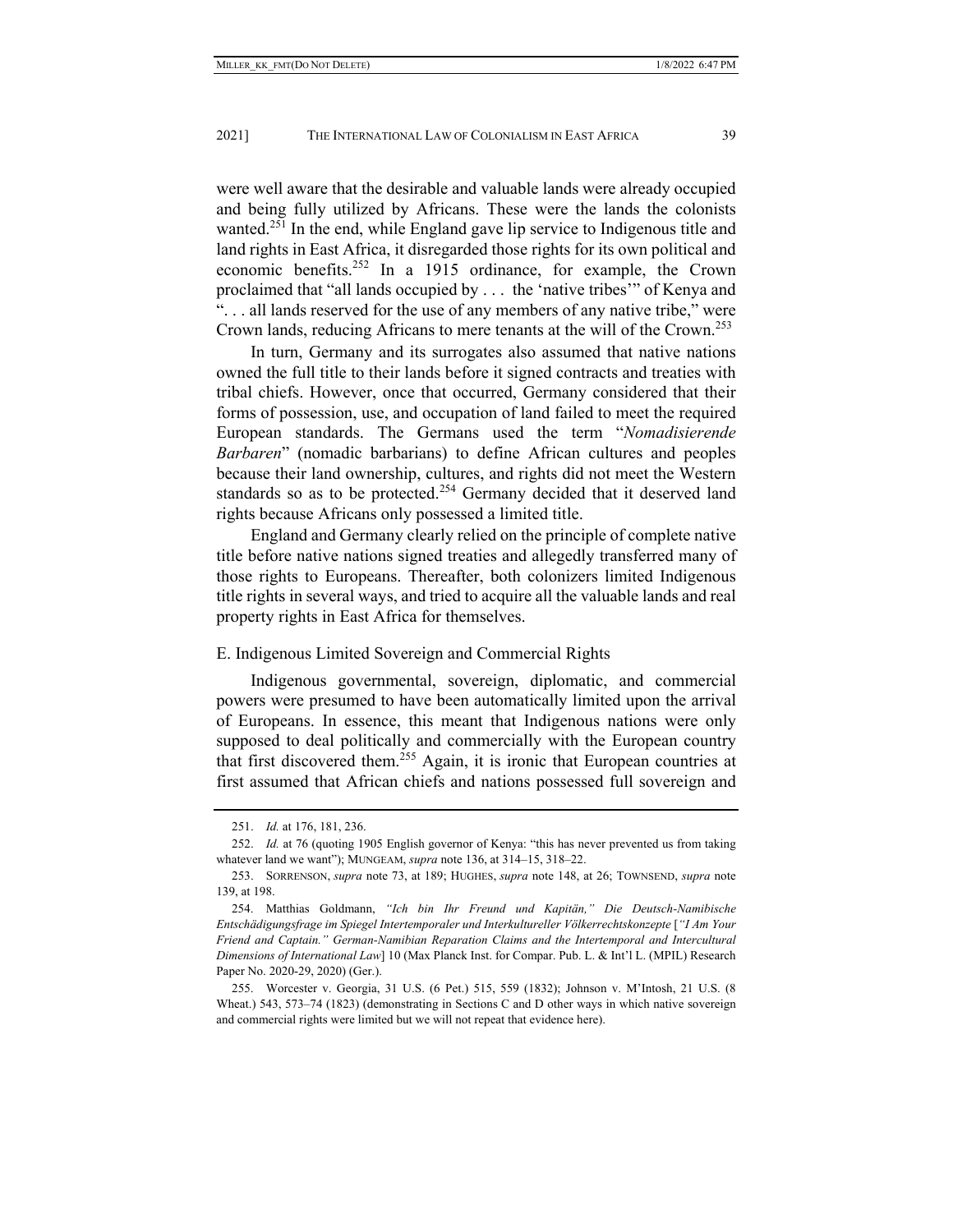were well aware that the desirable and valuable lands were already occupied and being fully utilized by Africans. These were the lands the colonists wanted.[251] In the end, while England gave lip service to Indigenous title and land rights in East Africa, it disregarded those rights for its own political and economic benefits.[252] In a 1915 ordinance, for example, the Crown proclaimed that "all lands occupied by . . . the 'native tribes'" of Kenya and ". . . all lands reserved for the use of any members of any native tribe," were Crown lands, reducing Africans to mere tenants at the will of the Crown.[253]

In turn, Germany and its surrogates also assumed that native nations owned the full title to their lands before it signed contracts and treaties with tribal chiefs. However, once that occurred, Germany considered that their forms of possession, use, and occupation of land failed to meet the required European standards. The Germans used the term "*Nomadisierende Barbaren*" (nomadic barbarians) to define African cultures and peoples because their land ownership, cultures, and rights did not meet the Western standards so as to be protected.[254] Germany decided that it deserved land rights because Africans only possessed a limited title.

England and Germany clearly relied on the principle of complete native title before native nations signed treaties and allegedly transferred many of those rights to Europeans. Thereafter, both colonizers limited Indigenous title rights in several ways, and tried to acquire all the valuable lands and real property rights in East Africa for themselves.

### E. Indigenous Limited Sovereign and Commercial Rights

Indigenous governmental, sovereign, diplomatic, and commercial powers were presumed to have been automatically limited upon the arrival of Europeans. In essence, this meant that Indigenous nations were only supposed to deal politically and commercially with the European country that first discovered them.[255] Again, it is ironic that European countries at first assumed that African chiefs and nations possessed full sovereign and

---

251. *Id.* at 176, 181, 236.

252. *Id.* at 76 (quoting 1905 English governor of Kenya: "this has never prevented us from taking whatever land we want"); MUNGEAM, *supra* note 136, at 314–15, 318–22.

253. SORRENSON, *supra* note 73, at 189; HUGHES, *supra* note 148, at 26; TOWNSEND, *supra* note 139, at 198.

254. Matthias Goldmann, *"Ich bin Ihr Freund und Kapitän," Die Deutsch-Namibische Entschädigungsfrage im Spiegel Intertemporaler und Interkultureller Völkerrechtskonzepte* [*"I Am Your Friend and Captain." German-Namibian Reparation Claims and the Intertemporal and Intercultural Dimensions of International Law*] 10 (Max Planck Inst. for Compar. Pub. L. & Int'l L. (MPIL) Research Paper No. 2020-29, 2020) (Ger.).

255. Worcester v. Georgia, 31 U.S. (6 Pet.) 515, 559 (1832); Johnson v. M'Intosh, 21 U.S. (8 Wheat.) 543, 573–74 (1823) (demonstrating in Sections C and D other ways in which native sovereign and commercial rights were limited but we will not repeat that evidence here).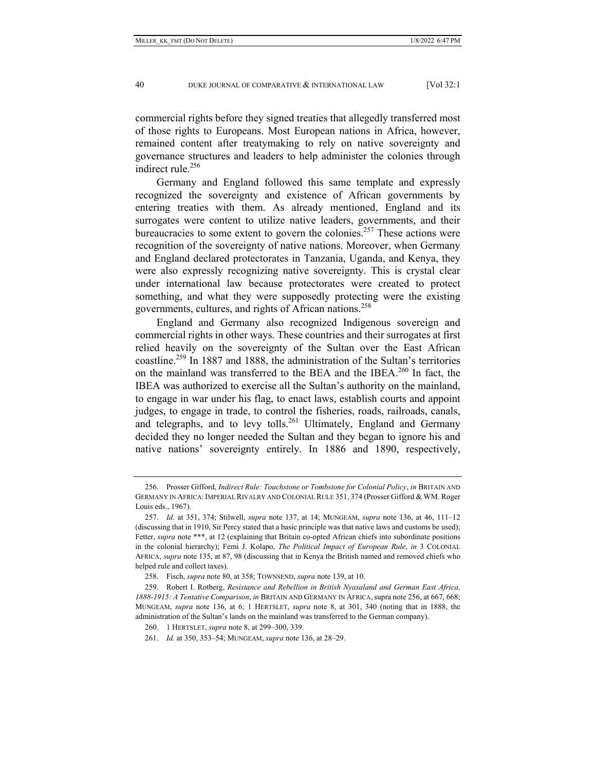commercial rights before they signed treaties that allegedly transferred most of those rights to Europeans. Most European nations in Africa, however, remained content after treatymaking to rely on native sovereignty and governance structures and leaders to help administer the colonies through indirect rule.[256]

Germany and England followed this same template and expressly recognized the sovereignty and existence of African governments by entering treaties with them. As already mentioned, England and its surrogates were content to utilize native leaders, governments, and their bureaucracies to some extent to govern the colonies.[257] These actions were recognition of the sovereignty of native nations. Moreover, when Germany and England declared protectorates in Tanzania, Uganda, and Kenya, they were also expressly recognizing native sovereignty. This is crystal clear under international law because protectorates were created to protect something, and what they were supposedly protecting were the existing governments, cultures, and rights of African nations.[258]

England and Germany also recognized Indigenous sovereign and commercial rights in other ways. These countries and their surrogates at first relied heavily on the sovereignty of the Sultan over the East African coastline.[259] In 1887 and 1888, the administration of the Sultan's territories on the mainland was transferred to the BEA and the IBEA.[260] In fact, the IBEA was authorized to exercise all the Sultan's authority on the mainland, to engage in war under his flag, to enact laws, establish courts and appoint judges, to engage in trade, to control the fisheries, roads, railroads, canals, and telegraphs, and to levy tolls.[261] Ultimately, England and Germany decided they no longer needed the Sultan and they began to ignore his and native nations' sovereignty entirely. In 1886 and 1890, respectively,

---

256. Prosser Gifford, *Indirect Rule: Touchstone or Tombstone for Colonial Policy*, *in* BRITAIN AND GERMANY IN AFRICA: IMPERIAL RIVALRY AND COLONIAL RULE 351, 374 (Prosser Gifford & WM. Roger Louis eds., 1967).

257. *Id.* at 351, 374; Stilwell, *supra* note 137, at 14; MUNGEAM, *supra* note 136, at 46, 111–12 (discussing that in 1910, Sir Percy stated that a basic principle was that native laws and customs be used); Fetter, *supra* note \*\*\*, at 12 (explaining that Britain co-opted African chiefs into subordinate positions in the colonial hierarchy); Femi J. Kolapo, *The Political Impact of European Rule*, *in* 3 COLONIAL AFRICA, *supra* note 135, at 87, 98 (discussing that in Kenya the British named and removed chiefs who helped rule and collect taxes).

258. Fisch, *supra* note 80, at 358; TOWNSEND, *supra* note 139, at 10.

259. Robert I. Rotberg, *Resistance and Rebellion in British Nyasaland and German East Africa, 1888-1915: A Tentative Comparison*, *in* BRITAIN AND GERMANY IN AFRICA, supra note 256, at 667, 668; MUNGEAM, *supra* note 136, at 6; 1 HERTSLET, *supra* note 8, at 301, 340 (noting that in 1888, the administration of the Sultan's lands on the mainland was transferred to the German company).

260. 1 HERTSLET, *supra* note 8, at 299–300, 339.

261. *Id.* at 350, 353–54; MUNGEAM, *supra* note 136, at 28–29.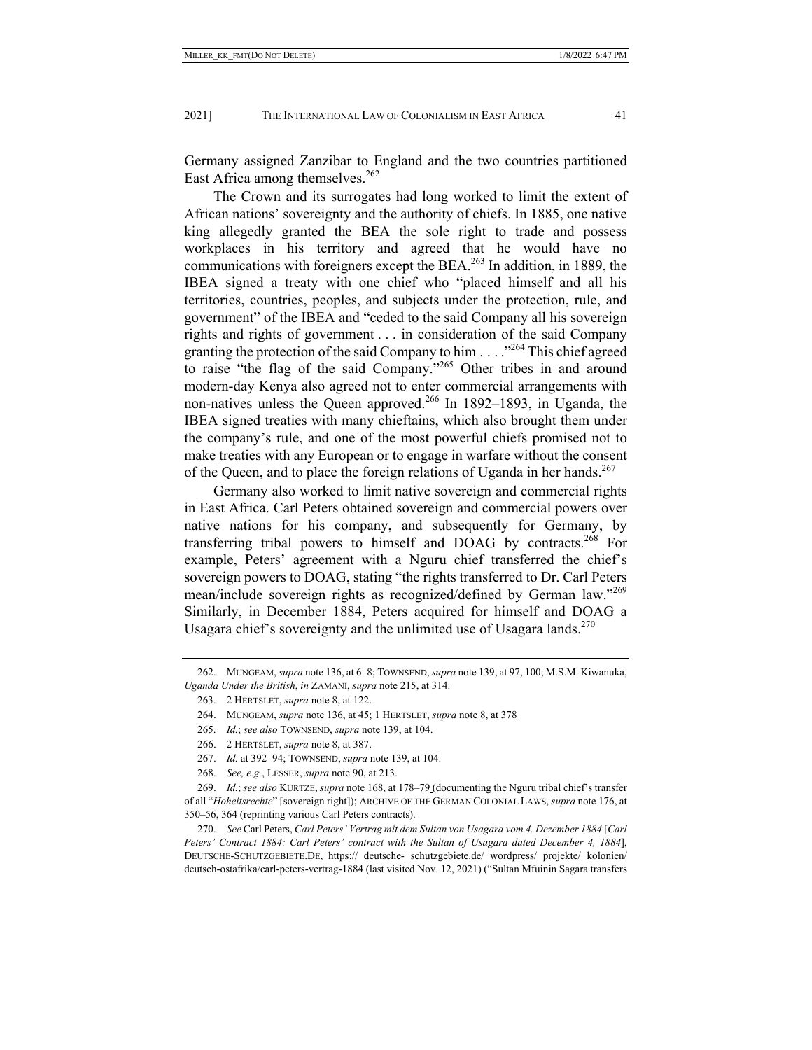Germany assigned Zanzibar to England and the two countries partitioned East Africa among themselves.[262]

The Crown and its surrogates had long worked to limit the extent of African nations' sovereignty and the authority of chiefs. In 1885, one native king allegedly granted the BEA the sole right to trade and possess workplaces in his territory and agreed that he would have no communications with foreigners except the BEA.[263] In addition, in 1889, the IBEA signed a treaty with one chief who "placed himself and all his territories, countries, peoples, and subjects under the protection, rule, and government" of the IBEA and "ceded to the said Company all his sovereign rights and rights of government . . . in consideration of the said Company granting the protection of the said Company to him . . . ."[264] This chief agreed to raise "the flag of the said Company."[265] Other tribes in and around modern-day Kenya also agreed not to enter commercial arrangements with non-natives unless the Queen approved.[266] In 1892–1893, in Uganda, the IBEA signed treaties with many chieftains, which also brought them under the company's rule, and one of the most powerful chiefs promised not to make treaties with any European or to engage in warfare without the consent of the Queen, and to place the foreign relations of Uganda in her hands.[267]

Germany also worked to limit native sovereign and commercial rights in East Africa. Carl Peters obtained sovereign and commercial powers over native nations for his company, and subsequently for Germany, by transferring tribal powers to himself and DOAG by contracts.[268] For example, Peters' agreement with a Nguru chief transferred the chief's sovereign powers to DOAG, stating "the rights transferred to Dr. Carl Peters mean/include sovereign rights as recognized/defined by German law."[269] Similarly, in December 1884, Peters acquired for himself and DOAG a Usagara chief's sovereignty and the unlimited use of Usagara lands.[270]

---

262. MUNGEAM, *supra* note 136, at 6–8; TOWNSEND, *supra* note 139, at 97, 100; M.S.M. Kiwanuka, *Uganda Under the British*, *in* ZAMANI, *supra* note 215, at 314.

263. 2 HERTSLET, *supra* note 8, at 122.

264. MUNGEAM, *supra* note 136, at 45; 1 HERTSLET, *supra* note 8, at 378

265. *Id.*; *see also* TOWNSEND, *supra* note 139, at 104.

266. 2 HERTSLET, *supra* note 8, at 387.

267. *Id.* at 392–94; TOWNSEND, *supra* note 139, at 104.

268. *See, e.g.*, LESSER, *supra* note 90, at 213.

269. *Id.*; *see also* KURTZE, *supra* note 168, at 178–79 (documenting the Nguru tribal chief's transfer of all "*Hoheitsrechte*" [sovereign right]); ARCHIVE OF THE GERMAN COLONIAL LAWS, *supra* note 176, at 350–56, 364 (reprinting various Carl Peters contracts).

270. *See* Carl Peters, *Carl Peters' Vertrag mit dem Sultan von Usagara vom 4. Dezember 1884* [*Carl Peters' Contract 1884: Carl Peters' contract with the Sultan of Usagara dated December 4, 1884*], DEUTSCHE-SCHUTZGEBIETE.DE, https:// deutsche- schutzgebiete.de/ wordpress/ projekte/ kolonien/ deutsch-ostafrika/carl-peters-vertrag-1884 (last visited Nov. 12, 2021) ("Sultan Mfuinin Sagara transfers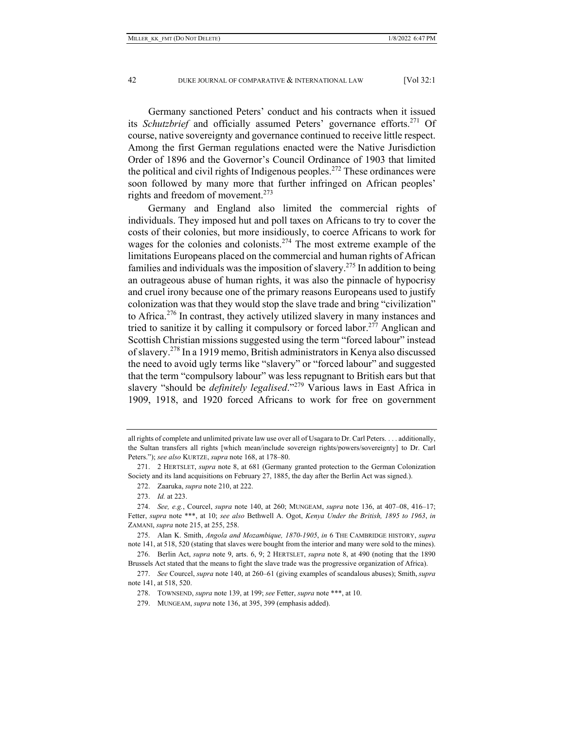Germany sanctioned Peters' conduct and his contracts when it issued its *Schutzbrief* and officially assumed Peters' governance efforts.[271] Of course, native sovereignty and governance continued to receive little respect. Among the first German regulations enacted were the Native Jurisdiction Order of 1896 and the Governor's Council Ordinance of 1903 that limited the political and civil rights of Indigenous peoples.[272] These ordinances were soon followed by many more that further infringed on African peoples' rights and freedom of movement.[273]

Germany and England also limited the commercial rights of individuals. They imposed hut and poll taxes on Africans to try to cover the costs of their colonies, but more insidiously, to coerce Africans to work for wages for the colonies and colonists.[274] The most extreme example of the limitations Europeans placed on the commercial and human rights of African families and individuals was the imposition of slavery.[275] In addition to being an outrageous abuse of human rights, it was also the pinnacle of hypocrisy and cruel irony because one of the primary reasons Europeans used to justify colonization was that they would stop the slave trade and bring "civilization" to Africa.[276] In contrast, they actively utilized slavery in many instances and tried to sanitize it by calling it compulsory or forced labor.[277] Anglican and Scottish Christian missions suggested using the term "forced labour" instead of slavery.[278] In a 1919 memo, British administrators in Kenya also discussed the need to avoid ugly terms like "slavery" or "forced labour" and suggested that the term "compulsory labour" was less repugnant to British ears but that slavery "should be *definitely legalised*."[279] Various laws in East Africa in 1909, 1918, and 1920 forced Africans to work for free on government

---

all rights of complete and unlimited private law use over all of Usagara to Dr. Carl Peters. . . . additionally, the Sultan transfers all rights [which mean/include sovereign rights/powers/sovereignty] to Dr. Carl Peters."); *see also* KURTZE, *supra* note 168, at 178–80.

271. 2 HERTSLET, *supra* note 8, at 681 (Germany granted protection to the German Colonization Society and its land acquisitions on February 27, 1885, the day after the Berlin Act was signed.).

272. Zaaruka, *supra* note 210, at 222.

273. *Id.* at 223.

274. *See, e.g.*, Courcel, *supra* note 140, at 260; MUNGEAM, *supra* note 136, at 407–08, 416–17; Fetter, *supra* note \*\*\*, at 10; *see also* Bethwell A. Ogot, *Kenya Under the British, 1895 to 1963*, *in* ZAMANI, *supra* note 215, at 255, 258.

275. Alan K. Smith, *Angola and Mozambique, 1870-1905*, *in* 6 THE CAMBRIDGE HISTORY, *supra* note 141, at 518, 520 (stating that slaves were bought from the interior and many were sold to the mines).

276. Berlin Act, *supra* note 9, arts. 6, 9; 2 HERTSLET, *supra* note 8, at 490 (noting that the 1890 Brussels Act stated that the means to fight the slave trade was the progressive organization of Africa).

277. *See* Courcel, *supra* note 140, at 260–61 (giving examples of scandalous abuses); Smith, *supra* note 141, at 518, 520.

278. TOWNSEND, *supra* note 139, at 199; *see* Fetter, *supra* note \*\*\*, at 10.

279. MUNGEAM, *supra* note 136, at 395, 399 (emphasis added).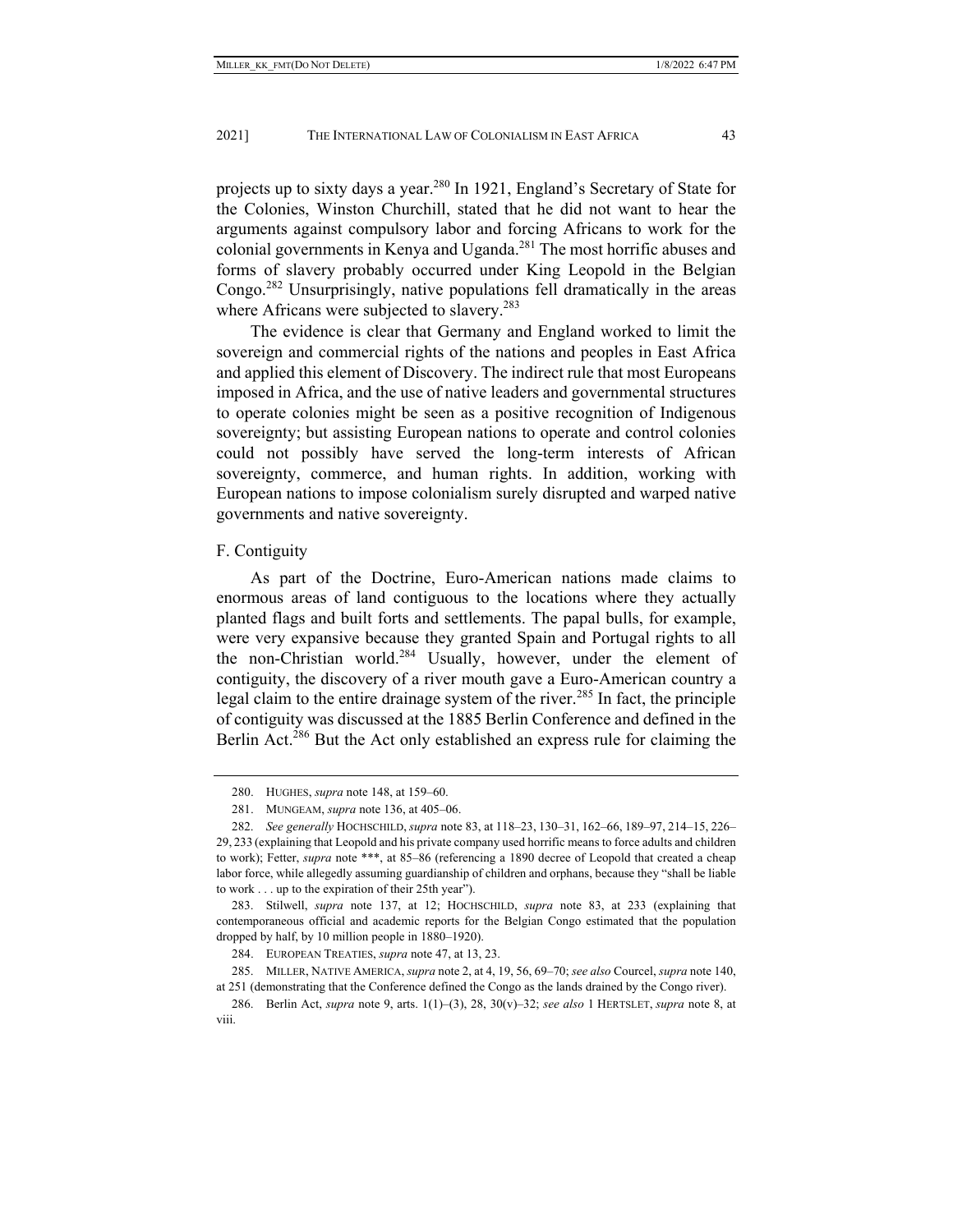projects up to sixty days a year.[280] In 1921, England's Secretary of State for the Colonies, Winston Churchill, stated that he did not want to hear the arguments against compulsory labor and forcing Africans to work for the colonial governments in Kenya and Uganda.[281] The most horrific abuses and forms of slavery probably occurred under King Leopold in the Belgian Congo.[282] Unsurprisingly, native populations fell dramatically in the areas where Africans were subjected to slavery.[283]

The evidence is clear that Germany and England worked to limit the sovereign and commercial rights of the nations and peoples in East Africa and applied this element of Discovery. The indirect rule that most Europeans imposed in Africa, and the use of native leaders and governmental structures to operate colonies might be seen as a positive recognition of Indigenous sovereignty; but assisting European nations to operate and control colonies could not possibly have served the long-term interests of African sovereignty, commerce, and human rights. In addition, working with European nations to impose colonialism surely disrupted and warped native governments and native sovereignty.

### F. Contiguity

As part of the Doctrine, Euro-American nations made claims to enormous areas of land contiguous to the locations where they actually planted flags and built forts and settlements. The papal bulls, for example, were very expansive because they granted Spain and Portugal rights to all the non-Christian world.[284] Usually, however, under the element of contiguity, the discovery of a river mouth gave a Euro-American country a legal claim to the entire drainage system of the river.[285] In fact, the principle of contiguity was discussed at the 1885 Berlin Conference and defined in the Berlin Act.[286] But the Act only established an express rule for claiming the

---

280. HUGHES, *supra* note 148, at 159–60.

281. MUNGEAM, *supra* note 136, at 405–06.

282. *See generally* HOCHSCHILD, *supra* note 83, at 118–23, 130–31, 162–66, 189–97, 214–15, 226–29, 233 (explaining that Leopold and his private company used horrific means to force adults and children to work); Fetter, *supra* note ***, at 85–86 (referencing a 1890 decree of Leopold that created a cheap labor force, while allegedly assuming guardianship of children and orphans, because they "shall be liable to work . . . up to the expiration of their 25th year").

283. Stilwell, *supra* note 137, at 12; HOCHSCHILD, *supra* note 83, at 233 (explaining that contemporaneous official and academic reports for the Belgian Congo estimated that the population dropped by half, by 10 million people in 1880–1920).

284. EUROPEAN TREATIES, *supra* note 47, at 13, 23.

285. MILLER, NATIVE AMERICA, *supra* note 2, at 4, 19, 56, 69–70; *see also* Courcel, *supra* note 140, at 251 (demonstrating that the Conference defined the Congo as the lands drained by the Congo river).

286. Berlin Act, *supra* note 9, arts. 1(1)–(3), 28, 30(v)–32; *see also* 1 HERTSLET, *supra* note 8, at viii.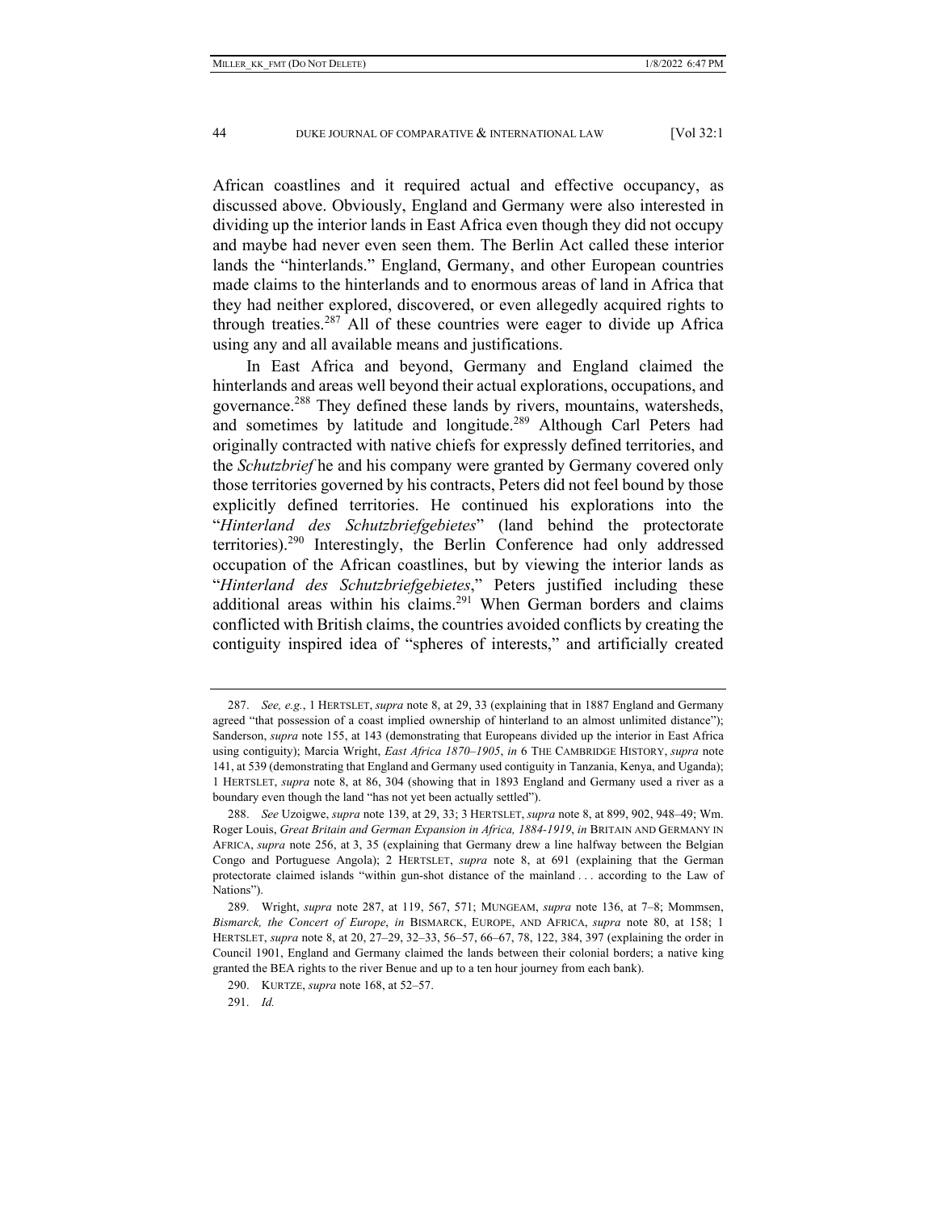African coastlines and it required actual and effective occupancy, as discussed above. Obviously, England and Germany were also interested in dividing up the interior lands in East Africa even though they did not occupy and maybe had never even seen them. The Berlin Act called these interior lands the "hinterlands." England, Germany, and other European countries made claims to the hinterlands and to enormous areas of land in Africa that they had neither explored, discovered, or even allegedly acquired rights to through treaties.[287] All of these countries were eager to divide up Africa using any and all available means and justifications.

In East Africa and beyond, Germany and England claimed the hinterlands and areas well beyond their actual explorations, occupations, and governance.[288] They defined these lands by rivers, mountains, watersheds, and sometimes by latitude and longitude.[289] Although Carl Peters had originally contracted with native chiefs for expressly defined territories, and the *Schutzbrief* he and his company were granted by Germany covered only those territories governed by his contracts, Peters did not feel bound by those explicitly defined territories. He continued his explorations into the "*Hinterland des Schutzbriefgebietes*" (land behind the protectorate territories).[290] Interestingly, the Berlin Conference had only addressed occupation of the African coastlines, but by viewing the interior lands as "*Hinterland des Schutzbriefgebietes*," Peters justified including these additional areas within his claims.[291] When German borders and claims conflicted with British claims, the countries avoided conflicts by creating the contiguity inspired idea of "spheres of interests," and artificially created

---

287. *See, e.g.*, 1 HERTSLET, *supra* note 8, at 29, 33 (explaining that in 1887 England and Germany agreed "that possession of a coast implied ownership of hinterland to an almost unlimited distance"); Sanderson, *supra* note 155, at 143 (demonstrating that Europeans divided up the interior in East Africa using contiguity); Marcia Wright, *East Africa 1870–1905*, *in* 6 THE CAMBRIDGE HISTORY, *supra* note 141, at 539 (demonstrating that England and Germany used contiguity in Tanzania, Kenya, and Uganda); 1 HERTSLET, *supra* note 8, at 86, 304 (showing that in 1893 England and Germany used a river as a boundary even though the land "has not yet been actually settled").

288. *See* Uzoigwe, *supra* note 139, at 29, 33; 3 HERTSLET, *supra* note 8, at 899, 902, 948–49; Wm. Roger Louis, *Great Britain and German Expansion in Africa, 1884-1919*, *in* BRITAIN AND GERMANY IN AFRICA, *supra* note 256, at 3, 35 (explaining that Germany drew a line halfway between the Belgian Congo and Portuguese Angola); 2 HERTSLET, *supra* note 8, at 691 (explaining that the German protectorate claimed islands "within gun-shot distance of the mainland . . . according to the Law of Nations").

289. Wright, *supra* note 287, at 119, 567, 571; MUNGEAM, *supra* note 136, at 7–8; Mommsen, *Bismarck, the Concert of Europe*, *in* BISMARCK, EUROPE, AND AFRICA, *supra* note 80, at 158; 1 HERTSLET, *supra* note 8, at 20, 27–29, 32–33, 56–57, 66–67, 78, 122, 384, 397 (explaining the order in Council 1901, England and Germany claimed the lands between their colonial borders; a native king granted the BEA rights to the river Benue and up to a ten hour journey from each bank).

290. KURTZE, *supra* note 168, at 52–57.

291. *Id.*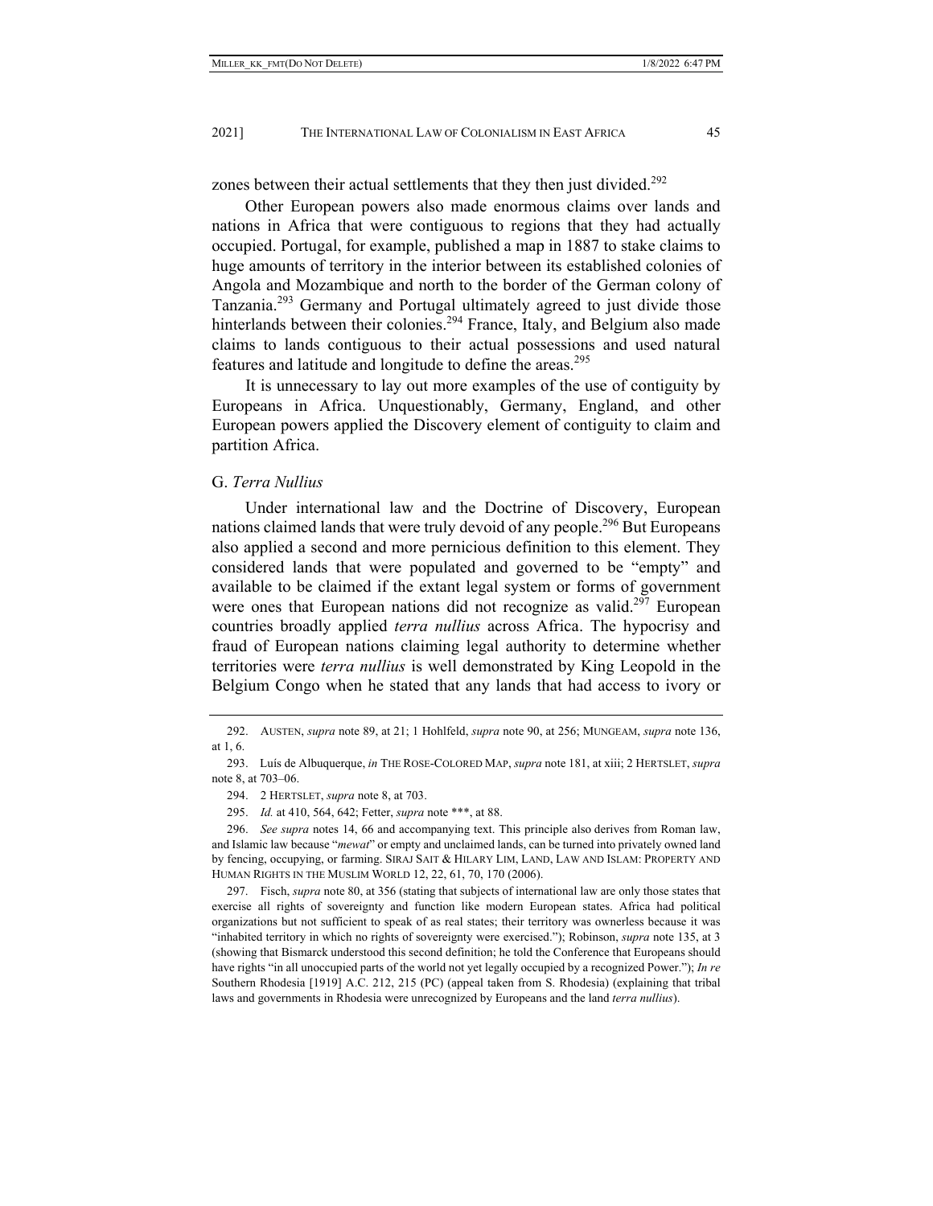zones between their actual settlements that they then just divided.[292]

Other European powers also made enormous claims over lands and nations in Africa that were contiguous to regions that they had actually occupied. Portugal, for example, published a map in 1887 to stake claims to huge amounts of territory in the interior between its established colonies of Angola and Mozambique and north to the border of the German colony of Tanzania.[293] Germany and Portugal ultimately agreed to just divide those hinterlands between their colonies.[294] France, Italy, and Belgium also made claims to lands contiguous to their actual possessions and used natural features and latitude and longitude to define the areas.[295]

It is unnecessary to lay out more examples of the use of contiguity by Europeans in Africa. Unquestionably, Germany, England, and other European powers applied the Discovery element of contiguity to claim and partition Africa.

### G. *Terra Nullius*

Under international law and the Doctrine of Discovery, European nations claimed lands that were truly devoid of any people.[296] But Europeans also applied a second and more pernicious definition to this element. They considered lands that were populated and governed to be "empty" and available to be claimed if the extant legal system or forms of government were ones that European nations did not recognize as valid.[297] European countries broadly applied *terra nullius* across Africa. The hypocrisy and fraud of European nations claiming legal authority to determine whether territories were *terra nullius* is well demonstrated by King Leopold in the Belgium Congo when he stated that any lands that had access to ivory or

---

292. AUSTEN, *supra* note 89, at 21; 1 Hohlfeld, *supra* note 90, at 256; MUNGEAM, *supra* note 136, at 1, 6.

293. Luís de Albuquerque, *in* THE ROSE-COLORED MAP, *supra* note 181, at xiii; 2 HERTSLET, *supra* note 8, at 703–06.

294. 2 HERTSLET, *supra* note 8, at 703.

295. *Id.* at 410, 564, 642; Fetter, *supra* note ***, at 88.

296. *See supra* notes 14, 66 and accompanying text. This principle also derives from Roman law, and Islamic law because "*mewat*" or empty and unclaimed lands, can be turned into privately owned land by fencing, occupying, or farming. SIRAJ SAIT & HILARY LIM, LAND, LAW AND ISLAM: PROPERTY AND HUMAN RIGHTS IN THE MUSLIM WORLD 12, 22, 61, 70, 170 (2006).

297. Fisch, *supra* note 80, at 356 (stating that subjects of international law are only those states that exercise all rights of sovereignty and function like modern European states. Africa had political organizations but not sufficient to speak of as real states; their territory was ownerless because it was "inhabited territory in which no rights of sovereignty were exercised."); Robinson, *supra* note 135, at 3 (showing that Bismarck understood this second definition; he told the Conference that Europeans should have rights "in all unoccupied parts of the world not yet legally occupied by a recognized Power."); *In re* Southern Rhodesia [1919] A.C. 212, 215 (PC) (appeal taken from S. Rhodesia) (explaining that tribal laws and governments in Rhodesia were unrecognized by Europeans and the land *terra nullius*).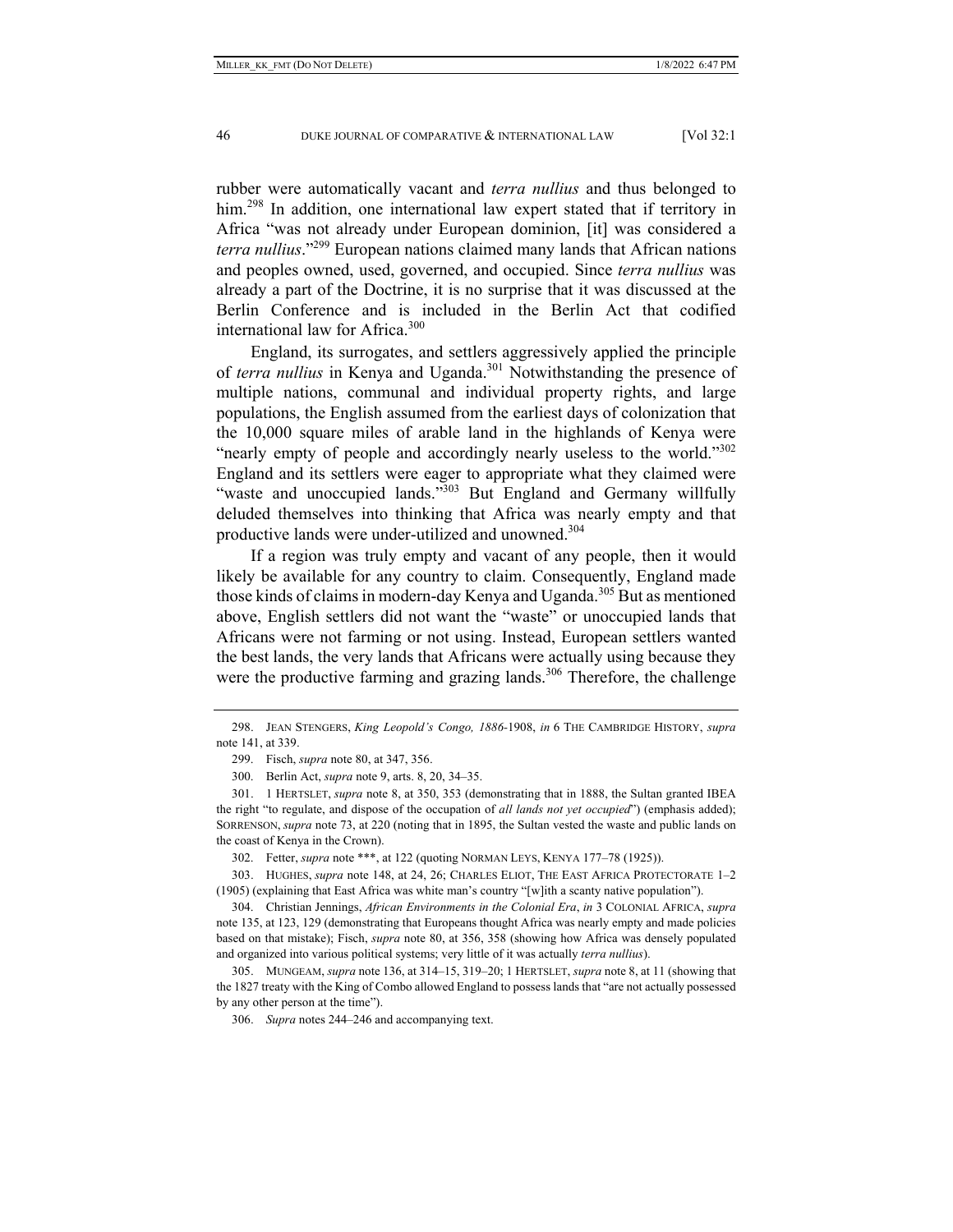rubber were automatically vacant and *terra nullius* and thus belonged to him.[298] In addition, one international law expert stated that if territory in Africa "was not already under European dominion, [it] was considered a *terra nullius*."[299] European nations claimed many lands that African nations and peoples owned, used, governed, and occupied. Since *terra nullius* was already a part of the Doctrine, it is no surprise that it was discussed at the Berlin Conference and is included in the Berlin Act that codified international law for Africa.[300]

England, its surrogates, and settlers aggressively applied the principle of *terra nullius* in Kenya and Uganda.[301] Notwithstanding the presence of multiple nations, communal and individual property rights, and large populations, the English assumed from the earliest days of colonization that the 10,000 square miles of arable land in the highlands of Kenya were "nearly empty of people and accordingly nearly useless to the world."[302] England and its settlers were eager to appropriate what they claimed were "waste and unoccupied lands."[303] But England and Germany willfully deluded themselves into thinking that Africa was nearly empty and that productive lands were under-utilized and unowned.[304]

If a region was truly empty and vacant of any people, then it would likely be available for any country to claim. Consequently, England made those kinds of claims in modern-day Kenya and Uganda.[305] But as mentioned above, English settlers did not want the "waste" or unoccupied lands that Africans were not farming or not using. Instead, European settlers wanted the best lands, the very lands that Africans were actually using because they were the productive farming and grazing lands.[306] Therefore, the challenge

---

298. JEAN STENGERS, *King Leopold's Congo, 1886*-1908, *in* 6 THE CAMBRIDGE HISTORY, *supra* note 141, at 339.

299. Fisch, *supra* note 80, at 347, 356.

300. Berlin Act, *supra* note 9, arts. 8, 20, 34–35.

301. 1 HERTSLET, *supra* note 8, at 350, 353 (demonstrating that in 1888, the Sultan granted IBEA the right "to regulate, and dispose of the occupation of *all lands not yet occupied*") (emphasis added); SORRENSON, *supra* note 73, at 220 (noting that in 1895, the Sultan vested the waste and public lands on the coast of Kenya in the Crown).

302. Fetter, *supra* note \*\*\*, at 122 (quoting NORMAN LEYS, KENYA 177–78 (1925)).

303. HUGHES, *supra* note 148, at 24, 26; CHARLES ELIOT, THE EAST AFRICA PROTECTORATE 1–2 (1905) (explaining that East Africa was white man's country "[w]ith a scanty native population").

304. Christian Jennings, *African Environments in the Colonial Era*, *in* 3 COLONIAL AFRICA, *supra* note 135, at 123, 129 (demonstrating that Europeans thought Africa was nearly empty and made policies based on that mistake); Fisch, *supra* note 80, at 356, 358 (showing how Africa was densely populated and organized into various political systems; very little of it was actually *terra nullius*).

305. MUNGEAM, *supra* note 136, at 314–15, 319–20; 1 HERTSLET, *supra* note 8, at 11 (showing that the 1827 treaty with the King of Combo allowed England to possess lands that "are not actually possessed by any other person at the time").

306. *Supra* notes 244–246 and accompanying text.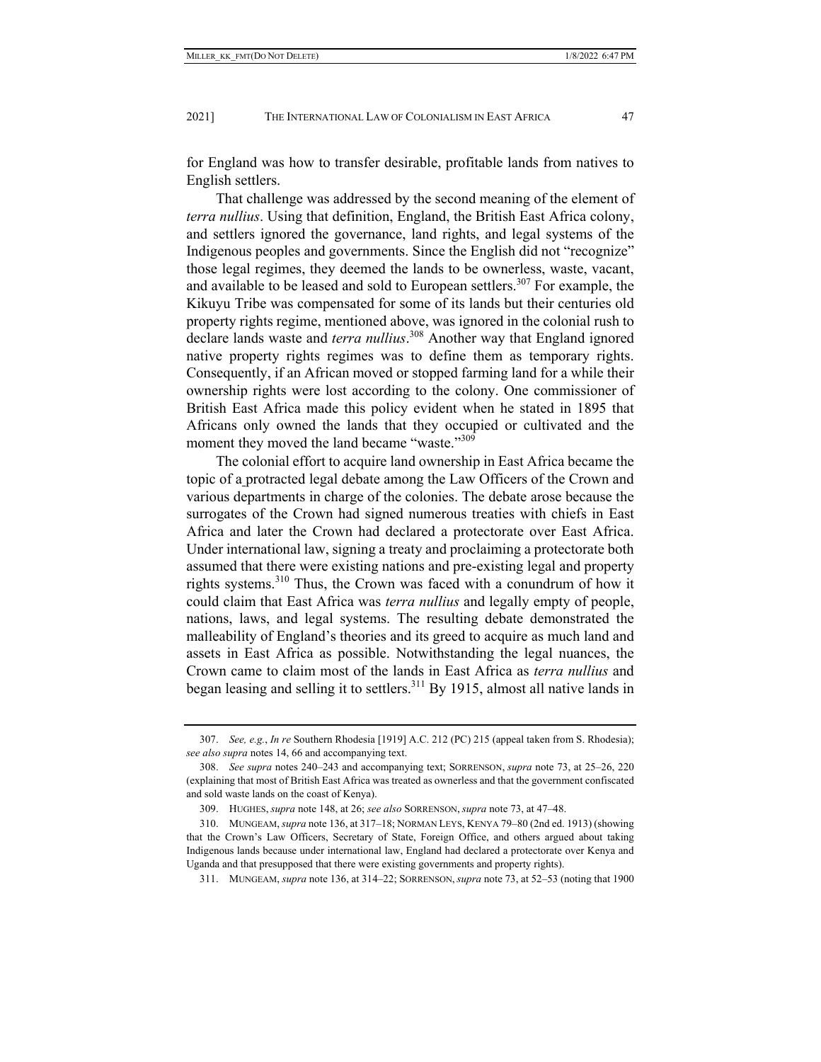for England was how to transfer desirable, profitable lands from natives to English settlers.

That challenge was addressed by the second meaning of the element of *terra nullius*. Using that definition, England, the British East Africa colony, and settlers ignored the governance, land rights, and legal systems of the Indigenous peoples and governments. Since the English did not "recognize" those legal regimes, they deemed the lands to be ownerless, waste, vacant, and available to be leased and sold to European settlers.[307] For example, the Kikuyu Tribe was compensated for some of its lands but their centuries old property rights regime, mentioned above, was ignored in the colonial rush to declare lands waste and *terra nullius*.[308] Another way that England ignored native property rights regimes was to define them as temporary rights. Consequently, if an African moved or stopped farming land for a while their ownership rights were lost according to the colony. One commissioner of British East Africa made this policy evident when he stated in 1895 that Africans only owned the lands that they occupied or cultivated and the moment they moved the land became "waste."[309]

The colonial effort to acquire land ownership in East Africa became the topic of a protracted legal debate among the Law Officers of the Crown and various departments in charge of the colonies. The debate arose because the surrogates of the Crown had signed numerous treaties with chiefs in East Africa and later the Crown had declared a protectorate over East Africa. Under international law, signing a treaty and proclaiming a protectorate both assumed that there were existing nations and pre-existing legal and property rights systems.[310] Thus, the Crown was faced with a conundrum of how it could claim that East Africa was *terra nullius* and legally empty of people, nations, laws, and legal systems. The resulting debate demonstrated the malleability of England's theories and its greed to acquire as much land and assets in East Africa as possible. Notwithstanding the legal nuances, the Crown came to claim most of the lands in East Africa as *terra nullius* and began leasing and selling it to settlers.[311] By 1915, almost all native lands in

---

307. *See, e.g.*, *In re* Southern Rhodesia [1919] A.C. 212 (PC) 215 (appeal taken from S. Rhodesia); *see also supra* notes 14, 66 and accompanying text.

308. *See supra* notes 240–243 and accompanying text; SORRENSON, *supra* note 73, at 25–26, 220 (explaining that most of British East Africa was treated as ownerless and that the government confiscated and sold waste lands on the coast of Kenya).

309. HUGHES, *supra* note 148, at 26; *see also* SORRENSON, *supra* note 73, at 47–48.

310. MUNGEAM, *supra* note 136, at 317–18; NORMAN LEYS, KENYA 79–80 (2nd ed. 1913) (showing that the Crown's Law Officers, Secretary of State, Foreign Office, and others argued about taking Indigenous lands because under international law, England had declared a protectorate over Kenya and Uganda and that presupposed that there were existing governments and property rights).

311. MUNGEAM, *supra* note 136, at 314–22; SORRENSON, *supra* note 73, at 52–53 (noting that 1900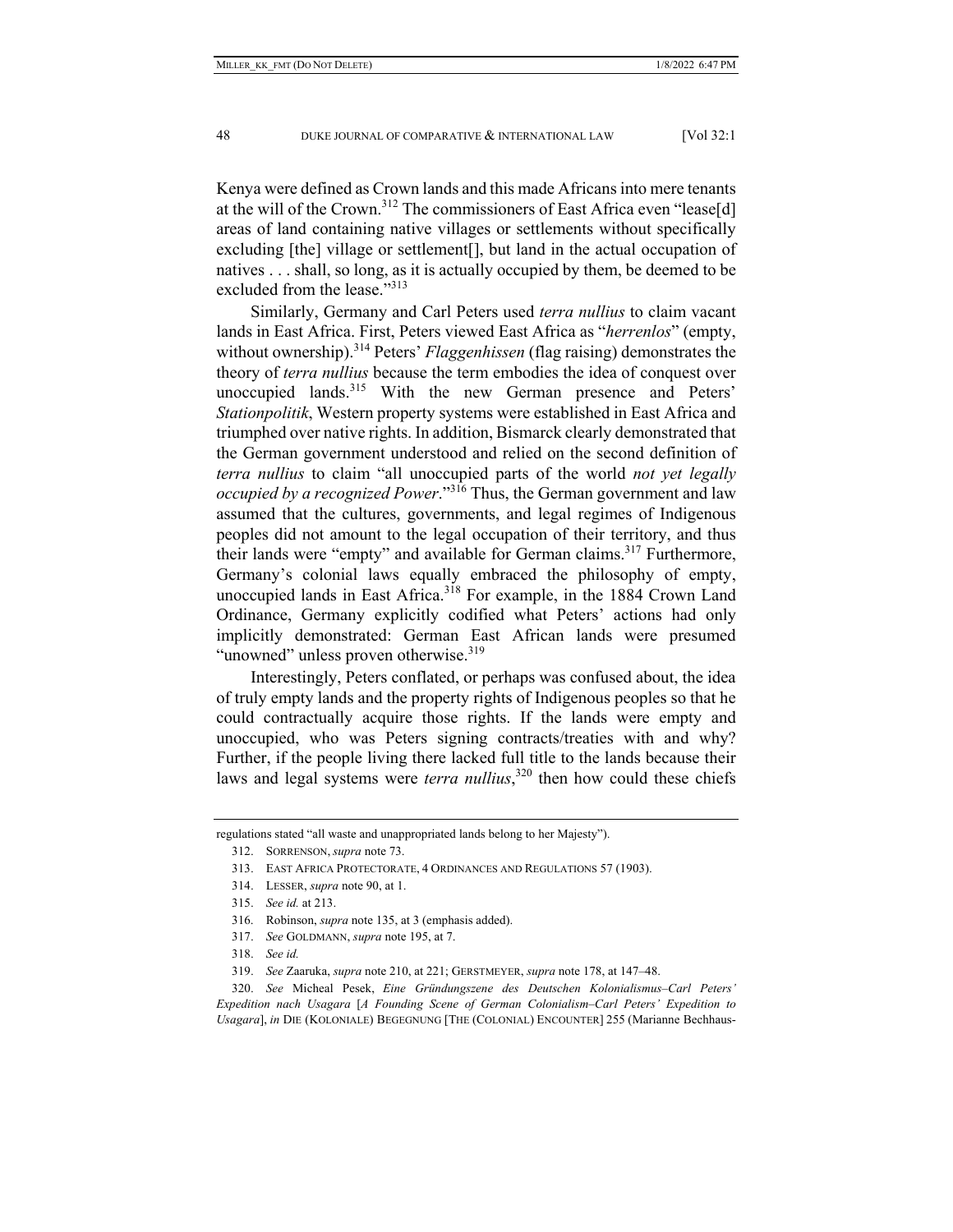Kenya were defined as Crown lands and this made Africans into mere tenants at the will of the Crown.[312] The commissioners of East Africa even "lease[d] areas of land containing native villages or settlements without specifically excluding [the] village or settlement[], but land in the actual occupation of natives . . . shall, so long, as it is actually occupied by them, be deemed to be excluded from the lease."[313]

Similarly, Germany and Carl Peters used *terra nullius* to claim vacant lands in East Africa. First, Peters viewed East Africa as "*herrenlos*" (empty, without ownership).[314] Peters' *Flaggenhissen* (flag raising) demonstrates the theory of *terra nullius* because the term embodies the idea of conquest over unoccupied lands.[315] With the new German presence and Peters' *Stationpolitik*, Western property systems were established in East Africa and triumphed over native rights. In addition, Bismarck clearly demonstrated that the German government understood and relied on the second definition of *terra nullius* to claim "all unoccupied parts of the world *not yet legally occupied by a recognized Power*."[316] Thus, the German government and law assumed that the cultures, governments, and legal regimes of Indigenous peoples did not amount to the legal occupation of their territory, and thus their lands were "empty" and available for German claims.[317] Furthermore, Germany's colonial laws equally embraced the philosophy of empty, unoccupied lands in East Africa.[318] For example, in the 1884 Crown Land Ordinance, Germany explicitly codified what Peters' actions had only implicitly demonstrated: German East African lands were presumed "unowned" unless proven otherwise.[319]

Interestingly, Peters conflated, or perhaps was confused about, the idea of truly empty lands and the property rights of Indigenous peoples so that he could contractually acquire those rights. If the lands were empty and unoccupied, who was Peters signing contracts/treaties with and why? Further, if the people living there lacked full title to the lands because their laws and legal systems were *terra nullius*,[320] then how could these chiefs

---

regulations stated "all waste and unappropriated lands belong to her Majesty").

312. SORRENSON, *supra* note 73.

313. EAST AFRICA PROTECTORATE, 4 ORDINANCES AND REGULATIONS 57 (1903).

314. LESSER, *supra* note 90, at 1.

315. *See id.* at 213.

316. Robinson, *supra* note 135, at 3 (emphasis added).

317. *See* GOLDMANN, *supra* note 195, at 7.

318. *See id.*

319. *See* Zaaruka, *supra* note 210, at 221; GERSTMEYER, *supra* note 178, at 147–48.

320. *See* Micheal Pesek, *Eine Gründungszene des Deutschen Kolonialismus–Carl Peters' Expedition nach Usagara* [*A Founding Scene of German Colonialism–Carl Peters' Expedition to Usagara*], *in* DIE (KOLONIALE) BEGEGNUNG [THE (COLONIAL) ENCOUNTER] 255 (Marianne Bechhaus-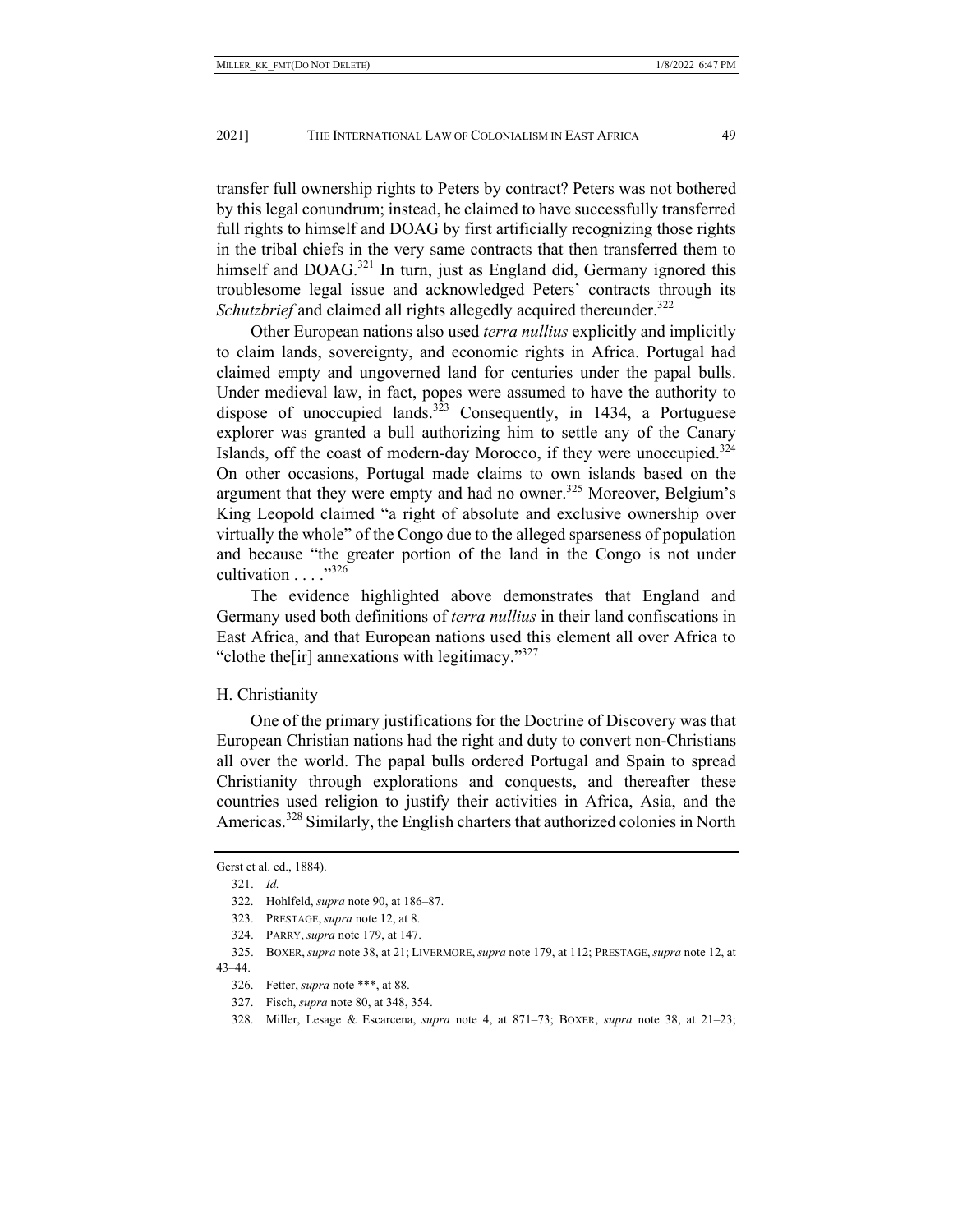transfer full ownership rights to Peters by contract? Peters was not bothered by this legal conundrum; instead, he claimed to have successfully transferred full rights to himself and DOAG by first artificially recognizing those rights in the tribal chiefs in the very same contracts that then transferred them to himself and DOAG.[321] In turn, just as England did, Germany ignored this troublesome legal issue and acknowledged Peters' contracts through its *Schutzbrief* and claimed all rights allegedly acquired thereunder.[322]

Other European nations also used *terra nullius* explicitly and implicitly to claim lands, sovereignty, and economic rights in Africa. Portugal had claimed empty and ungoverned land for centuries under the papal bulls. Under medieval law, in fact, popes were assumed to have the authority to dispose of unoccupied lands.[323] Consequently, in 1434, a Portuguese explorer was granted a bull authorizing him to settle any of the Canary Islands, off the coast of modern-day Morocco, if they were unoccupied.[324] On other occasions, Portugal made claims to own islands based on the argument that they were empty and had no owner.[325] Moreover, Belgium's King Leopold claimed "a right of absolute and exclusive ownership over virtually the whole" of the Congo due to the alleged sparseness of population and because "the greater portion of the land in the Congo is not under cultivation . . . ."[326]

The evidence highlighted above demonstrates that England and Germany used both definitions of *terra nullius* in their land confiscations in East Africa, and that European nations used this element all over Africa to "clothe the[ir] annexations with legitimacy."[327]

### H. Christianity

One of the primary justifications for the Doctrine of Discovery was that European Christian nations had the right and duty to convert non-Christians all over the world. The papal bulls ordered Portugal and Spain to spread Christianity through explorations and conquests, and thereafter these countries used religion to justify their activities in Africa, Asia, and the Americas.[328] Similarly, the English charters that authorized colonies in North

---

Gerst et al. ed., 1884).

321. *Id.*

322. Hohlfeld, *supra* note 90, at 186–87.

323. PRESTAGE, *supra* note 12, at 8.

324. PARRY, *supra* note 179, at 147.

325. BOXER, *supra* note 38, at 21; LIVERMORE, *supra* note 179, at 112; PRESTAGE, *supra* note 12, at 43–44.

326. Fetter, *supra* note ***, at 88.

327. Fisch, *supra* note 80, at 348, 354.

328. Miller, Lesage & Escarcena, *supra* note 4, at 871–73; BOXER, *supra* note 38, at 21–23;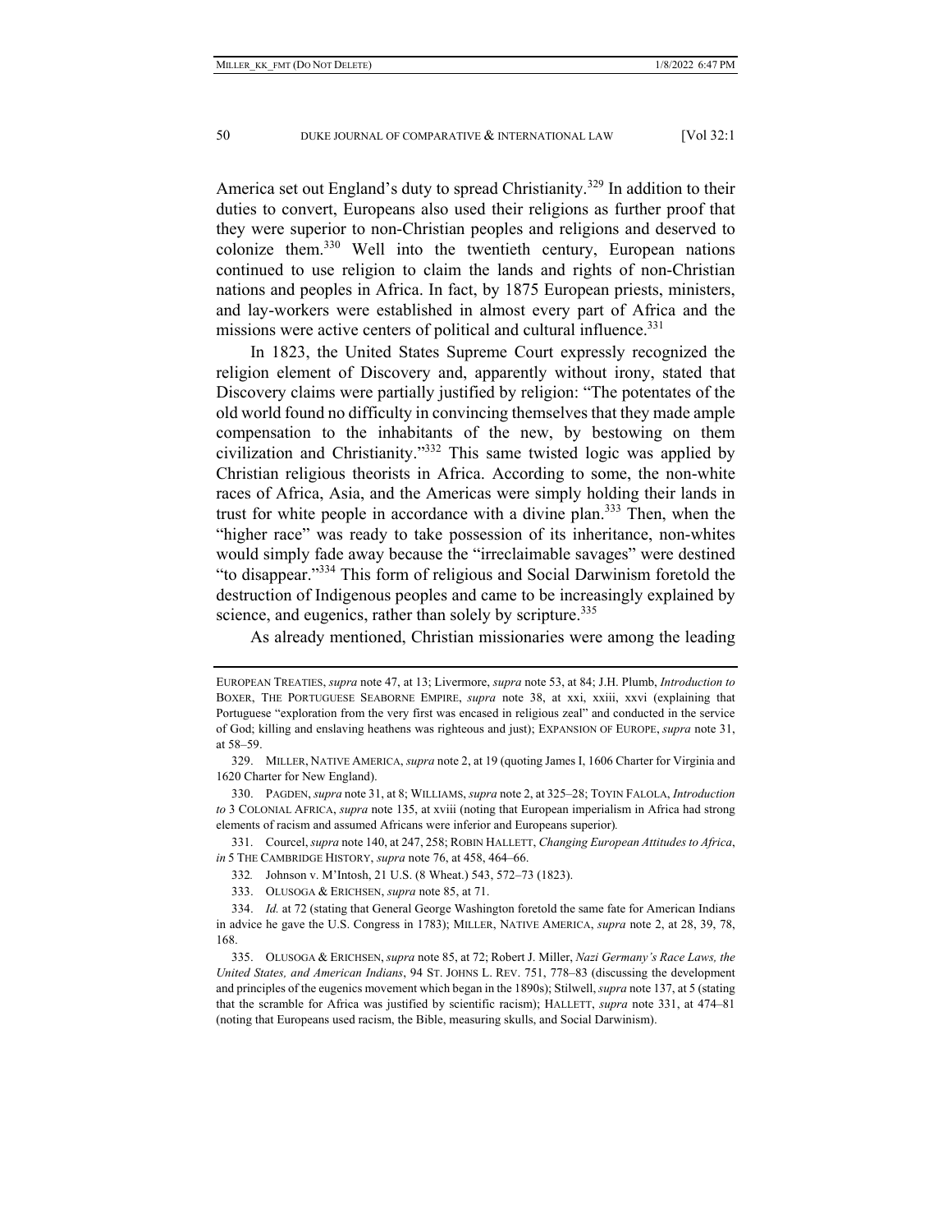America set out England's duty to spread Christianity.[329] In addition to their duties to convert, Europeans also used their religions as further proof that they were superior to non-Christian peoples and religions and deserved to colonize them.[330] Well into the twentieth century, European nations continued to use religion to claim the lands and rights of non-Christian nations and peoples in Africa. In fact, by 1875 European priests, ministers, and lay-workers were established in almost every part of Africa and the missions were active centers of political and cultural influence.[331]

In 1823, the United States Supreme Court expressly recognized the religion element of Discovery and, apparently without irony, stated that Discovery claims were partially justified by religion: "The potentates of the old world found no difficulty in convincing themselves that they made ample compensation to the inhabitants of the new, by bestowing on them civilization and Christianity."[332] This same twisted logic was applied by Christian religious theorists in Africa. According to some, the non-white races of Africa, Asia, and the Americas were simply holding their lands in trust for white people in accordance with a divine plan.[333] Then, when the "higher race" was ready to take possession of its inheritance, non-whites would simply fade away because the "irreclaimable savages" were destined "to disappear."[334] This form of religious and Social Darwinism foretold the destruction of Indigenous peoples and came to be increasingly explained by science, and eugenics, rather than solely by scripture.[335]

As already mentioned, Christian missionaries were among the leading

---

EUROPEAN TREATIES, *supra* note 47, at 13; Livermore, *supra* note 53, at 84; J.H. Plumb, *Introduction to* BOXER, THE PORTUGUESE SEABORNE EMPIRE, *supra* note 38, at xxi, xxiii, xxvi (explaining that Portuguese "exploration from the very first was encased in religious zeal" and conducted in the service of God; killing and enslaving heathens was righteous and just); EXPANSION OF EUROPE, *supra* note 31, at 58–59.

329. MILLER, NATIVE AMERICA, *supra* note 2, at 19 (quoting James I, 1606 Charter for Virginia and 1620 Charter for New England).

330. PAGDEN, *supra* note 31, at 8; WILLIAMS, *supra* note 2, at 325–28; TOYIN FALOLA, *Introduction to* 3 COLONIAL AFRICA, *supra* note 135, at xviii (noting that European imperialism in Africa had strong elements of racism and assumed Africans were inferior and Europeans superior).

331. Courcel, *supra* note 140, at 247, 258; ROBIN HALLETT, *Changing European Attitudes to Africa*, *in* 5 THE CAMBRIDGE HISTORY, *supra* note 76, at 458, 464–66.

332. Johnson v. M'Intosh, 21 U.S. (8 Wheat.) 543, 572–73 (1823).

333. OLUSOGA & ERICHSEN, *supra* note 85, at 71.

334. *Id.* at 72 (stating that General George Washington foretold the same fate for American Indians in advice he gave the U.S. Congress in 1783); MILLER, NATIVE AMERICA, *supra* note 2, at 28, 39, 78, 168.

335. OLUSOGA & ERICHSEN, *supra* note 85, at 72; Robert J. Miller, *Nazi Germany's Race Laws, the United States, and American Indians*, 94 ST. JOHNS L. REV. 751, 778–83 (discussing the development and principles of the eugenics movement which began in the 1890s); Stilwell, *supra* note 137, at 5 (stating that the scramble for Africa was justified by scientific racism); HALLETT, *supra* note 331, at 474–81 (noting that Europeans used racism, the Bible, measuring skulls, and Social Darwinism).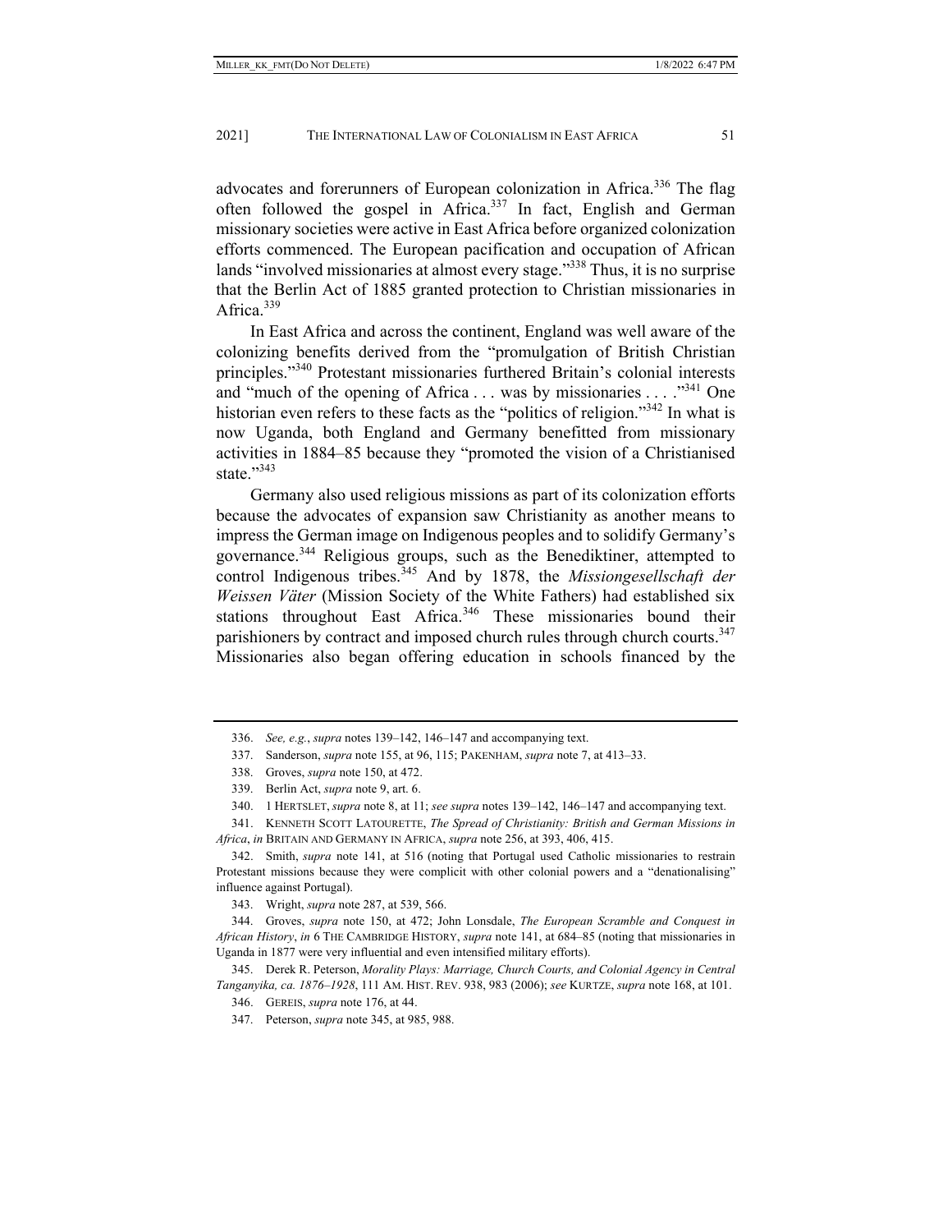advocates and forerunners of European colonization in Africa.[336] The flag often followed the gospel in Africa.[337] In fact, English and German missionary societies were active in East Africa before organized colonization efforts commenced. The European pacification and occupation of African lands "involved missionaries at almost every stage."[338] Thus, it is no surprise that the Berlin Act of 1885 granted protection to Christian missionaries in Africa.[339]

In East Africa and across the continent, England was well aware of the colonizing benefits derived from the "promulgation of British Christian principles."[340] Protestant missionaries furthered Britain's colonial interests and "much of the opening of Africa . . . was by missionaries . . . ."[341] One historian even refers to these facts as the "politics of religion."[342] In what is now Uganda, both England and Germany benefitted from missionary activities in 1884–85 because they "promoted the vision of a Christianised state."[343]

Germany also used religious missions as part of its colonization efforts because the advocates of expansion saw Christianity as another means to impress the German image on Indigenous peoples and to solidify Germany's governance.[344] Religious groups, such as the Benediktiner, attempted to control Indigenous tribes.[345] And by 1878, the *Missiongesellschaft der Weissen Väter* (Mission Society of the White Fathers) had established six stations throughout East Africa.[346] These missionaries bound their parishioners by contract and imposed church rules through church courts.[347] Missionaries also began offering education in schools financed by the

---

336. *See, e.g.*, *supra* notes 139–142, 146–147 and accompanying text.

337. Sanderson, *supra* note 155, at 96, 115; PAKENHAM, *supra* note 7, at 413–33.

338. Groves, *supra* note 150, at 472.

339. Berlin Act, *supra* note 9, art. 6.

340. 1 HERTSLET, *supra* note 8, at 11; *see supra* notes 139–142, 146–147 and accompanying text.

341. KENNETH SCOTT LATOURETTE, *The Spread of Christianity: British and German Missions in Africa*, *in* BRITAIN AND GERMANY IN AFRICA, *supra* note 256, at 393, 406, 415.

342. Smith, *supra* note 141, at 516 (noting that Portugal used Catholic missionaries to restrain Protestant missions because they were complicit with other colonial powers and a "denationalising" influence against Portugal).

343. Wright, *supra* note 287, at 539, 566.

344. Groves, *supra* note 150, at 472; John Lonsdale, *The European Scramble and Conquest in African History*, *in* 6 THE CAMBRIDGE HISTORY, *supra* note 141, at 684–85 (noting that missionaries in Uganda in 1877 were very influential and even intensified military efforts).

345. Derek R. Peterson, *Morality Plays: Marriage, Church Courts, and Colonial Agency in Central Tanganyika, ca. 1876–1928*, 111 AM. HIST. REV. 938, 983 (2006); *see* KURTZE, *supra* note 168, at 101.

346. GEREIS, *supra* note 176, at 44.

347. Peterson, *supra* note 345, at 985, 988.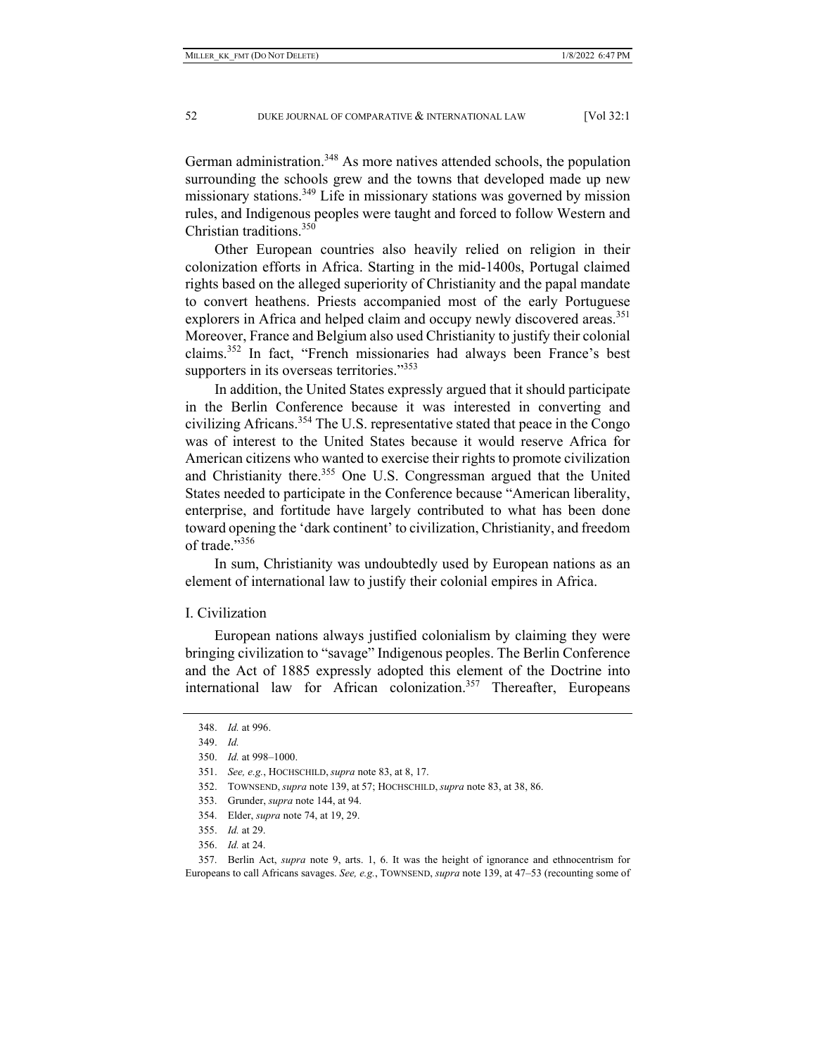German administration.[348] As more natives attended schools, the population surrounding the schools grew and the towns that developed made up new missionary stations.[349] Life in missionary stations was governed by mission rules, and Indigenous peoples were taught and forced to follow Western and Christian traditions.[350]

Other European countries also heavily relied on religion in their colonization efforts in Africa. Starting in the mid-1400s, Portugal claimed rights based on the alleged superiority of Christianity and the papal mandate to convert heathens. Priests accompanied most of the early Portuguese explorers in Africa and helped claim and occupy newly discovered areas.[351] Moreover, France and Belgium also used Christianity to justify their colonial claims.[352] In fact, "French missionaries had always been France's best supporters in its overseas territories."[353]

In addition, the United States expressly argued that it should participate in the Berlin Conference because it was interested in converting and civilizing Africans.[354] The U.S. representative stated that peace in the Congo was of interest to the United States because it would reserve Africa for American citizens who wanted to exercise their rights to promote civilization and Christianity there.[355] One U.S. Congressman argued that the United States needed to participate in the Conference because "American liberality, enterprise, and fortitude have largely contributed to what has been done toward opening the 'dark continent' to civilization, Christianity, and freedom of trade."[356]

In sum, Christianity was undoubtedly used by European nations as an element of international law to justify their colonial empires in Africa.

### I. Civilization

European nations always justified colonialism by claiming they were bringing civilization to "savage" Indigenous peoples. The Berlin Conference and the Act of 1885 expressly adopted this element of the Doctrine into international law for African colonization.[357] Thereafter, Europeans

---

348. *Id.* at 996.

349. *Id.*

350. *Id.* at 998–1000.

351. *See, e.g.*, HOCHSCHILD, *supra* note 83, at 8, 17.

352. TOWNSEND, *supra* note 139, at 57; HOCHSCHILD, *supra* note 83, at 38, 86.

353. Grunder, *supra* note 144, at 94.

354. Elder, *supra* note 74, at 19, 29.

355. *Id.* at 29.

356. *Id.* at 24.

357. Berlin Act, *supra* note 9, arts. 1, 6. It was the height of ignorance and ethnocentrism for Europeans to call Africans savages. *See, e.g.*, TOWNSEND, *supra* note 139, at 47–53 (recounting some of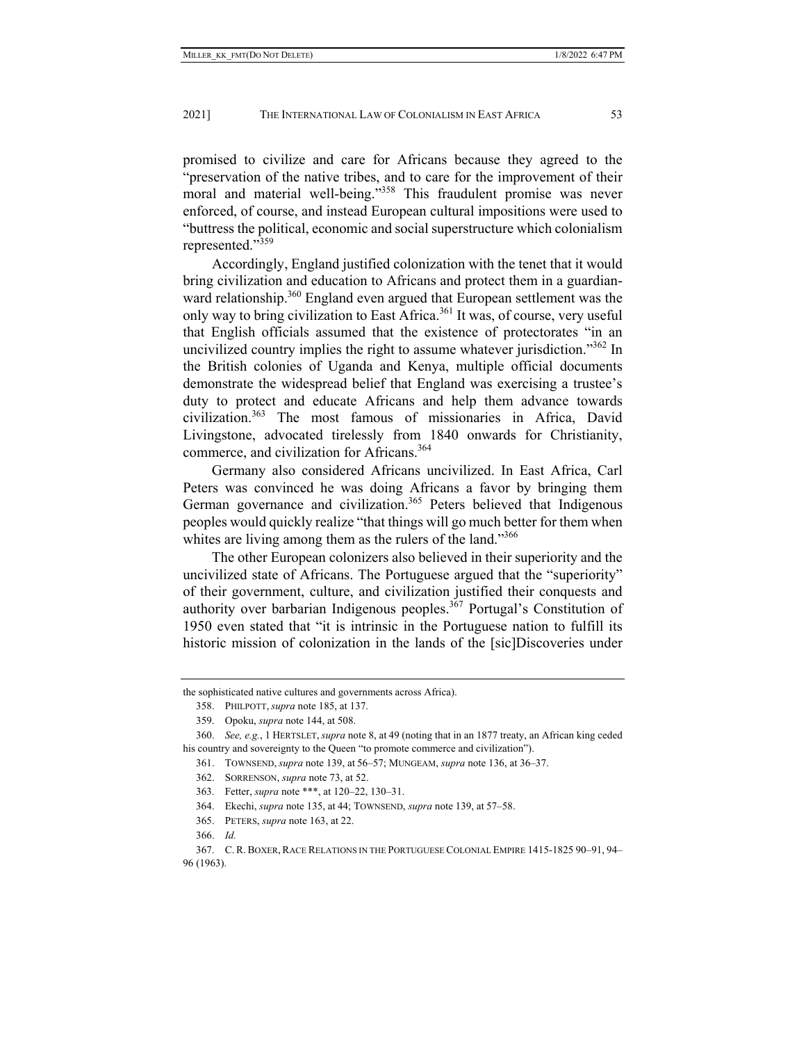promised to civilize and care for Africans because they agreed to the "preservation of the native tribes, and to care for the improvement of their moral and material well-being."[358] This fraudulent promise was never enforced, of course, and instead European cultural impositions were used to "buttress the political, economic and social superstructure which colonialism represented."[359]

Accordingly, England justified colonization with the tenet that it would bring civilization and education to Africans and protect them in a guardian-ward relationship.[360] England even argued that European settlement was the only way to bring civilization to East Africa.[361] It was, of course, very useful that English officials assumed that the existence of protectorates "in an uncivilized country implies the right to assume whatever jurisdiction."[362] In the British colonies of Uganda and Kenya, multiple official documents demonstrate the widespread belief that England was exercising a trustee's duty to protect and educate Africans and help them advance towards civilization.[363] The most famous of missionaries in Africa, David Livingstone, advocated tirelessly from 1840 onwards for Christianity, commerce, and civilization for Africans.[364]

Germany also considered Africans uncivilized. In East Africa, Carl Peters was convinced he was doing Africans a favor by bringing them German governance and civilization.[365] Peters believed that Indigenous peoples would quickly realize "that things will go much better for them when whites are living among them as the rulers of the land."[366]

The other European colonizers also believed in their superiority and the uncivilized state of Africans. The Portuguese argued that the "superiority" of their government, culture, and civilization justified their conquests and authority over barbarian Indigenous peoples.[367] Portugal's Constitution of 1950 even stated that "it is intrinsic in the Portuguese nation to fulfill its historic mission of colonization in the lands of the [sic]Discoveries under

---

the sophisticated native cultures and governments across Africa).

358. PHILPOTT, *supra* note 185, at 137.

359. Opoku, *supra* note 144, at 508.

360. *See, e.g.*, 1 HERTSLET, *supra* note 8, at 49 (noting that in an 1877 treaty, an African king ceded his country and sovereignty to the Queen "to promote commerce and civilization").

361. TOWNSEND, *supra* note 139, at 56–57; MUNGEAM, *supra* note 136, at 36–37.

362. SORRENSON, *supra* note 73, at 52.

363. Fetter, *supra* note ***, at 120–22, 130–31.

364. Ekechi, *supra* note 135, at 44; TOWNSEND, *supra* note 139, at 57–58.

365. PETERS, *supra* note 163, at 22.

366. *Id.*

367. C. R. BOXER, RACE RELATIONS IN THE PORTUGUESE COLONIAL EMPIRE 1415-1825 90–91, 94–96 (1963).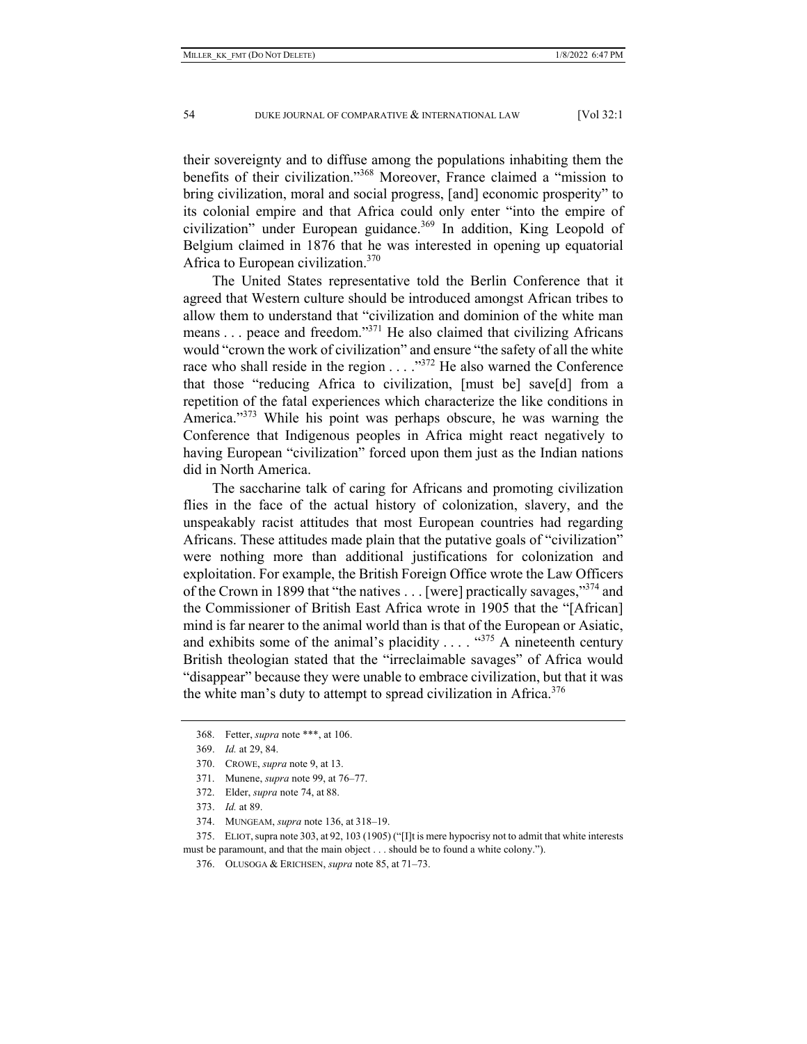their sovereignty and to diffuse among the populations inhabiting them the benefits of their civilization."[368] Moreover, France claimed a "mission to bring civilization, moral and social progress, [and] economic prosperity" to its colonial empire and that Africa could only enter "into the empire of civilization" under European guidance.[369] In addition, King Leopold of Belgium claimed in 1876 that he was interested in opening up equatorial Africa to European civilization.[370]

The United States representative told the Berlin Conference that it agreed that Western culture should be introduced amongst African tribes to allow them to understand that "civilization and dominion of the white man means . . . peace and freedom."[371] He also claimed that civilizing Africans would "crown the work of civilization" and ensure "the safety of all the white race who shall reside in the region . . . ."[372] He also warned the Conference that those "reducing Africa to civilization, [must be] save[d] from a repetition of the fatal experiences which characterize the like conditions in America."[373] While his point was perhaps obscure, he was warning the Conference that Indigenous peoples in Africa might react negatively to having European "civilization" forced upon them just as the Indian nations did in North America.

The saccharine talk of caring for Africans and promoting civilization flies in the face of the actual history of colonization, slavery, and the unspeakably racist attitudes that most European countries had regarding Africans. These attitudes made plain that the putative goals of "civilization" were nothing more than additional justifications for colonization and exploitation. For example, the British Foreign Office wrote the Law Officers of the Crown in 1899 that "the natives . . . [were] practically savages,"[374] and the Commissioner of British East Africa wrote in 1905 that the "[African] mind is far nearer to the animal world than is that of the European or Asiatic, and exhibits some of the animal's placidity . . . . "[375] A nineteenth century British theologian stated that the "irreclaimable savages" of Africa would "disappear" because they were unable to embrace civilization, but that it was the white man's duty to attempt to spread civilization in Africa.[376]

---

368. Fetter, *supra* note \*\*\*, at 106.

369. *Id.* at 29, 84.

370. CROWE, *supra* note 9, at 13.

371. Munene, *supra* note 99, at 76–77.

372. Elder, *supra* note 74, at 88.

373. *Id.* at 89.

374. MUNGEAM, *supra* note 136, at 318–19.

375. ELIOT, supra note 303, at 92, 103 (1905) ("[I]t is mere hypocrisy not to admit that white interests must be paramount, and that the main object . . . should be to found a white colony.").

376. OLUSOGA & ERICHSEN, *supra* note 85, at 71–73.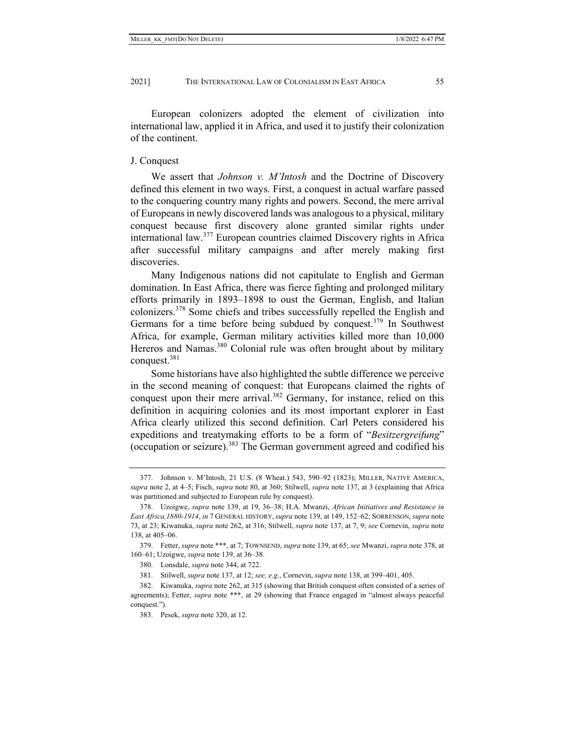European colonizers adopted the element of civilization into international law, applied it in Africa, and used it to justify their colonization of the continent.

### J. Conquest

We assert that *Johnson v. M'Intosh* and the Doctrine of Discovery defined this element in two ways. First, a conquest in actual warfare passed to the conquering country many rights and powers. Second, the mere arrival of Europeans in newly discovered lands was analogous to a physical, military conquest because first discovery alone granted similar rights under international law.[377] European countries claimed Discovery rights in Africa after successful military campaigns and after merely making first discoveries.

Many Indigenous nations did not capitulate to English and German domination. In East Africa, there was fierce fighting and prolonged military efforts primarily in 1893–1898 to oust the German, English, and Italian colonizers.[378] Some chiefs and tribes successfully repelled the English and Germans for a time before being subdued by conquest.[379] In Southwest Africa, for example, German military activities killed more than 10,000 Hereros and Namas.[380] Colonial rule was often brought about by military conquest.[381]

Some historians have also highlighted the subtle difference we perceive in the second meaning of conquest: that Europeans claimed the rights of conquest upon their mere arrival.[382] Germany, for instance, relied on this definition in acquiring colonies and its most important explorer in East Africa clearly utilized this second definition. Carl Peters considered his expeditions and treatymaking efforts to be a form of "*Besitzergreifung*" (occupation or seizure).[383] The German government agreed and codified his

---

377. Johnson v. M'Intosh, 21 U.S. (8 Wheat.) 543, 590–92 (1823); MILLER, NATIVE AMERICA, *supra* note 2, at 4–5; Fisch, *supra* note 80, at 360; Stilwell, *supra* note 137, at 3 (explaining that Africa was partitioned and subjected to European rule by conquest).

378. Uzoigwe, *supra* note 139, at 19, 36–38; H.A. Mwanzi, *African Initiatives and Resistance in East Africa,1880-1914*, *in* 7 GENERAL HISTORY, *supra* note 139, at 149, 152–62; SORRENSON, *supra* note 73, at 23; Kiwanuka, *supra* note 262, at 316; Stilwell, *supra* note 137, at 7, 9; *see* Cornevin, *supra* note 138, at 405–06.

379. Fetter, *supra* note \*\*\*, at 7; TOWNSEND, *supra* note 139, at 65; *see* Mwanzi, *supra* note 378, at 160–61; Uzoigwe, *supra* note 139, at 36–38.

380. Lonsdale, *supra* note 344, at 722.

381. Stilwell, *supra* note 137, at 12; *see, e.g.*, Cornevin, *supra* note 138, at 399–401, 405.

382. Kiwanuka, *supra* note 262, at 315 (showing that British conquest often consisted of a series of agreements); Fetter, *supra* note \*\*\*, at 29 (showing that France engaged in "almost always peaceful conquest.").

383. Pesek, *supra* note 320, at 12.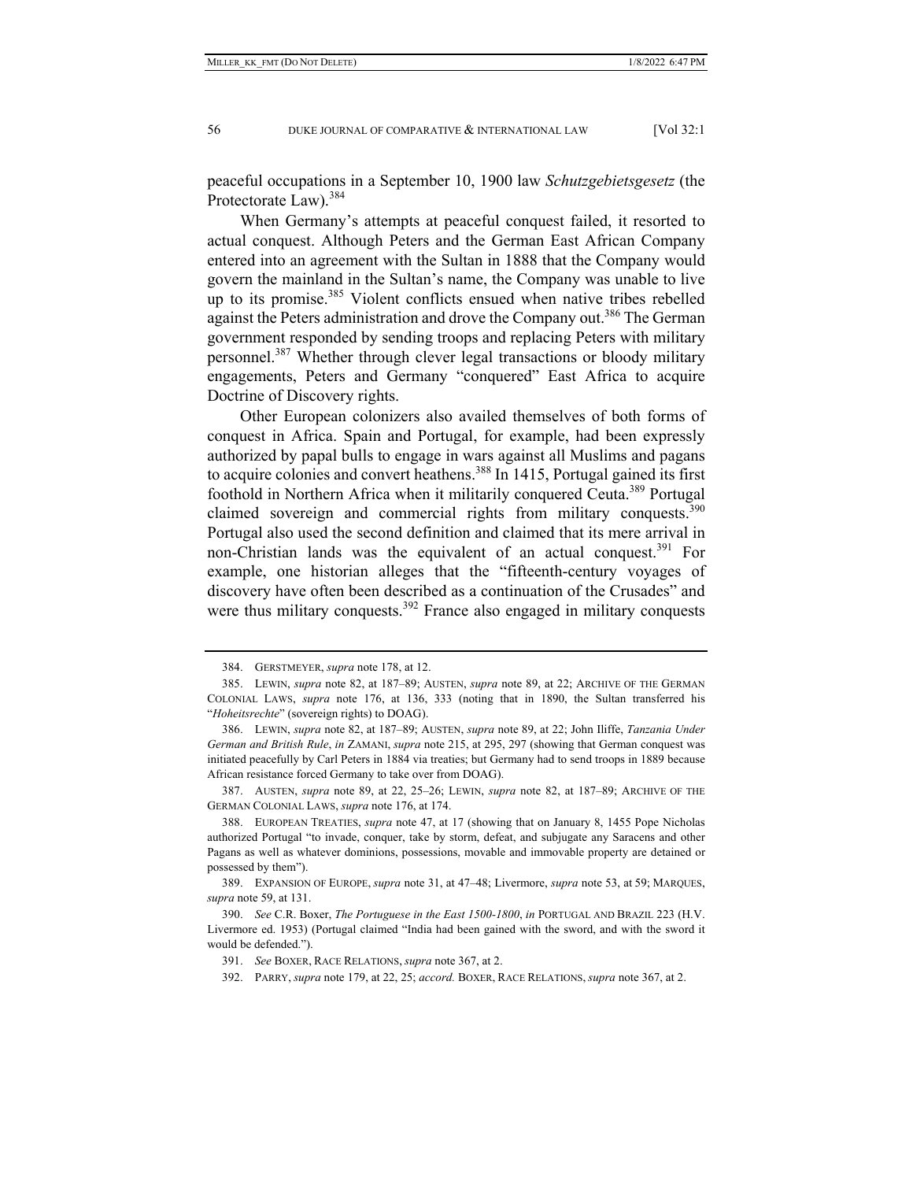peaceful occupations in a September 10, 1900 law *Schutzgebietsgesetz* (the Protectorate Law).[384]

When Germany's attempts at peaceful conquest failed, it resorted to actual conquest. Although Peters and the German East African Company entered into an agreement with the Sultan in 1888 that the Company would govern the mainland in the Sultan's name, the Company was unable to live up to its promise.[385] Violent conflicts ensued when native tribes rebelled against the Peters administration and drove the Company out.[386] The German government responded by sending troops and replacing Peters with military personnel.[387] Whether through clever legal transactions or bloody military engagements, Peters and Germany "conquered" East Africa to acquire Doctrine of Discovery rights.

Other European colonizers also availed themselves of both forms of conquest in Africa. Spain and Portugal, for example, had been expressly authorized by papal bulls to engage in wars against all Muslims and pagans to acquire colonies and convert heathens.[388] In 1415, Portugal gained its first foothold in Northern Africa when it militarily conquered Ceuta.[389] Portugal claimed sovereign and commercial rights from military conquests.[390] Portugal also used the second definition and claimed that its mere arrival in non-Christian lands was the equivalent of an actual conquest.[391] For example, one historian alleges that the "fifteenth-century voyages of discovery have often been described as a continuation of the Crusades" and were thus military conquests.[392] France also engaged in military conquests

---

384. GERSTMEYER, *supra* note 178, at 12.

385. LEWIN, *supra* note 82, at 187–89; AUSTEN, *supra* note 89, at 22; ARCHIVE OF THE GERMAN COLONIAL LAWS, *supra* note 176, at 136, 333 (noting that in 1890, the Sultan transferred his "*Hoheitsrechte*" (sovereign rights) to DOAG).

386. LEWIN, *supra* note 82, at 187–89; AUSTEN, *supra* note 89, at 22; John Iliffe, *Tanzania Under German and British Rule*, *in* ZAMANI, *supra* note 215, at 295, 297 (showing that German conquest was initiated peacefully by Carl Peters in 1884 via treaties; but Germany had to send troops in 1889 because African resistance forced Germany to take over from DOAG).

387. AUSTEN, *supra* note 89, at 22, 25–26; LEWIN, *supra* note 82, at 187–89; ARCHIVE OF THE GERMAN COLONIAL LAWS, *supra* note 176, at 174.

388. EUROPEAN TREATIES, *supra* note 47, at 17 (showing that on January 8, 1455 Pope Nicholas authorized Portugal "to invade, conquer, take by storm, defeat, and subjugate any Saracens and other Pagans as well as whatever dominions, possessions, movable and immovable property are detained or possessed by them").

389. EXPANSION OF EUROPE, *supra* note 31, at 47–48; Livermore, *supra* note 53, at 59; MARQUES, *supra* note 59, at 131.

390. *See* C.R. Boxer, *The Portuguese in the East 1500-1800*, *in* PORTUGAL AND BRAZIL 223 (H.V. Livermore ed. 1953) (Portugal claimed "India had been gained with the sword, and with the sword it would be defended.").

391. *See* BOXER, RACE RELATIONS, *supra* note 367, at 2.

392. PARRY, *supra* note 179, at 22, 25; *accord.* BOXER, RACE RELATIONS, *supra* note 367, at 2.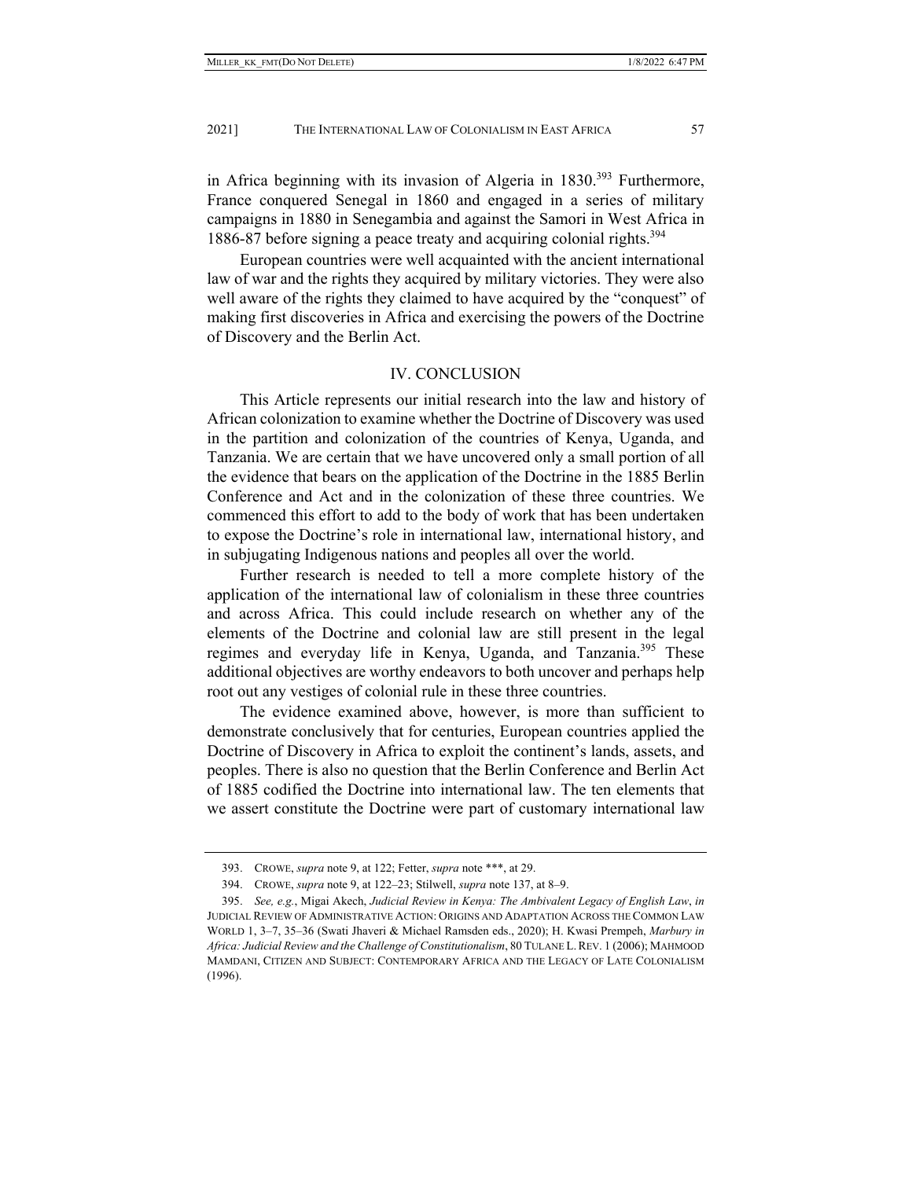in Africa beginning with its invasion of Algeria in 1830.[393] Furthermore, France conquered Senegal in 1860 and engaged in a series of military campaigns in 1880 in Senegambia and against the Samori in West Africa in 1886-87 before signing a peace treaty and acquiring colonial rights.[394]

European countries were well acquainted with the ancient international law of war and the rights they acquired by military victories. They were also well aware of the rights they claimed to have acquired by the "conquest" of making first discoveries in Africa and exercising the powers of the Doctrine of Discovery and the Berlin Act.

## IV. CONCLUSION

This Article represents our initial research into the law and history of African colonization to examine whether the Doctrine of Discovery was used in the partition and colonization of the countries of Kenya, Uganda, and Tanzania. We are certain that we have uncovered only a small portion of all the evidence that bears on the application of the Doctrine in the 1885 Berlin Conference and Act and in the colonization of these three countries. We commenced this effort to add to the body of work that has been undertaken to expose the Doctrine's role in international law, international history, and in subjugating Indigenous nations and peoples all over the world.

Further research is needed to tell a more complete history of the application of the international law of colonialism in these three countries and across Africa. This could include research on whether any of the elements of the Doctrine and colonial law are still present in the legal regimes and everyday life in Kenya, Uganda, and Tanzania.[395] These additional objectives are worthy endeavors to both uncover and perhaps help root out any vestiges of colonial rule in these three countries.

The evidence examined above, however, is more than sufficient to demonstrate conclusively that for centuries, European countries applied the Doctrine of Discovery in Africa to exploit the continent's lands, assets, and peoples. There is also no question that the Berlin Conference and Berlin Act of 1885 codified the Doctrine into international law. The ten elements that we assert constitute the Doctrine were part of customary international law

---

393. CROWE, *supra* note 9, at 122; Fetter, *supra* note \*\*\*, at 29.

394. CROWE, *supra* note 9, at 122–23; Stilwell, *supra* note 137, at 8–9.

395. *See, e.g.*, Migai Akech, *Judicial Review in Kenya: The Ambivalent Legacy of English Law*, *in* JUDICIAL REVIEW OF ADMINISTRATIVE ACTION: ORIGINS AND ADAPTATION ACROSS THE COMMON LAW WORLD 1, 3–7, 35–36 (Swati Jhaveri & Michael Ramsden eds., 2020); H. Kwasi Prempeh, *Marbury in Africa: Judicial Review and the Challenge of Constitutionalism*, 80 TULANE L. REV. 1 (2006); MAHMOOD MAMDANI, CITIZEN AND SUBJECT: CONTEMPORARY AFRICA AND THE LEGACY OF LATE COLONIALISM (1996).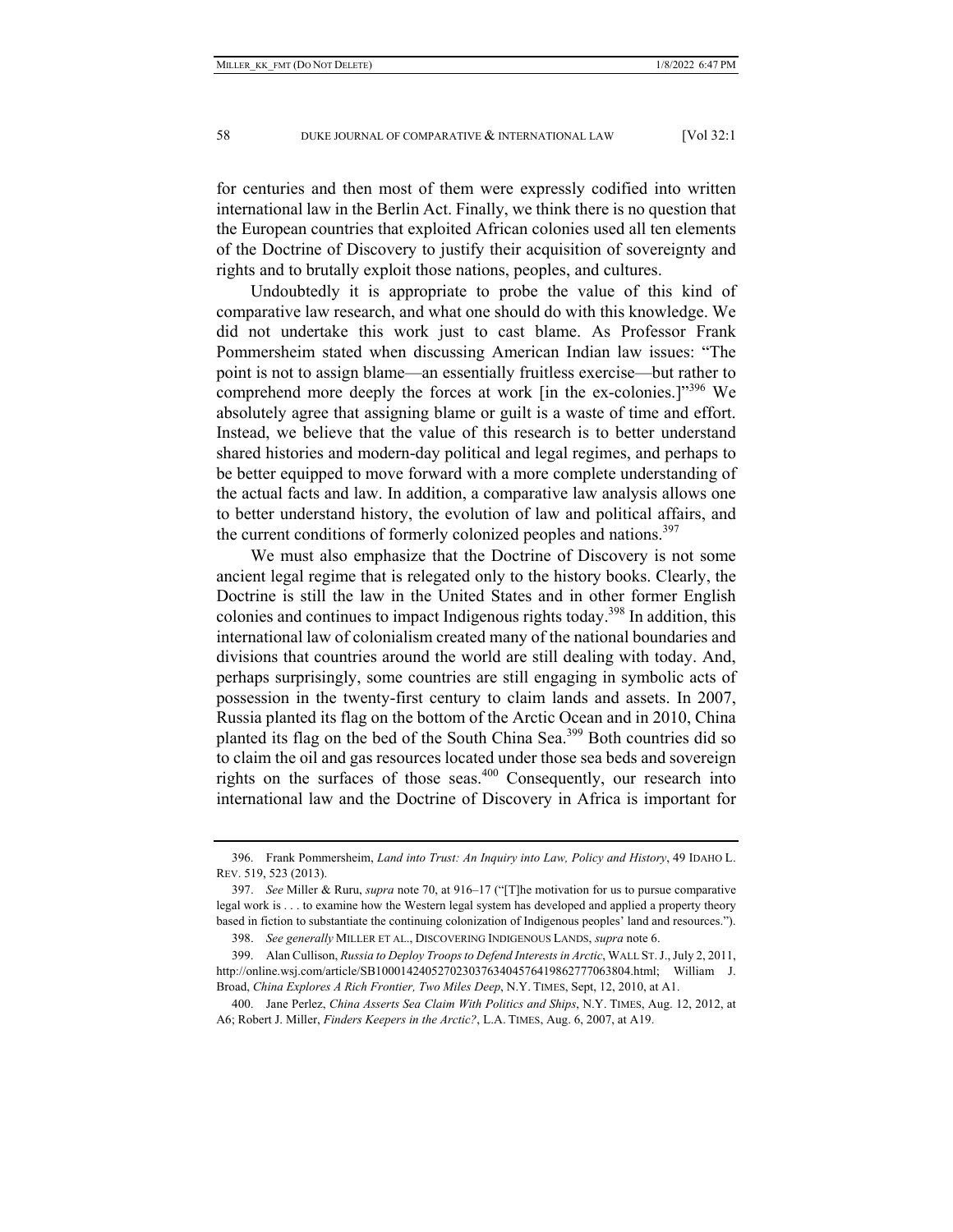for centuries and then most of them were expressly codified into written international law in the Berlin Act. Finally, we think there is no question that the European countries that exploited African colonies used all ten elements of the Doctrine of Discovery to justify their acquisition of sovereignty and rights and to brutally exploit those nations, peoples, and cultures.

Undoubtedly it is appropriate to probe the value of this kind of comparative law research, and what one should do with this knowledge. We did not undertake this work just to cast blame. As Professor Frank Pommersheim stated when discussing American Indian law issues: "The point is not to assign blame—an essentially fruitless exercise—but rather to comprehend more deeply the forces at work [in the ex-colonies.]"[396] We absolutely agree that assigning blame or guilt is a waste of time and effort. Instead, we believe that the value of this research is to better understand shared histories and modern-day political and legal regimes, and perhaps to be better equipped to move forward with a more complete understanding of the actual facts and law. In addition, a comparative law analysis allows one to better understand history, the evolution of law and political affairs, and the current conditions of formerly colonized peoples and nations.[397]

We must also emphasize that the Doctrine of Discovery is not some ancient legal regime that is relegated only to the history books. Clearly, the Doctrine is still the law in the United States and in other former English colonies and continues to impact Indigenous rights today.[398] In addition, this international law of colonialism created many of the national boundaries and divisions that countries around the world are still dealing with today. And, perhaps surprisingly, some countries are still engaging in symbolic acts of possession in the twenty-first century to claim lands and assets. In 2007, Russia planted its flag on the bottom of the Arctic Ocean and in 2010, China planted its flag on the bed of the South China Sea.[399] Both countries did so to claim the oil and gas resources located under those sea beds and sovereign rights on the surfaces of those seas.[400] Consequently, our research into international law and the Doctrine of Discovery in Africa is important for

---

396. Frank Pommersheim, *Land into Trust: An Inquiry into Law, Policy and History*, 49 IDAHO L. REV. 519, 523 (2013).

397. *See* Miller & Ruru, *supra* note 70, at 916–17 ("[T]he motivation for us to pursue comparative legal work is . . . to examine how the Western legal system has developed and applied a property theory based in fiction to substantiate the continuing colonization of Indigenous peoples' land and resources.").

398. *See generally* MILLER ET AL., DISCOVERING INDIGENOUS LANDS, *supra* note 6.

399. Alan Cullison, *Russia to Deploy Troops to Defend Interests in Arctic*, WALL ST. J., July 2, 2011, http://online.wsj.com/article/SB10001424052702303763404576419862777063804.html; William J. Broad, *China Explores A Rich Frontier, Two Miles Deep*, N.Y. TIMES, Sept, 12, 2010, at A1.

400. Jane Perlez, *China Asserts Sea Claim With Politics and Ships*, N.Y. TIMES, Aug. 12, 2012, at A6; Robert J. Miller, *Finders Keepers in the Arctic?*, L.A. TIMES, Aug. 6, 2007, at A19.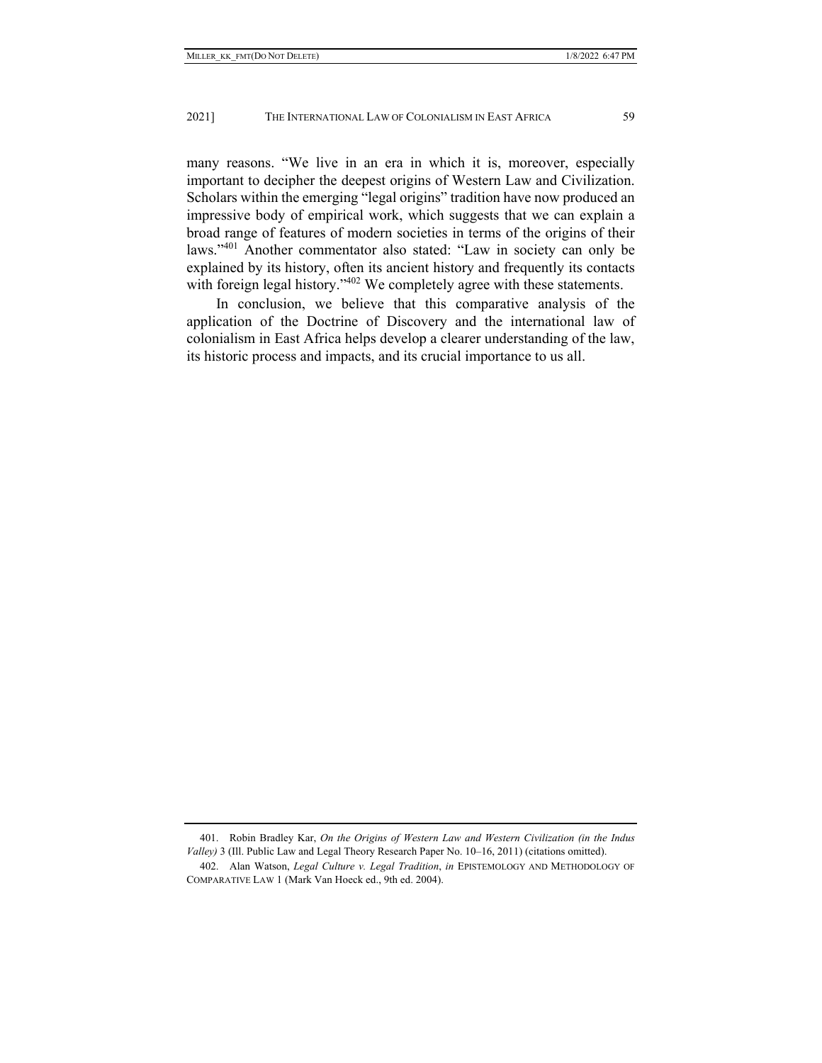many reasons. "We live in an era in which it is, moreover, especially important to decipher the deepest origins of Western Law and Civilization. Scholars within the emerging "legal origins" tradition have now produced an impressive body of empirical work, which suggests that we can explain a broad range of features of modern societies in terms of the origins of their laws."[401] Another commentator also stated: "Law in society can only be explained by its history, often its ancient history and frequently its contacts with foreign legal history."[402] We completely agree with these statements.

In conclusion, we believe that this comparative analysis of the application of the Doctrine of Discovery and the international law of colonialism in East Africa helps develop a clearer understanding of the law, its historic process and impacts, and its crucial importance to us all.

---

401. Robin Bradley Kar, *On the Origins of Western Law and Western Civilization (in the Indus Valley)* 3 (Ill. Public Law and Legal Theory Research Paper No. 10–16, 2011) (citations omitted).

402. Alan Watson, *Legal Culture v. Legal Tradition*, *in* EPISTEMOLOGY AND METHODOLOGY OF COMPARATIVE LAW 1 (Mark Van Hoeck ed., 9th ed. 2004).